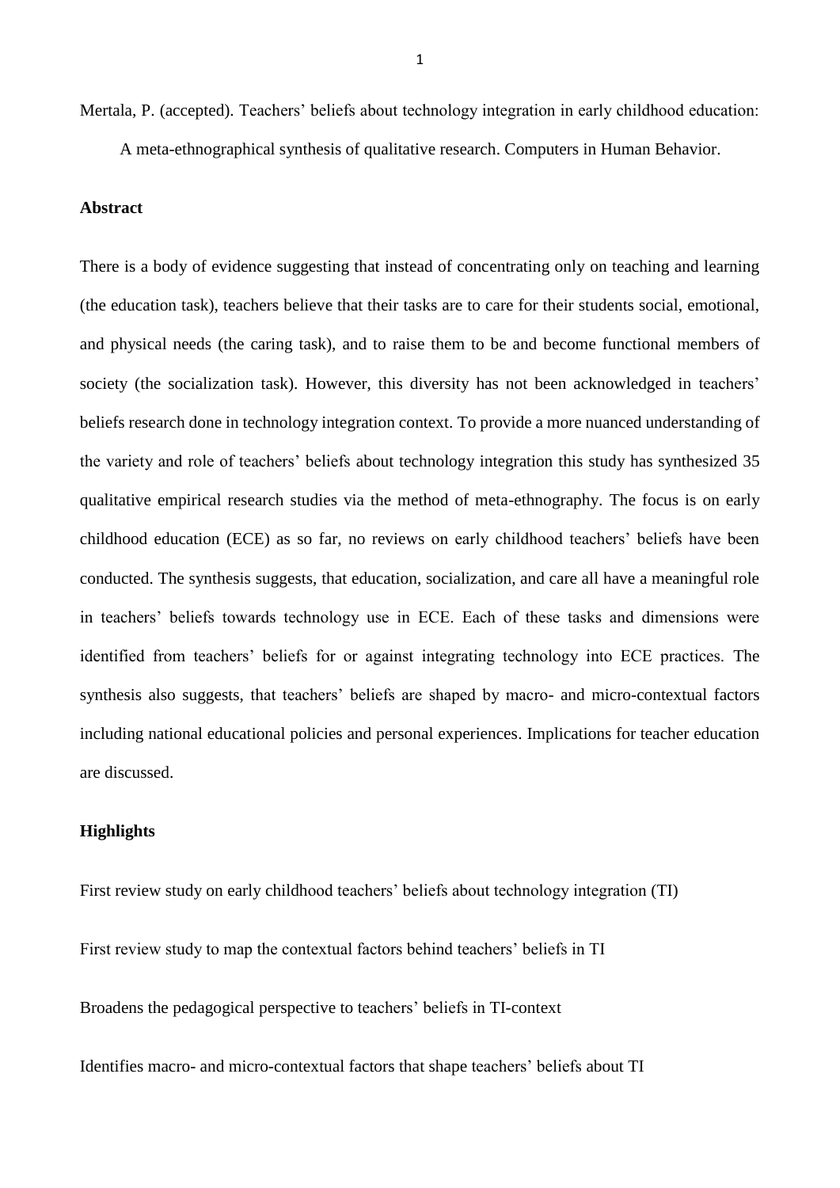Mertala, P. (accepted). Teachers' beliefs about technology integration in early childhood education: A meta-ethnographical synthesis of qualitative research. Computers in Human Behavior.

## Abstract

There is a body of evidence suggesting that instead of concentrating only on teaching and learning (the education task), teachers believe that their tasks are to care for their students social, emotional, and physical needs (the caring task), and to raise them to be and become functional members of society (the socialization task). However, this diversity has not been acknowledged in teachers' beliefs research done in technology integration context. To provide a more nuanced understanding of the variety and role of teachers' beliefs about technology integration this study has synthesized 35 qualitative empirical research studies via the method of meta-ethnography. The focus is on early childhood education (ECE) as so far, no reviews on early childhood teachers' beliefs have been conducted. The synthesis suggests, that education, socialization, and care all have a meaningful role in teachers' beliefs towards technology use in ECE. Each of these tasks and dimensions were identified from teachers' beliefs for or against integrating technology into ECE practices. The synthesis also suggests, that teachers' beliefs are shaped by macro- and micro-contextual factors including national educational policies and personal experiences. Implications for teacher education are discussed.

## Highlights

First review study on early childhood teachers' beliefs about technology integration (TI)

First review study to map the contextual factors behind teachers' beliefs in TI

Broadens the pedagogical perspective to teachers' beliefs in TI-context

Identifies macro- and micro-contextual factors that shape teachers' beliefs about TI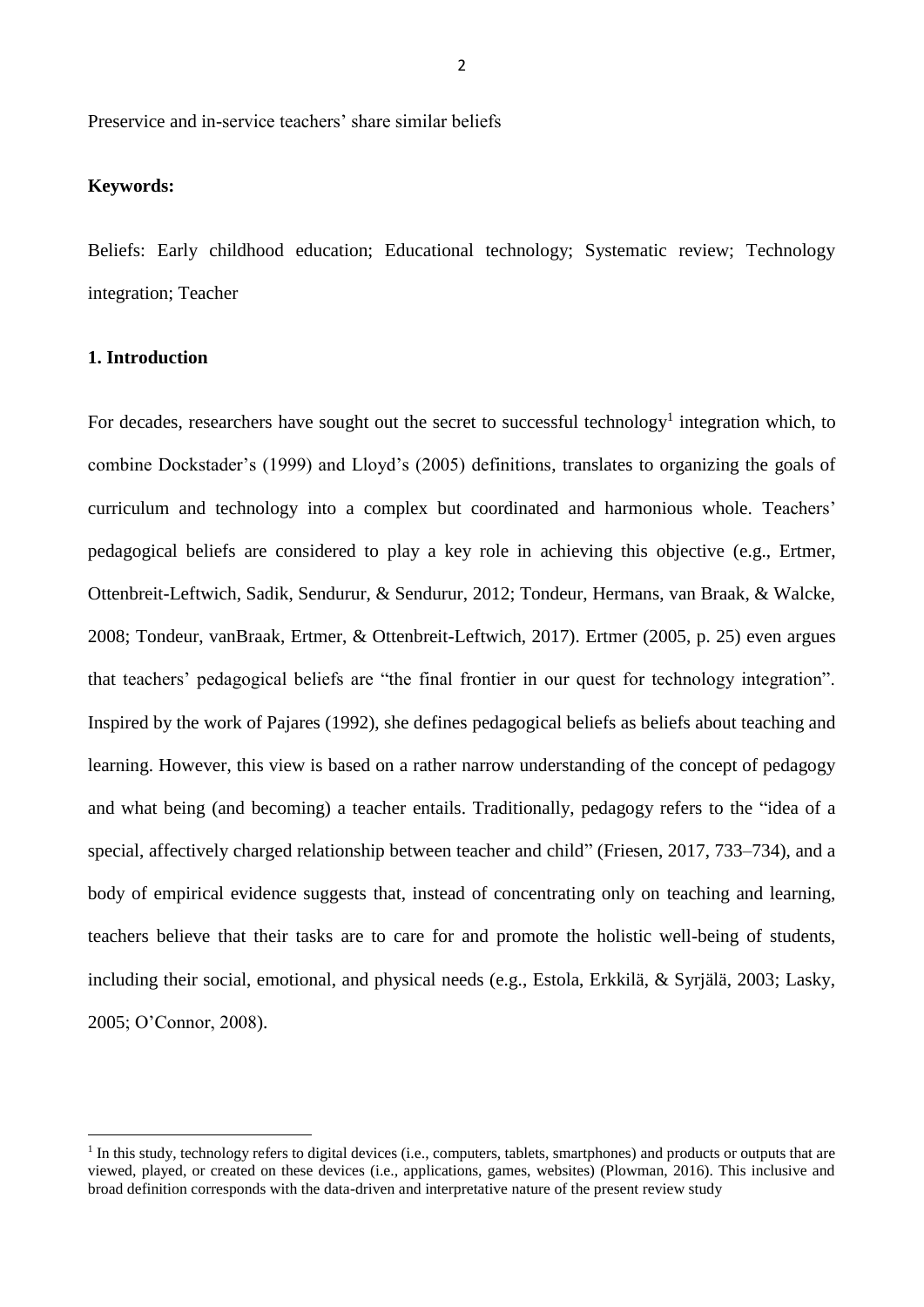Preservice and in-service teachers' share similar beliefs

**Keywords:**

Beliefs: Early childhood education; Educational technology; Systematic review; Technology integration; Teacher

## 1. Introduction

For decades, researchers have sought out the secret to successful technology[1] integration which, to combine Dockstader's (1999) and Lloyd's (2005) definitions, translates to organizing the goals of curriculum and technology into a complex but coordinated and harmonious whole. Teachers' pedagogical beliefs are considered to play a key role in achieving this objective (e.g., Ertmer, Ottenbreit-Leftwich, Sadik, Sendurur, & Sendurur, 2012; Tondeur, Hermans, van Braak, & Walcke, 2008; Tondeur, vanBraak, Ertmer, & Ottenbreit-Leftwich, 2017). Ertmer (2005, p. 25) even argues that teachers' pedagogical beliefs are "the final frontier in our quest for technology integration". Inspired by the work of Pajares (1992), she defines pedagogical beliefs as beliefs about teaching and learning. However, this view is based on a rather narrow understanding of the concept of pedagogy and what being (and becoming) a teacher entails. Traditionally, pedagogy refers to the "idea of a special, affectively charged relationship between teacher and child" (Friesen, 2017, 733–734), and a body of empirical evidence suggests that, instead of concentrating only on teaching and learning, teachers believe that their tasks are to care for and promote the holistic well-being of students, including their social, emotional, and physical needs (e.g., Estola, Erkkilä, & Syrjälä, 2003; Lasky, 2005; O'Connor, 2008).

[1] In this study, technology refers to digital devices (i.e., computers, tablets, smartphones) and products or outputs that are viewed, played, or created on these devices (i.e., applications, games, websites) (Plowman, 2016). This inclusive and broad definition corresponds with the data-driven and interpretative nature of the present review study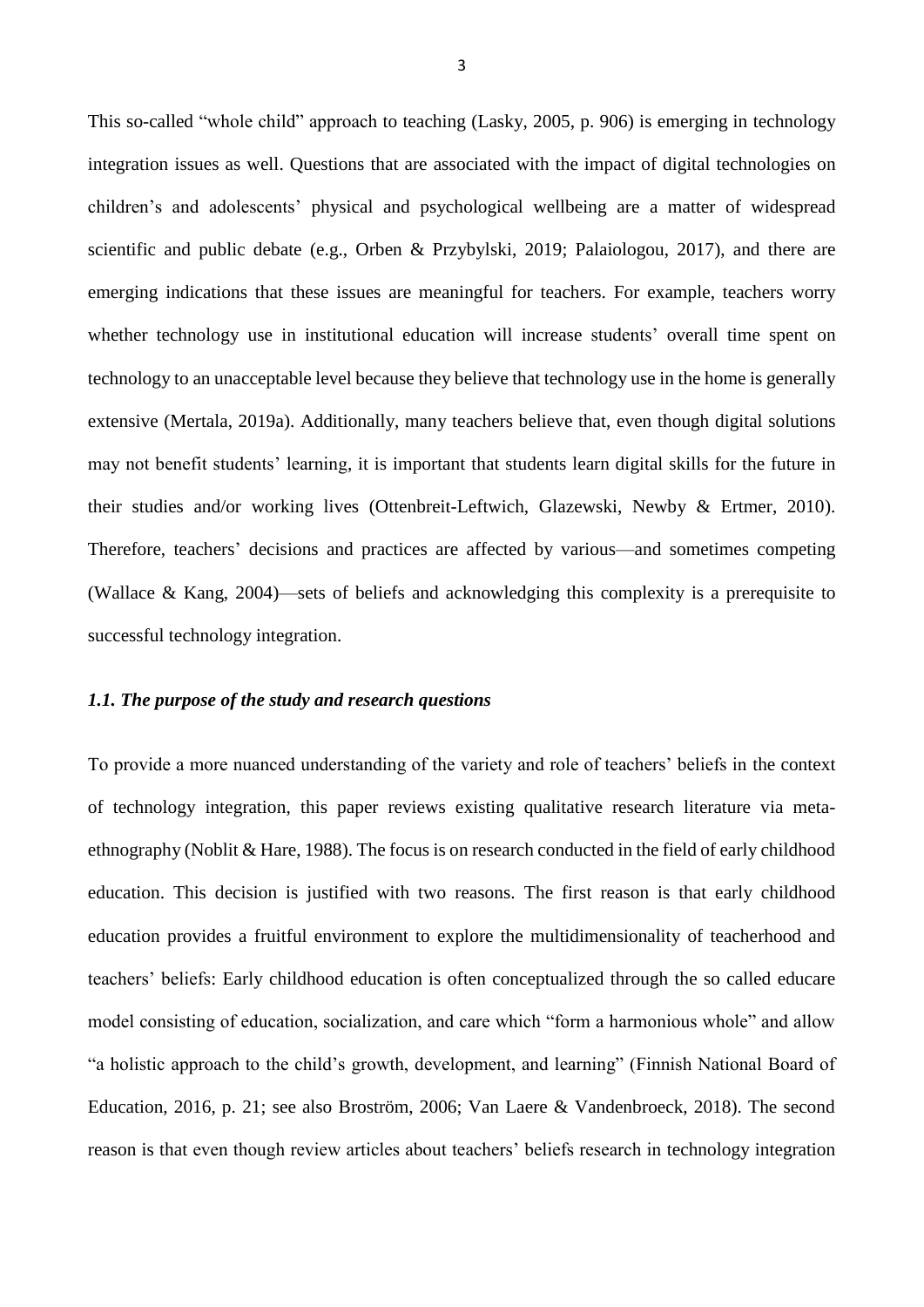This so-called "whole child" approach to teaching (Lasky, 2005, p. 906) is emerging in technology integration issues as well. Questions that are associated with the impact of digital technologies on children's and adolescents' physical and psychological wellbeing are a matter of widespread scientific and public debate (e.g., Orben & Przybylski, 2019; Palaiologou, 2017), and there are emerging indications that these issues are meaningful for teachers. For example, teachers worry whether technology use in institutional education will increase students' overall time spent on technology to an unacceptable level because they believe that technology use in the home is generally extensive (Mertala, 2019a). Additionally, many teachers believe that, even though digital solutions may not benefit students' learning, it is important that students learn digital skills for the future in their studies and/or working lives (Ottenbreit-Leftwich, Glazewski, Newby & Ertmer, 2010). Therefore, teachers' decisions and practices are affected by various—and sometimes competing (Wallace & Kang, 2004)—sets of beliefs and acknowledging this complexity is a prerequisite to successful technology integration.

### *1.1. The purpose of the study and research questions*

To provide a more nuanced understanding of the variety and role of teachers' beliefs in the context of technology integration, this paper reviews existing qualitative research literature via meta-ethnography (Noblit & Hare, 1988). The focus is on research conducted in the field of early childhood education. This decision is justified with two reasons. The first reason is that early childhood education provides a fruitful environment to explore the multidimensionality of teacherhood and teachers' beliefs: Early childhood education is often conceptualized through the so called educare model consisting of education, socialization, and care which "form a harmonious whole" and allow "a holistic approach to the child's growth, development, and learning" (Finnish National Board of Education, 2016, p. 21; see also Broström, 2006; Van Laere & Vandenbroeck, 2018). The second reason is that even though review articles about teachers' beliefs research in technology integration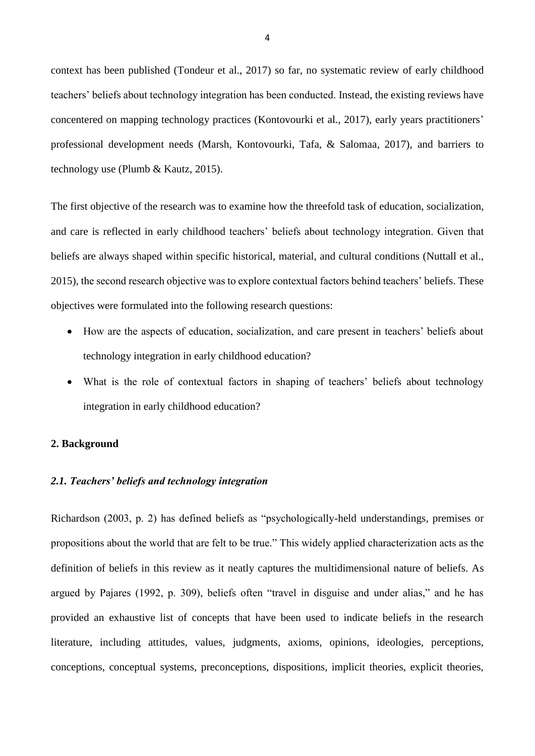context has been published (Tondeur et al., 2017) so far, no systematic review of early childhood teachers' beliefs about technology integration has been conducted. Instead, the existing reviews have concentered on mapping technology practices (Kontovourki et al., 2017), early years practitioners' professional development needs (Marsh, Kontovourki, Tafa, & Salomaa, 2017), and barriers to technology use (Plumb & Kautz, 2015).

The first objective of the research was to examine how the threefold task of education, socialization, and care is reflected in early childhood teachers' beliefs about technology integration. Given that beliefs are always shaped within specific historical, material, and cultural conditions (Nuttall et al., 2015), the second research objective was to explore contextual factors behind teachers' beliefs. These objectives were formulated into the following research questions:

- How are the aspects of education, socialization, and care present in teachers' beliefs about technology integration in early childhood education?
- What is the role of contextual factors in shaping of teachers' beliefs about technology integration in early childhood education?

## 2. Background

### *2.1. Teachers' beliefs and technology integration*

Richardson (2003, p. 2) has defined beliefs as "psychologically-held understandings, premises or propositions about the world that are felt to be true." This widely applied characterization acts as the definition of beliefs in this review as it neatly captures the multidimensional nature of beliefs. As argued by Pajares (1992, p. 309), beliefs often "travel in disguise and under alias," and he has provided an exhaustive list of concepts that have been used to indicate beliefs in the research literature, including attitudes, values, judgments, axioms, opinions, ideologies, perceptions, conceptions, conceptual systems, preconceptions, dispositions, implicit theories, explicit theories,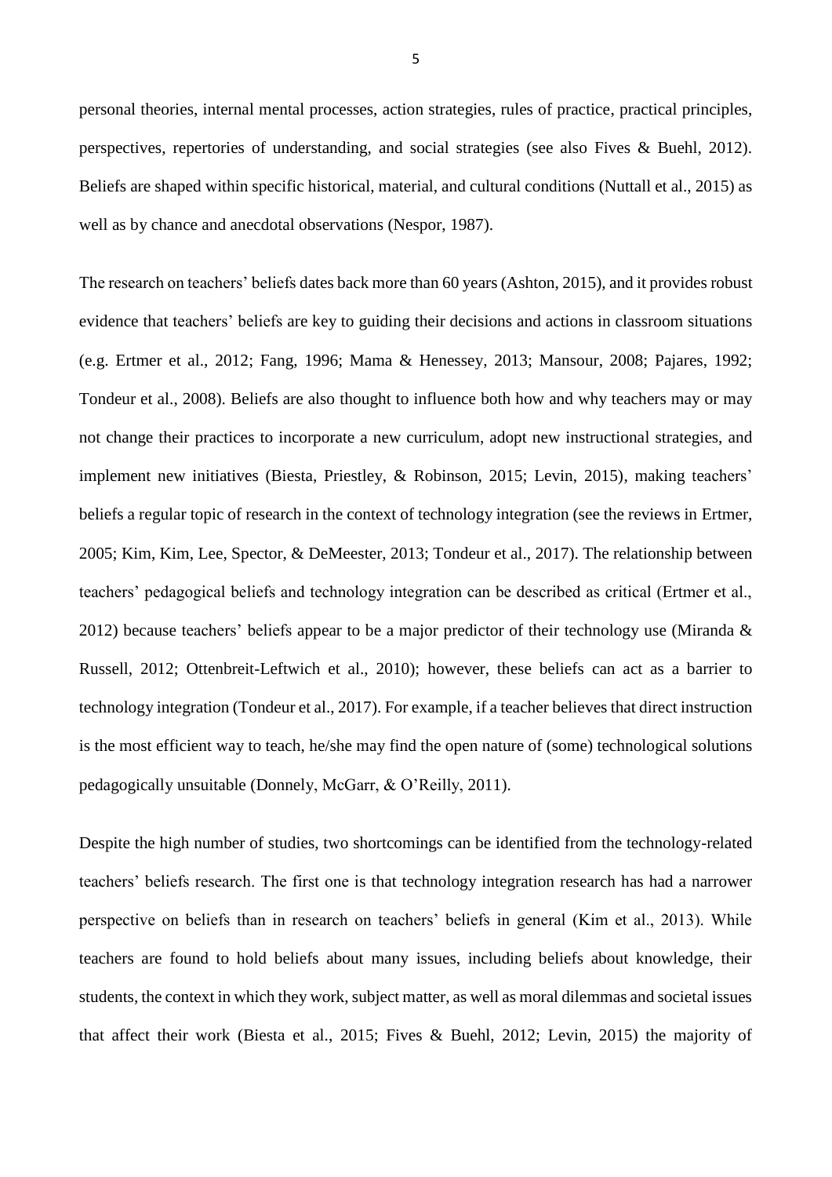personal theories, internal mental processes, action strategies, rules of practice, practical principles, perspectives, repertories of understanding, and social strategies (see also Fives & Buehl, 2012). Beliefs are shaped within specific historical, material, and cultural conditions (Nuttall et al., 2015) as well as by chance and anecdotal observations (Nespor, 1987).

The research on teachers' beliefs dates back more than 60 years (Ashton, 2015), and it provides robust evidence that teachers' beliefs are key to guiding their decisions and actions in classroom situations (e.g. Ertmer et al., 2012; Fang, 1996; Mama & Henessey, 2013; Mansour, 2008; Pajares, 1992; Tondeur et al., 2008). Beliefs are also thought to influence both how and why teachers may or may not change their practices to incorporate a new curriculum, adopt new instructional strategies, and implement new initiatives (Biesta, Priestley, & Robinson, 2015; Levin, 2015), making teachers' beliefs a regular topic of research in the context of technology integration (see the reviews in Ertmer, 2005; Kim, Kim, Lee, Spector, & DeMeester, 2013; Tondeur et al., 2017). The relationship between teachers' pedagogical beliefs and technology integration can be described as critical (Ertmer et al., 2012) because teachers' beliefs appear to be a major predictor of their technology use (Miranda & Russell, 2012; Ottenbreit-Leftwich et al., 2010); however, these beliefs can act as a barrier to technology integration (Tondeur et al., 2017). For example, if a teacher believes that direct instruction is the most efficient way to teach, he/she may find the open nature of (some) technological solutions pedagogically unsuitable (Donnely, McGarr, & O'Reilly, 2011).

Despite the high number of studies, two shortcomings can be identified from the technology-related teachers' beliefs research. The first one is that technology integration research has had a narrower perspective on beliefs than in research on teachers' beliefs in general (Kim et al., 2013). While teachers are found to hold beliefs about many issues, including beliefs about knowledge, their students, the context in which they work, subject matter, as well as moral dilemmas and societal issues that affect their work (Biesta et al., 2015; Fives & Buehl, 2012; Levin, 2015) the majority of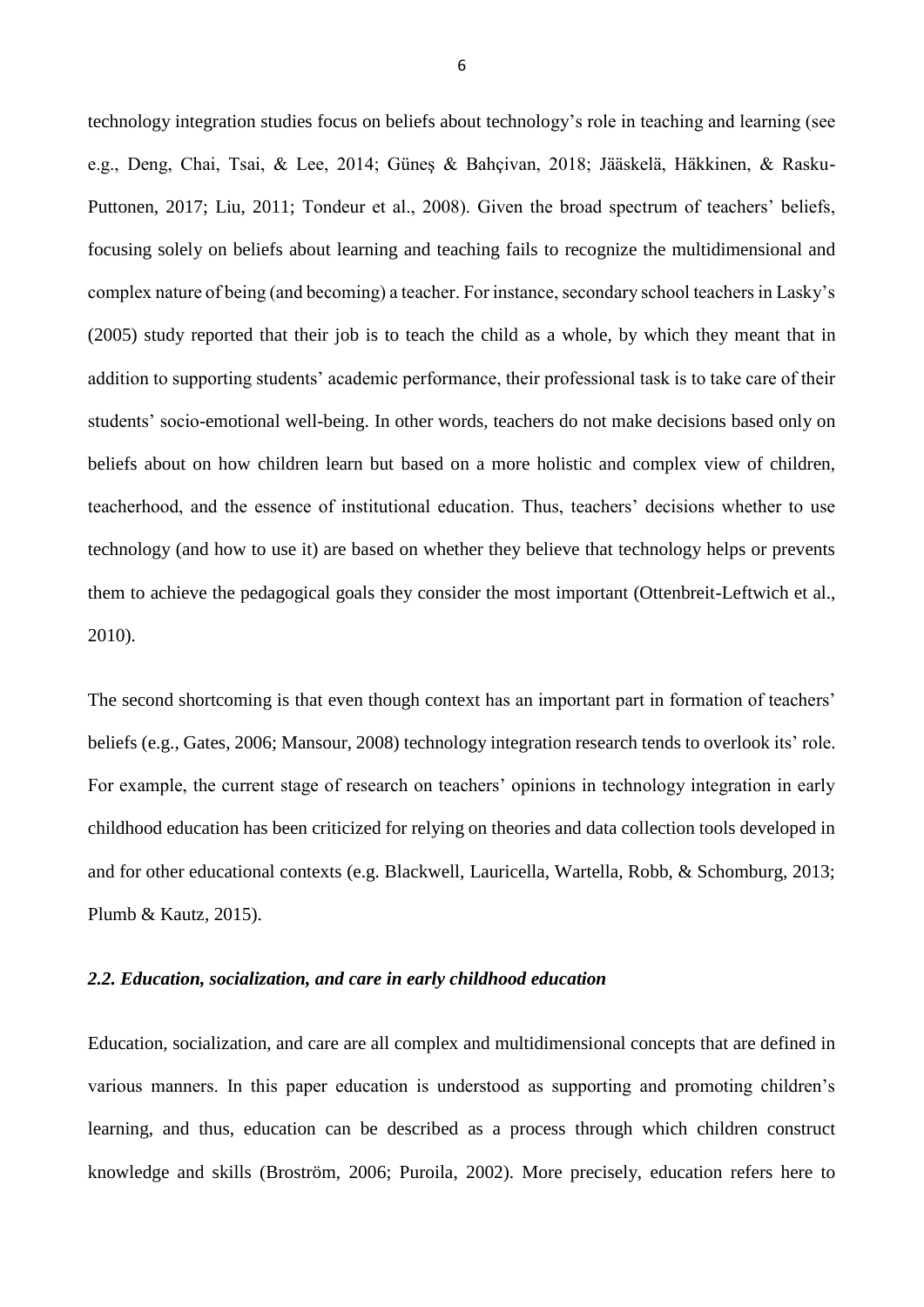technology integration studies focus on beliefs about technology's role in teaching and learning (see e.g., Deng, Chai, Tsai, & Lee, 2014; Güneş & Bahçivan, 2018; Jääskelä, Häkkinen, & Rasku-Puttonen, 2017; Liu, 2011; Tondeur et al., 2008). Given the broad spectrum of teachers' beliefs, focusing solely on beliefs about learning and teaching fails to recognize the multidimensional and complex nature of being (and becoming) a teacher. For instance, secondary school teachers in Lasky's (2005) study reported that their job is to teach the child as a whole, by which they meant that in addition to supporting students' academic performance, their professional task is to take care of their students' socio-emotional well-being. In other words, teachers do not make decisions based only on beliefs about on how children learn but based on a more holistic and complex view of children, teacherhood, and the essence of institutional education. Thus, teachers' decisions whether to use technology (and how to use it) are based on whether they believe that technology helps or prevents them to achieve the pedagogical goals they consider the most important (Ottenbreit-Leftwich et al., 2010).

The second shortcoming is that even though context has an important part in formation of teachers' beliefs (e.g., Gates, 2006; Mansour, 2008) technology integration research tends to overlook its' role. For example, the current stage of research on teachers' opinions in technology integration in early childhood education has been criticized for relying on theories and data collection tools developed in and for other educational contexts (e.g. Blackwell, Lauricella, Wartella, Robb, & Schomburg, 2013; Plumb & Kautz, 2015).

### *2.2. Education, socialization, and care in early childhood education*

Education, socialization, and care are all complex and multidimensional concepts that are defined in various manners. In this paper education is understood as supporting and promoting children's learning, and thus, education can be described as a process through which children construct knowledge and skills (Broström, 2006; Puroila, 2002). More precisely, education refers here to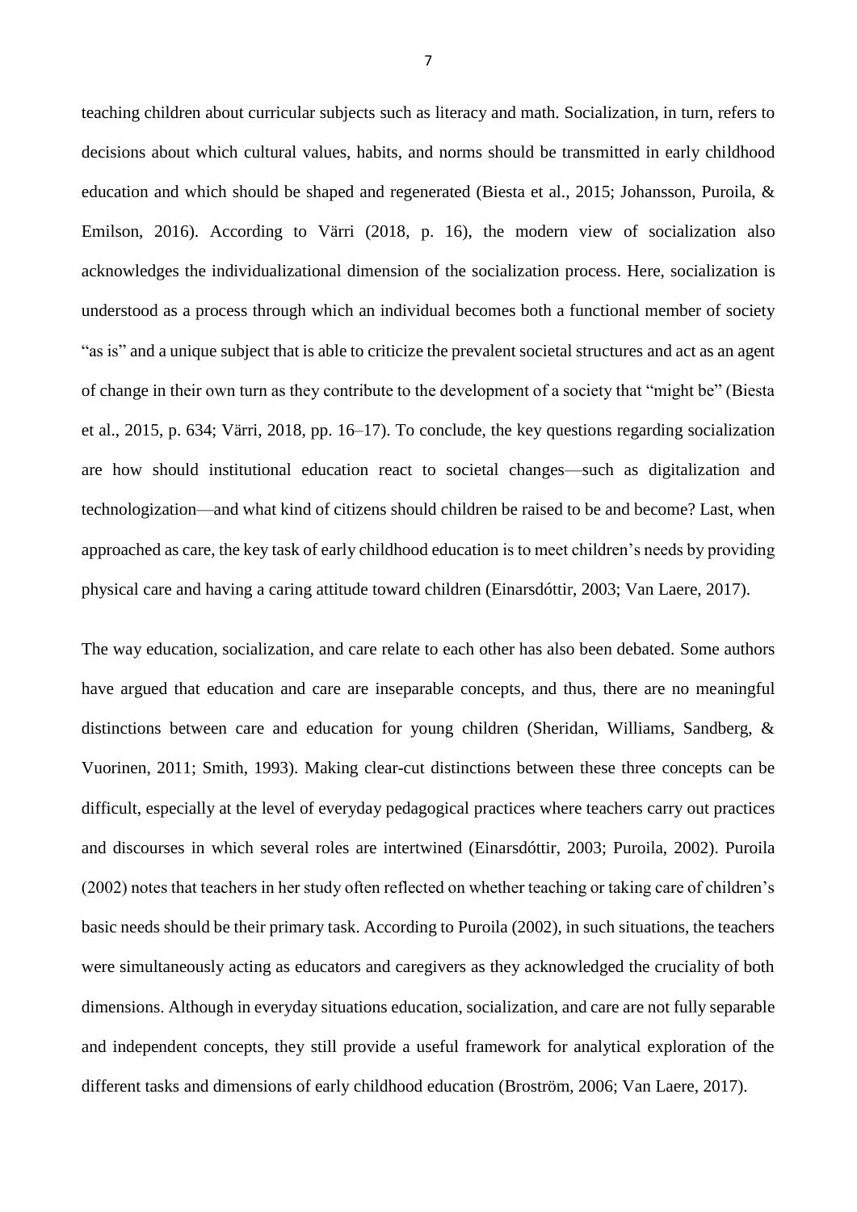teaching children about curricular subjects such as literacy and math. Socialization, in turn, refers to decisions about which cultural values, habits, and norms should be transmitted in early childhood education and which should be shaped and regenerated (Biesta et al., 2015; Johansson, Puroila, & Emilson, 2016). According to Värri (2018, p. 16), the modern view of socialization also acknowledges the individualizational dimension of the socialization process. Here, socialization is understood as a process through which an individual becomes both a functional member of society "as is" and a unique subject that is able to criticize the prevalent societal structures and act as an agent of change in their own turn as they contribute to the development of a society that "might be" (Biesta et al., 2015, p. 634; Värri, 2018, pp. 16–17). To conclude, the key questions regarding socialization are how should institutional education react to societal changes—such as digitalization and technologization—and what kind of citizens should children be raised to be and become? Last, when approached as care, the key task of early childhood education is to meet children's needs by providing physical care and having a caring attitude toward children (Einarsdóttir, 2003; Van Laere, 2017).

The way education, socialization, and care relate to each other has also been debated. Some authors have argued that education and care are inseparable concepts, and thus, there are no meaningful distinctions between care and education for young children (Sheridan, Williams, Sandberg, & Vuorinen, 2011; Smith, 1993). Making clear-cut distinctions between these three concepts can be difficult, especially at the level of everyday pedagogical practices where teachers carry out practices and discourses in which several roles are intertwined (Einarsdóttir, 2003; Puroila, 2002). Puroila (2002) notes that teachers in her study often reflected on whether teaching or taking care of children's basic needs should be their primary task. According to Puroila (2002), in such situations, the teachers were simultaneously acting as educators and caregivers as they acknowledged the cruciality of both dimensions. Although in everyday situations education, socialization, and care are not fully separable and independent concepts, they still provide a useful framework for analytical exploration of the different tasks and dimensions of early childhood education (Broström, 2006; Van Laere, 2017).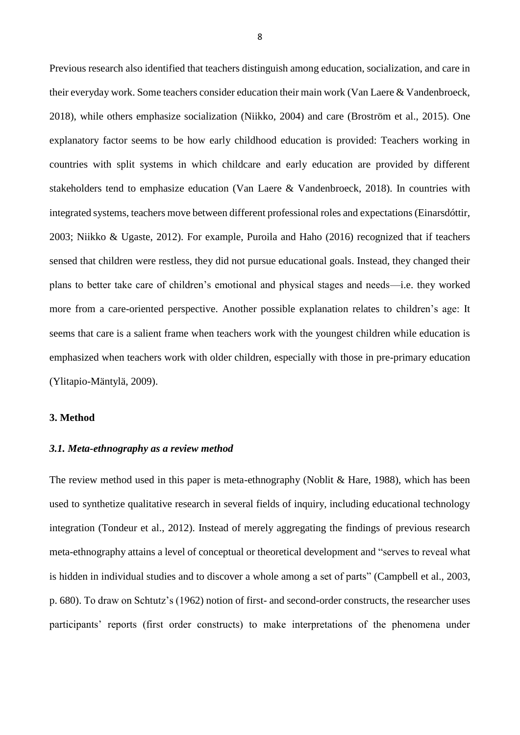Previous research also identified that teachers distinguish among education, socialization, and care in their everyday work. Some teachers consider education their main work (Van Laere & Vandenbroeck, 2018), while others emphasize socialization (Niikko, 2004) and care (Broström et al., 2015). One explanatory factor seems to be how early childhood education is provided: Teachers working in countries with split systems in which childcare and early education are provided by different stakeholders tend to emphasize education (Van Laere & Vandenbroeck, 2018). In countries with integrated systems, teachers move between different professional roles and expectations (Einarsdóttir, 2003; Niikko & Ugaste, 2012). For example, Puroila and Haho (2016) recognized that if teachers sensed that children were restless, they did not pursue educational goals. Instead, they changed their plans to better take care of children's emotional and physical stages and needs—i.e. they worked more from a care-oriented perspective. Another possible explanation relates to children's age: It seems that care is a salient frame when teachers work with the youngest children while education is emphasized when teachers work with older children, especially with those in pre-primary education (Ylitapio-Mäntylä, 2009).

## 3. Method

### *3.1. Meta-ethnography as a review method*

The review method used in this paper is meta-ethnography (Noblit & Hare, 1988), which has been used to synthetize qualitative research in several fields of inquiry, including educational technology integration (Tondeur et al., 2012). Instead of merely aggregating the findings of previous research meta-ethnography attains a level of conceptual or theoretical development and "serves to reveal what is hidden in individual studies and to discover a whole among a set of parts" (Campbell et al., 2003, p. 680). To draw on Schtutz's (1962) notion of first- and second-order constructs, the researcher uses participants' reports (first order constructs) to make interpretations of the phenomena under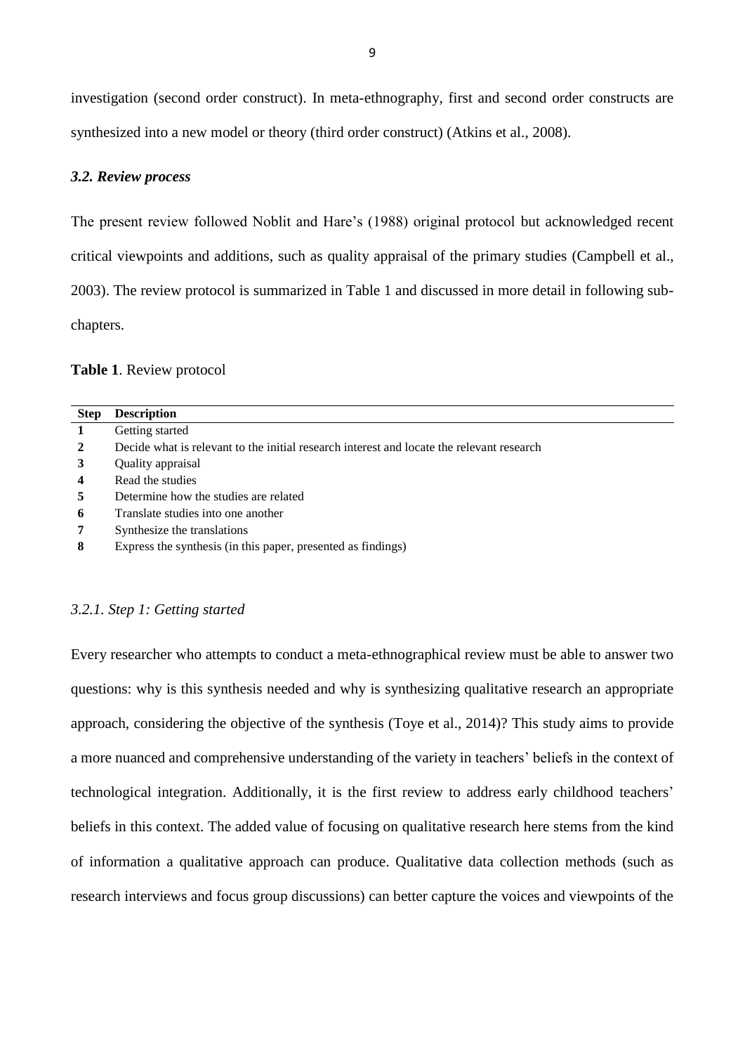investigation (second order construct). In meta-ethnography, first and second order constructs are synthesized into a new model or theory (third order construct) (Atkins et al., 2008).

### *3.2. Review process*

The present review followed Noblit and Hare's (1988) original protocol but acknowledged recent critical viewpoints and additions, such as quality appraisal of the primary studies (Campbell et al., 2003). The review protocol is summarized in Table 1 and discussed in more detail in following sub-chapters.

**Table 1**. Review protocol

| Step | Description |
|---|---|
| **1** | Getting started |
| **2** | Decide what is relevant to the initial research interest and locate the relevant research |
| **3** | Quality appraisal |
| **4** | Read the studies |
| **5** | Determine how the studies are related |
| **6** | Translate studies into one another |
| **7** | Synthesize the translations |
| **8** | Express the synthesis (in this paper, presented as findings) |

#### *3.2.1. Step 1: Getting started*

Every researcher who attempts to conduct a meta-ethnographical review must be able to answer two questions: why is this synthesis needed and why is synthesizing qualitative research an appropriate approach, considering the objective of the synthesis (Toye et al., 2014)? This study aims to provide a more nuanced and comprehensive understanding of the variety in teachers' beliefs in the context of technological integration. Additionally, it is the first review to address early childhood teachers' beliefs in this context. The added value of focusing on qualitative research here stems from the kind of information a qualitative approach can produce. Qualitative data collection methods (such as research interviews and focus group discussions) can better capture the voices and viewpoints of the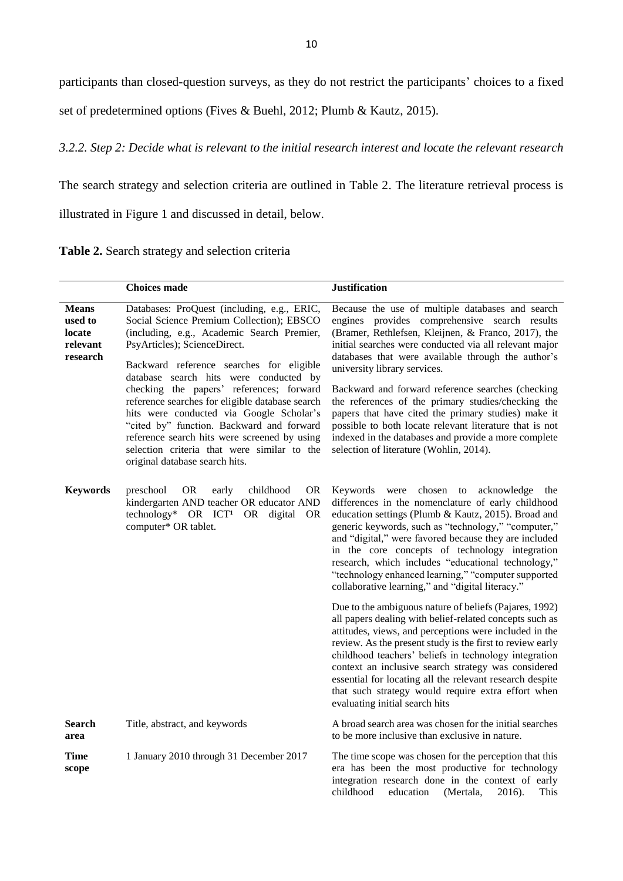participants than closed-question surveys, as they do not restrict the participants' choices to a fixed set of predetermined options (Fives & Buehl, 2012; Plumb & Kautz, 2015).

*3.2.2. Step 2: Decide what is relevant to the initial research interest and locate the relevant research*

The search strategy and selection criteria are outlined in Table 2. The literature retrieval process is illustrated in Figure 1 and discussed in detail, below.

**Table 2.** Search strategy and selection criteria

| | **Choices made** | **Justification** |
|---|---|---|
| **Means used to locate relevant research** | Databases: ProQuest (including, e.g., ERIC, Social Science Premium Collection); EBSCO (including, e.g., Academic Search Premier, PsyArticles); ScienceDirect.<br><br>Backward reference searches for eligible database search hits were conducted by checking the papers' references; forward reference searches for eligible database search hits were conducted via Google Scholar's "cited by" function. Backward and forward reference search hits were screened by using selection criteria that were similar to the original database search hits. | Because the use of multiple databases and search engines provides comprehensive search results (Bramer, Rethlefsen, Kleijnen, & Franco, 2017), the initial searches were conducted via all relevant major databases that were available through the author's university library services.<br><br>Backward and forward reference searches (checking the references of the primary studies/checking the papers that have cited the primary studies) make it possible to both locate relevant literature that is not indexed in the databases and provide a more complete selection of literature (Wohlin, 2014). |
| **Keywords** | preschool OR early childhood OR kindergarten AND teacher OR educator AND technology* OR ICT[1] OR digital OR computer* OR tablet. | Keywords were chosen to acknowledge the differences in the nomenclature of early childhood education settings (Plumb & Kautz, 2015). Broad and generic keywords, such as "technology," "computer," and "digital," were favored because they are included in the core concepts of technology integration research, which includes "educational technology," "technology enhanced learning," "computer supported collaborative learning," and "digital literacy."<br><br>Due to the ambiguous nature of beliefs (Pajares, 1992) all papers dealing with belief-related concepts such as attitudes, views, and perceptions were included in the review. As the present study is the first to review early childhood teachers' beliefs in technology integration context an inclusive search strategy was considered essential for locating all the relevant research despite that such strategy would require extra effort when evaluating initial search hits |
| **Search area** | Title, abstract, and keywords | A broad search area was chosen for the initial searches to be more inclusive than exclusive in nature. |
| **Time scope** | 1 January 2010 through 31 December 2017 | The time scope was chosen for the perception that this era has been the most productive for technology integration research done in the context of early childhood education (Mertala, 2016). This |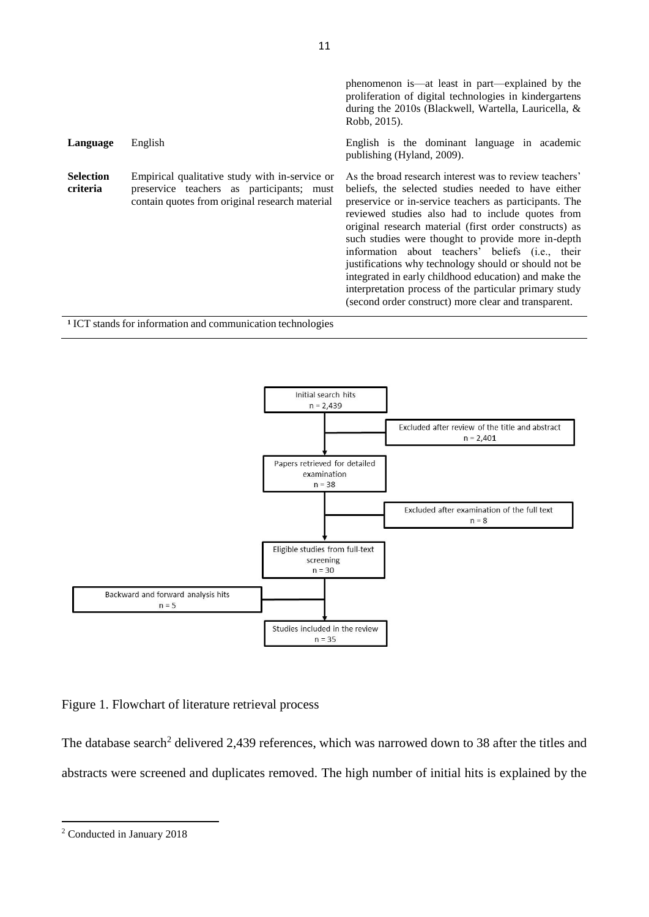| | | |
|---|---|---|
| | | phenomenon is—at least in part—explained by the proliferation of digital technologies in kindergartens during the 2010s (Blackwell, Wartella, Lauricella, & Robb, 2015). |
| **Language** | English | English is the dominant language in academic publishing (Hyland, 2009). |
| **Selection criteria** | Empirical qualitative study with in-service or preservice teachers as participants; must contain quotes from original research material | As the broad research interest was to review teachers' beliefs, the selected studies needed to have either preservice or in-service teachers as participants. The reviewed studies also had to include quotes from original research material (first order constructs) as such studies were thought to provide more in-depth information about teachers' beliefs (i.e., their justifications why technology should or should not be integrated in early childhood education) and make the interpretation process of the particular primary study (second order construct) more clear and transparent. |

[1] ICT stands for information and communication technologies

Initial search hits
n = 2,439

Excluded after review of the title and abstract
n = 2,401

Papers retrieved for detailed examination
n = 38

Excluded after examination of the full text
n = 8

Eligible studies from full-text screening
n = 30

Backward and forward analysis hits
n = 5

Studies included in the review
n = 35

Figure 1. Flowchart of literature retrieval process

The database search[2] delivered 2,439 references, which was narrowed down to 38 after the titles and abstracts were screened and duplicates removed. The high number of initial hits is explained by the

[2] Conducted in January 2018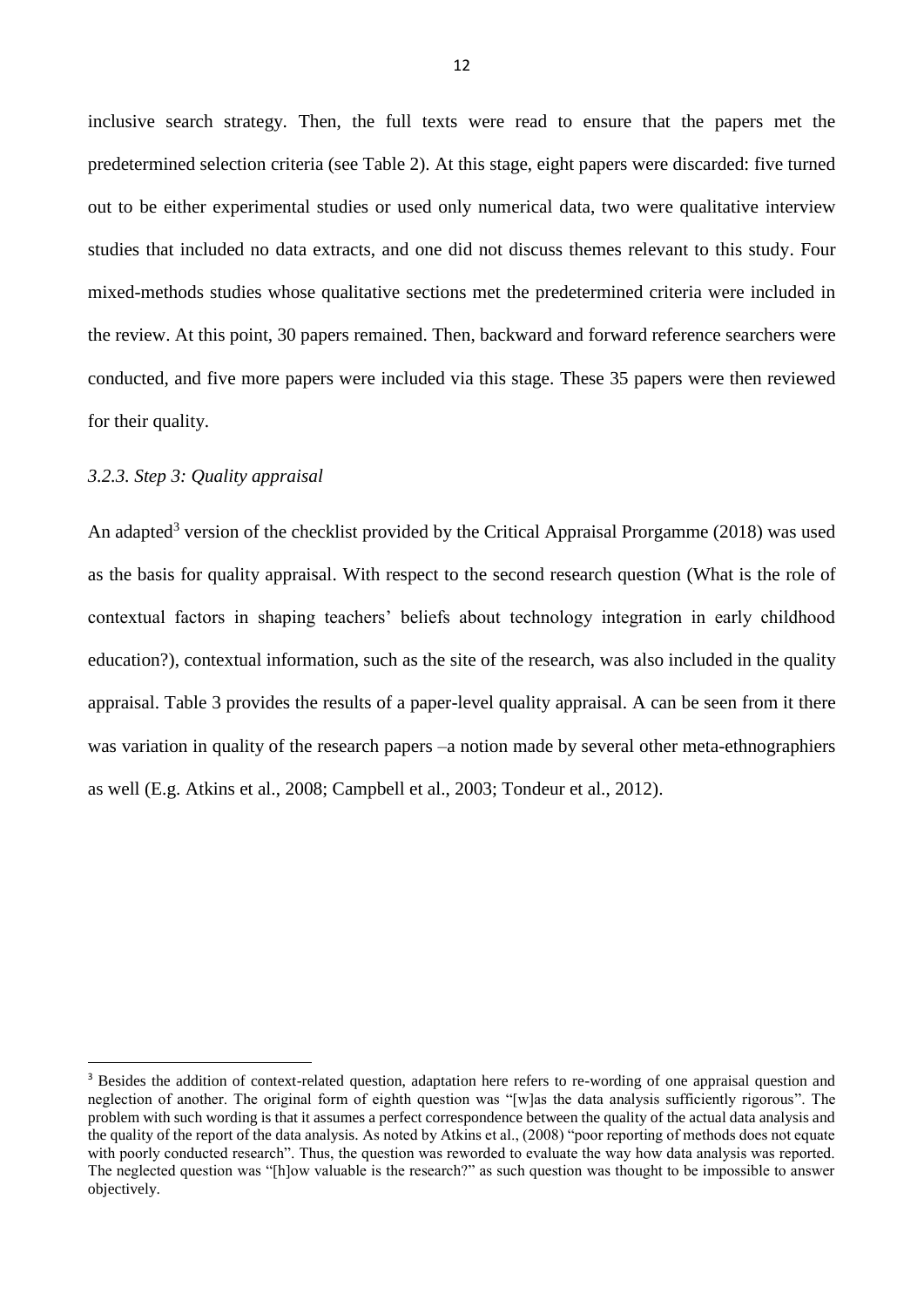inclusive search strategy. Then, the full texts were read to ensure that the papers met the predetermined selection criteria (see Table 2). At this stage, eight papers were discarded: five turned out to be either experimental studies or used only numerical data, two were qualitative interview studies that included no data extracts, and one did not discuss themes relevant to this study. Four mixed-methods studies whose qualitative sections met the predetermined criteria were included in the review. At this point, 30 papers remained. Then, backward and forward reference searchers were conducted, and five more papers were included via this stage. These 35 papers were then reviewed for their quality.

### *3.2.3. Step 3: Quality appraisal*

An adapted[3] version of the checklist provided by the Critical Appraisal Prorgamme (2018) was used as the basis for quality appraisal. With respect to the second research question (What is the role of contextual factors in shaping teachers' beliefs about technology integration in early childhood education?), contextual information, such as the site of the research, was also included in the quality appraisal. Table 3 provides the results of a paper-level quality appraisal. A can be seen from it there was variation in quality of the research papers –a notion made by several other meta-ethnographiers as well (E.g. Atkins et al., 2008; Campbell et al., 2003; Tondeur et al., 2012).

[3] Besides the addition of context-related question, adaptation here refers to re-wording of one appraisal question and neglection of another. The original form of eighth question was "[w]as the data analysis sufficiently rigorous". The problem with such wording is that it assumes a perfect correspondence between the quality of the actual data analysis and the quality of the report of the data analysis. As noted by Atkins et al., (2008) "poor reporting of methods does not equate with poorly conducted research". Thus, the question was reworded to evaluate the way how data analysis was reported. The neglected question was "[h]ow valuable is the research?" as such question was thought to be impossible to answer objectively.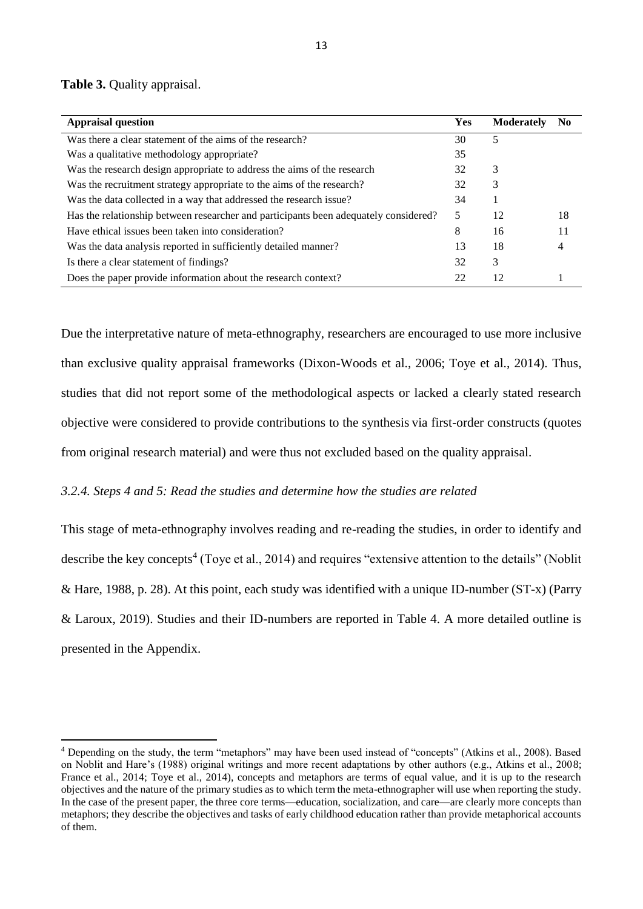**Table 3.** Quality appraisal.

| Appraisal question | Yes | Moderately | No |
|---|---|---|---|
| Was there a clear statement of the aims of the research? | 30 | 5 | |
| Was a qualitative methodology appropriate? | 35 | | |
| Was the research design appropriate to address the aims of the research | 32 | 3 | |
| Was the recruitment strategy appropriate to the aims of the research? | 32 | 3 | |
| Was the data collected in a way that addressed the research issue? | 34 | 1 | |
| Has the relationship between researcher and participants been adequately considered? | 5 | 12 | 18 |
| Have ethical issues been taken into consideration? | 8 | 16 | 11 |
| Was the data analysis reported in sufficiently detailed manner? | 13 | 18 | 4 |
| Is there a clear statement of findings? | 32 | 3 | |
| Does the paper provide information about the research context? | 22 | 12 | 1 |

Due the interpretative nature of meta-ethnography, researchers are encouraged to use more inclusive than exclusive quality appraisal frameworks (Dixon-Woods et al., 2006; Toye et al., 2014). Thus, studies that did not report some of the methodological aspects or lacked a clearly stated research objective were considered to provide contributions to the synthesis via first-order constructs (quotes from original research material) and were thus not excluded based on the quality appraisal.

*3.2.4. Steps 4 and 5: Read the studies and determine how the studies are related*

This stage of meta-ethnography involves reading and re-reading the studies, in order to identify and describe the key concepts[4] (Toye et al., 2014) and requires "extensive attention to the details" (Noblit & Hare, 1988, p. 28). At this point, each study was identified with a unique ID-number (ST-x) (Parry & Laroux, 2019). Studies and their ID-numbers are reported in Table 4. A more detailed outline is presented in the Appendix.

[4] Depending on the study, the term "metaphors" may have been used instead of "concepts" (Atkins et al., 2008). Based on Noblit and Hare's (1988) original writings and more recent adaptations by other authors (e.g., Atkins et al., 2008; France et al., 2014; Toye et al., 2014), concepts and metaphors are terms of equal value, and it is up to the research objectives and the nature of the primary studies as to which term the meta-ethnographer will use when reporting the study. In the case of the present paper, the three core terms—education, socialization, and care—are clearly more concepts than metaphors; they describe the objectives and tasks of early childhood education rather than provide metaphorical accounts of them.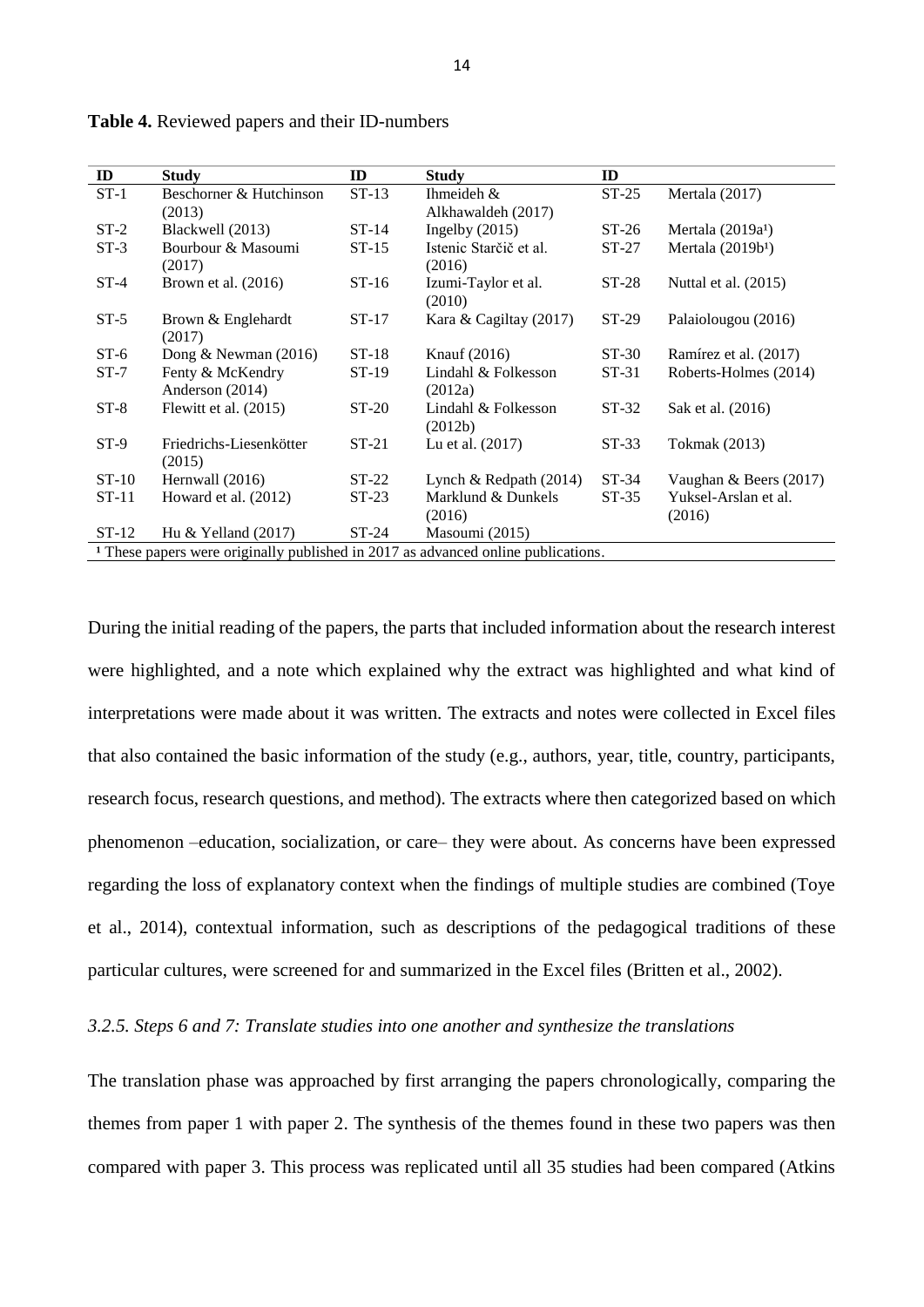**Table 4.** Reviewed papers and their ID-numbers

| ID | Study | ID | Study | ID | |
|---|---|---|---|---|---|
| ST-1 | Beschorner & Hutchinson (2013) | ST-13 | Ihmeideh & Alkhawaldeh (2017) | ST-25 | Mertala (2017) |
| ST-2 | Blackwell (2013) | ST-14 | Ingelby (2015) | ST-26 | Mertala (2019a[1]) |
| ST-3 | Bourbour & Masoumi (2017) | ST-15 | Istenic Starčič et al. (2016) | ST-27 | Mertala (2019b[1]) |
| ST-4 | Brown et al. (2016) | ST-16 | Izumi-Taylor et al. (2010) | ST-28 | Nuttal et al. (2015) |
| ST-5 | Brown & Englehardt (2017) | ST-17 | Kara & Cagiltay (2017) | ST-29 | Palaiologou (2016) |
| ST-6 | Dong & Newman (2016) | ST-18 | Knauf (2016) | ST-30 | Ramírez et al. (2017) |
| ST-7 | Fenty & McKendry Anderson (2014) | ST-19 | Lindahl & Folkesson (2012a) | ST-31 | Roberts-Holmes (2014) |
| ST-8 | Flewitt et al. (2015) | ST-20 | Lindahl & Folkesson (2012b) | ST-32 | Sak et al. (2016) |
| ST-9 | Friedrichs-Liesenkötter (2015) | ST-21 | Lu et al. (2017) | ST-33 | Tokmak (2013) |
| ST-10 | Hernwall (2016) | ST-22 | Lynch & Redpath (2014) | ST-34 | Vaughan & Beers (2017) |
| ST-11 | Howard et al. (2012) | ST-23 | Marklund & Dunkels (2016) | ST-35 | Yuksel-Arslan et al. (2016) |
| ST-12 | Hu & Yelland (2017) | ST-24 | Masoumi (2015) | | |

[1] These papers were originally published in 2017 as advanced online publications.

During the initial reading of the papers, the parts that included information about the research interest were highlighted, and a note which explained why the extract was highlighted and what kind of interpretations were made about it was written. The extracts and notes were collected in Excel files that also contained the basic information of the study (e.g., authors, year, title, country, participants, research focus, research questions, and method). The extracts where then categorized based on which phenomenon –education, socialization, or care– they were about. As concerns have been expressed regarding the loss of explanatory context when the findings of multiple studies are combined (Toye et al., 2014), contextual information, such as descriptions of the pedagogical traditions of these particular cultures, were screened for and summarized in the Excel files (Britten et al., 2002).

*3.2.5. Steps 6 and 7: Translate studies into one another and synthesize the translations*

The translation phase was approached by first arranging the papers chronologically, comparing the themes from paper 1 with paper 2. The synthesis of the themes found in these two papers was then compared with paper 3. This process was replicated until all 35 studies had been compared (Atkins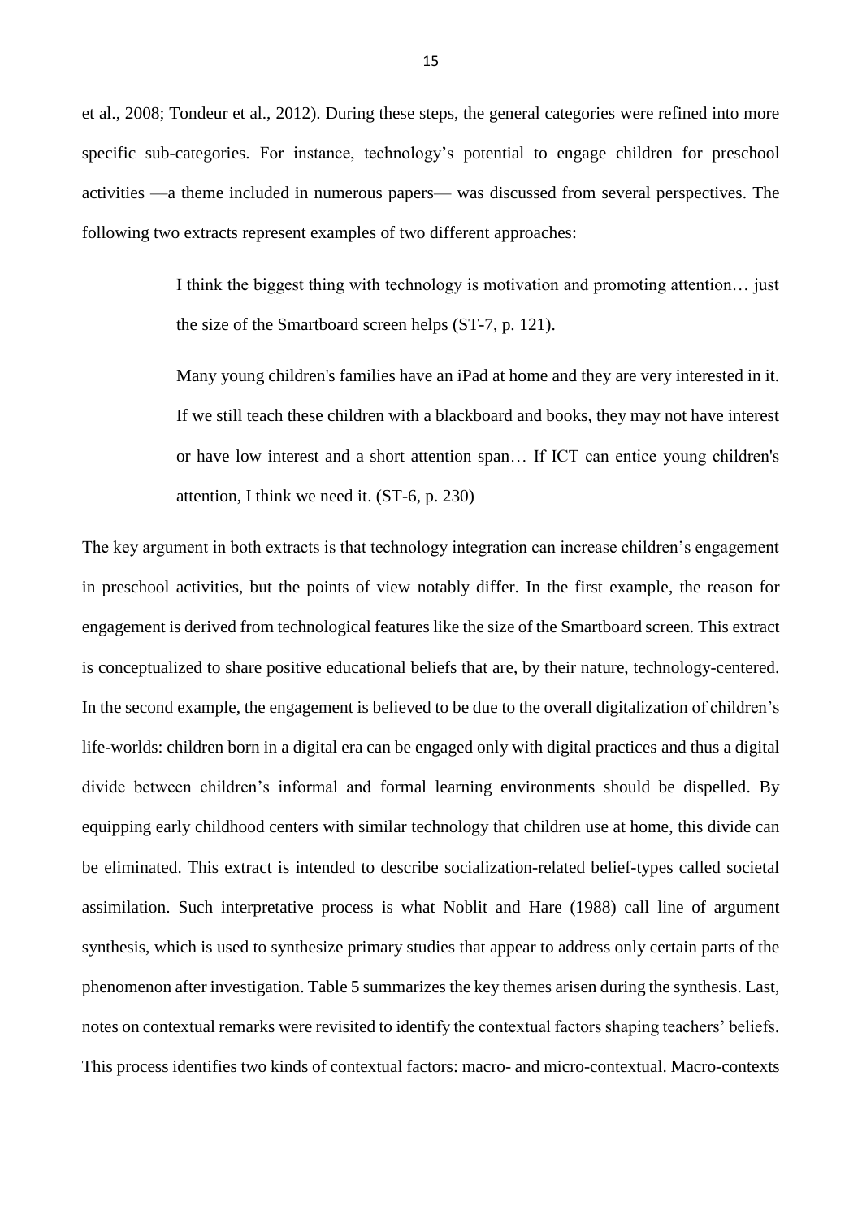et al., 2008; Tondeur et al., 2012). During these steps, the general categories were refined into more specific sub-categories. For instance, technology's potential to engage children for preschool activities —a theme included in numerous papers— was discussed from several perspectives. The following two extracts represent examples of two different approaches:

> I think the biggest thing with technology is motivation and promoting attention… just the size of the Smartboard screen helps (ST-7, p. 121).

> Many young children's families have an iPad at home and they are very interested in it. If we still teach these children with a blackboard and books, they may not have interest or have low interest and a short attention span… If ICT can entice young children's attention, I think we need it. (ST-6, p. 230)

The key argument in both extracts is that technology integration can increase children's engagement in preschool activities, but the points of view notably differ. In the first example, the reason for engagement is derived from technological features like the size of the Smartboard screen. This extract is conceptualized to share positive educational beliefs that are, by their nature, technology-centered. In the second example, the engagement is believed to be due to the overall digitalization of children's life-worlds: children born in a digital era can be engaged only with digital practices and thus a digital divide between children's informal and formal learning environments should be dispelled. By equipping early childhood centers with similar technology that children use at home, this divide can be eliminated. This extract is intended to describe socialization-related belief-types called societal assimilation. Such interpretative process is what Noblit and Hare (1988) call line of argument synthesis, which is used to synthesize primary studies that appear to address only certain parts of the phenomenon after investigation. Table 5 summarizes the key themes arisen during the synthesis. Last, notes on contextual remarks were revisited to identify the contextual factors shaping teachers' beliefs. This process identifies two kinds of contextual factors: macro- and micro-contextual. Macro-contexts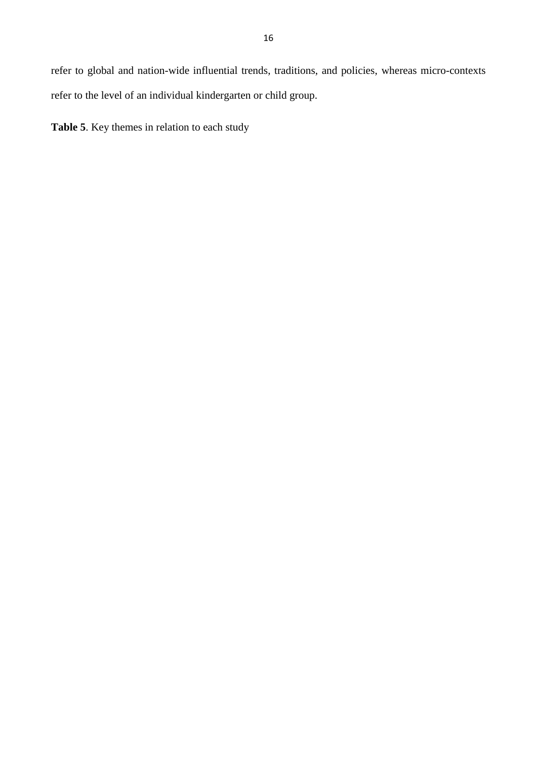refer to global and nation-wide influential trends, traditions, and policies, whereas micro-contexts refer to the level of an individual kindergarten or child group.

**Table 5**. Key themes in relation to each study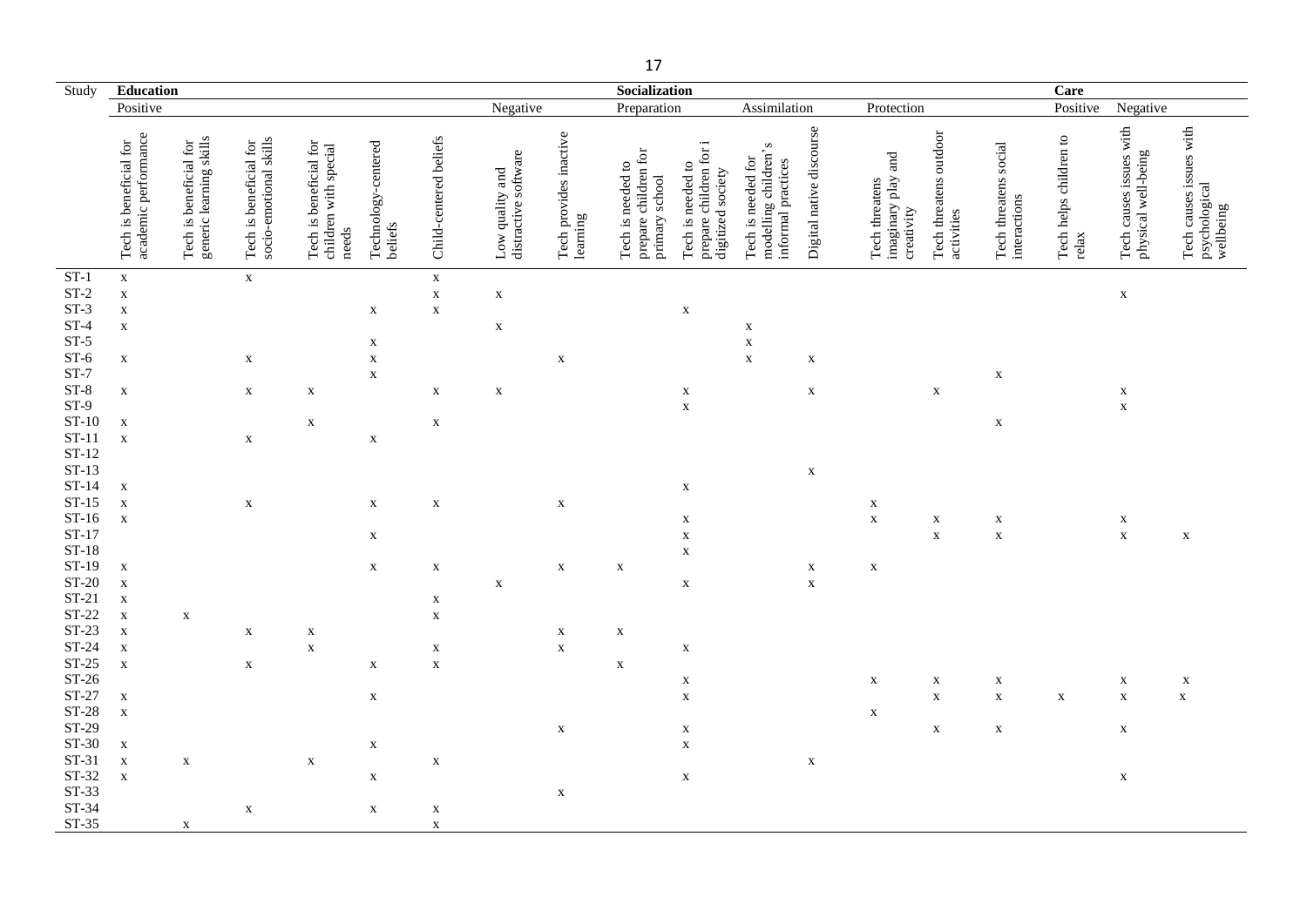| Study | Education | | | | | | | | Socialization | | | | | | | Care | | |
|---|---|---|---|---|---|---|---|---|---|---|---|---|---|---|---|---|---|---|
| | Positive | | | | | | Negative | | Preparation | | Assimilation | | Protection | | | Positive | Negative | |
| | Tech is beneficial for academic performance | Tech is beneficial for generic learning skills | Tech is beneficial for socio-emotional skills | Tech is beneficial for children with special needs | Technology-centered beliefs | Child-centered beliefs | Low quality and distractive software | Tech provides inactive learning | Tech is needed to prepare children for primary school | Tech is needed to prepare children for i digitized society | Tech is needed for modelling children's informal practices | Digital native discourse | Tech threatens imaginary play and creativity | Tech threatens outdoor activities | Tech threatens social interactions | Tech helps children to relax | Tech causes issues with physical well-being | Tech causes issues with psychological wellbeing |
| ST-1 | x | | x | | | x | | | | | | | | | | | | |
| ST-2 | x | | | | | x | x | | | | | | | | | | x | |
| ST-3 | x | | | | x | x | | | | x | | | | | | | | |
| ST-4 | x | | | | | | x | | | | x | | | | | | | |
| ST-5 | | | | | x | | | | | | x | | | | | | | |
| ST-6 | x | | x | | x | | | x | | | x | x | | | | | | |
| ST-7 | | | | | x | | | | | | | | | | x | | | |
| ST-8 | x | | x | x | | x | x | | | x | | x | | x | | | x | |
| ST-9 | | | | | | | | | | x | | | | | | | x | |
| ST-10 | x | | | x | | x | | | | | | | | | x | | | |
| ST-11 | x | | x | | x | | | | | | | | | | | | | |
| ST-12 | | | | | | | | | | | | | | | | | | |
| ST-13 | | | | | | | | | | | | x | | | | | | |
| ST-14 | x | | | | | | | | | x | | | | | | | | |
| ST-15 | x | | x | | x | x | | x | | | | | x | | | | | |
| ST-16 | x | | | | | | | | | x | | | x | x | x | | x | |
| ST-17 | | | | | x | | | | | x | | | | x | x | | x | x |
| ST-18 | | | | | | | | | | x | | | | | | | | |
| ST-19 | x | | | | x | x | | x | x | | | x | x | | | | | |
| ST-20 | x | | | | | | x | | | x | | x | | | | | | |
| ST-21 | x | | | | | x | | | | | | | | | | | | |
| ST-22 | x | x | | | | x | | | | | | | | | | | | |
| ST-23 | x | | x | x | | | | x | x | | | | | | | | | |
| ST-24 | x | | | x | | x | | x | | x | | | | | | | | |
| ST-25 | x | | x | | x | x | | | x | | | | | | | | | |
| ST-26 | | | | | | | | | | x | | | x | x | x | | x | x |
| ST-27 | x | | | | x | | | | | x | | | | x | x | x | x | x |
| ST-28 | x | | | | | | | | | | | | x | | | | | |
| ST-29 | | | | | | | | x | | x | | | | x | x | | x | |
| ST-30 | x | | | | x | | | | | x | | | | | | | | |
| ST-31 | x | x | | x | | x | | | | | | x | | | | | | |
| ST-32 | x | | | | x | | | | | x | | | | | | | x | |
| ST-33 | | | | | | | | x | | | | | | | | | | |
| ST-34 | | | x | | x | x | | | | | | | | | | | | |
| ST-35 | | x | | | | x | | | | | | | | | | | | |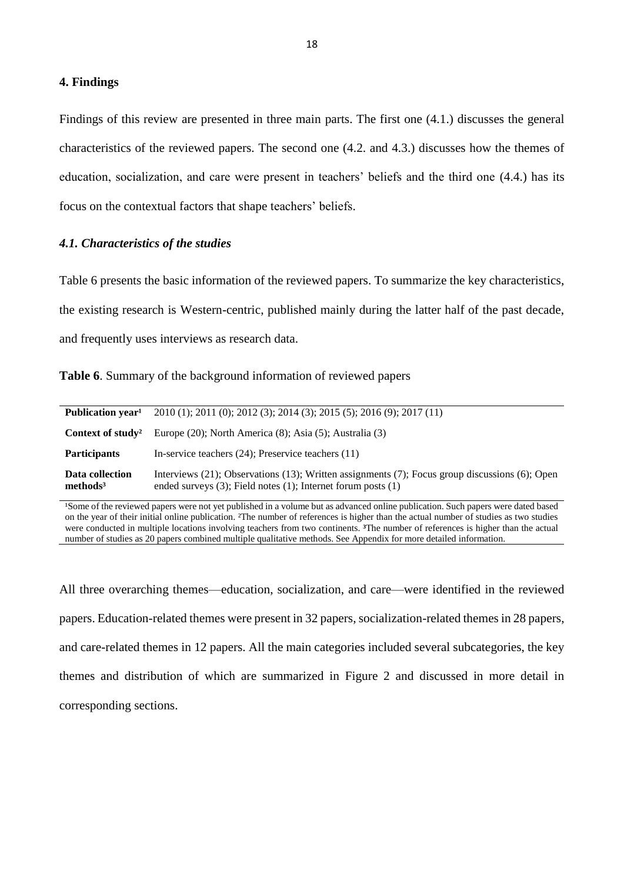## 4. Findings

Findings of this review are presented in three main parts. The first one (4.1.) discusses the general characteristics of the reviewed papers. The second one (4.2. and 4.3.) discusses how the themes of education, socialization, and care were present in teachers' beliefs and the third one (4.4.) has its focus on the contextual factors that shape teachers' beliefs.

### *4.1. Characteristics of the studies*

Table 6 presents the basic information of the reviewed papers. To summarize the key characteristics, the existing research is Western-centric, published mainly during the latter half of the past decade, and frequently uses interviews as research data.

**Table 6**. Summary of the background information of reviewed papers

| | |
|---|---|
| **Publication year[1]** | 2010 (1); 2011 (0); 2012 (3); 2014 (3); 2015 (5); 2016 (9); 2017 (11) |
| **Context of study[2]** | Europe (20); North America (8); Asia (5); Australia (3) |
| **Participants** | In-service teachers (24); Preservice teachers (11) |
| **Data collection methods[3]** | Interviews (21); Observations (13); Written assignments (7); Focus group discussions (6); Open ended surveys (3); Field notes (1); Internet forum posts (1) |

[1]Some of the reviewed papers were not yet published in a volume but as advanced online publication. Such papers were dated based on the year of their initial online publication. [2]The number of references is higher than the actual number of studies as two studies were conducted in multiple locations involving teachers from two continents. [3]The number of references is higher than the actual number of studies as 20 papers combined multiple qualitative methods. See Appendix for more detailed information.

All three overarching themes—education, socialization, and care—were identified in the reviewed papers. Education-related themes were present in 32 papers, socialization-related themes in 28 papers, and care-related themes in 12 papers. All the main categories included several subcategories, the key themes and distribution of which are summarized in Figure 2 and discussed in more detail in corresponding sections.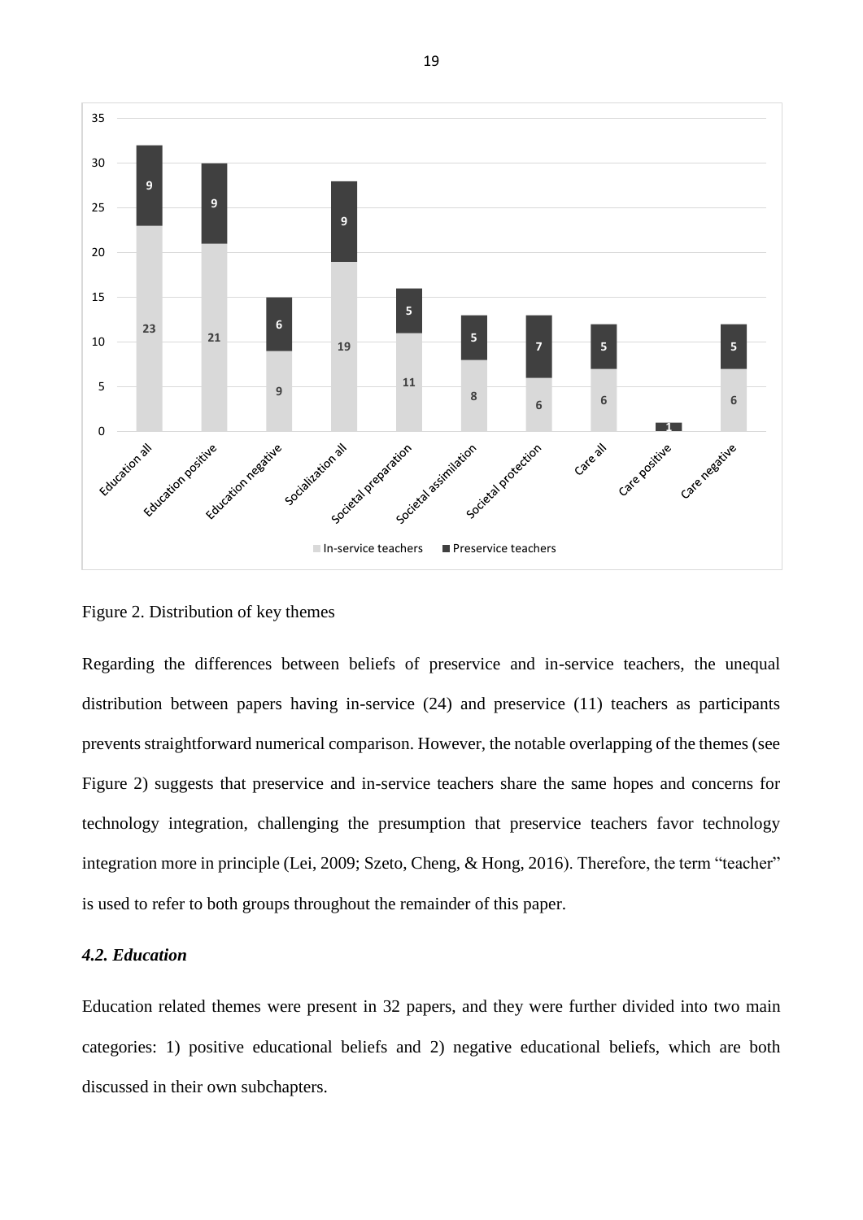Figure 2. Distribution of key themes

Regarding the differences between beliefs of preservice and in-service teachers, the unequal distribution between papers having in-service (24) and preservice (11) teachers as participants prevents straightforward numerical comparison. However, the notable overlapping of the themes (see Figure 2) suggests that preservice and in-service teachers share the same hopes and concerns for technology integration, challenging the presumption that preservice teachers favor technology integration more in principle (Lei, 2009; Szeto, Cheng, & Hong, 2016). Therefore, the term "teacher" is used to refer to both groups throughout the remainder of this paper.

### *4.2. Education*

Education related themes were present in 32 papers, and they were further divided into two main categories: 1) positive educational beliefs and 2) negative educational beliefs, which are both discussed in their own subchapters.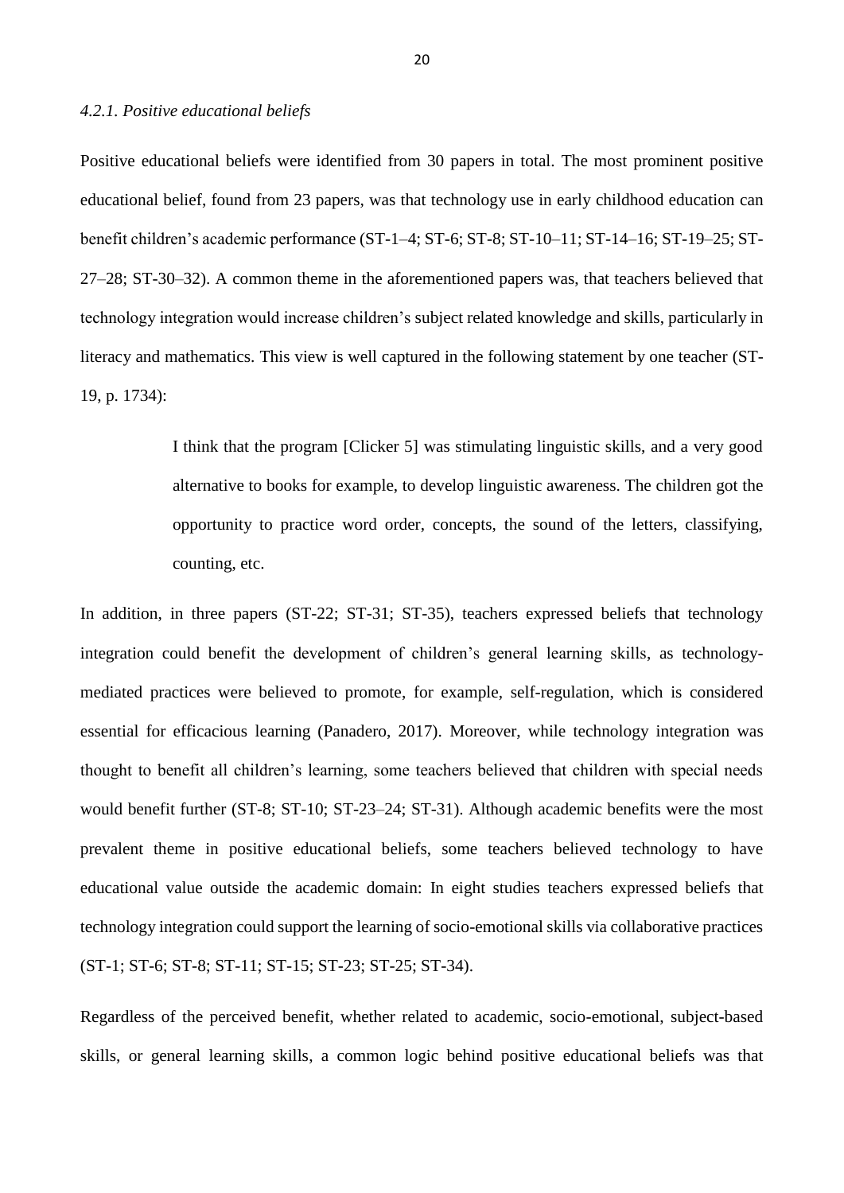#### *4.2.1. Positive educational beliefs*

Positive educational beliefs were identified from 30 papers in total. The most prominent positive educational belief, found from 23 papers, was that technology use in early childhood education can benefit children's academic performance (ST-1–4; ST-6; ST-8; ST-10–11; ST-14–16; ST-19–25; ST-27–28; ST-30–32). A common theme in the aforementioned papers was, that teachers believed that technology integration would increase children's subject related knowledge and skills, particularly in literacy and mathematics. This view is well captured in the following statement by one teacher (ST-19, p. 1734):

> I think that the program [Clicker 5] was stimulating linguistic skills, and a very good alternative to books for example, to develop linguistic awareness. The children got the opportunity to practice word order, concepts, the sound of the letters, classifying, counting, etc.

In addition, in three papers (ST-22; ST-31; ST-35), teachers expressed beliefs that technology integration could benefit the development of children's general learning skills, as technology-mediated practices were believed to promote, for example, self-regulation, which is considered essential for efficacious learning (Panadero, 2017). Moreover, while technology integration was thought to benefit all children's learning, some teachers believed that children with special needs would benefit further (ST-8; ST-10; ST-23–24; ST-31). Although academic benefits were the most prevalent theme in positive educational beliefs, some teachers believed technology to have educational value outside the academic domain: In eight studies teachers expressed beliefs that technology integration could support the learning of socio-emotional skills via collaborative practices (ST-1; ST-6; ST-8; ST-11; ST-15; ST-23; ST-25; ST-34).

Regardless of the perceived benefit, whether related to academic, socio-emotional, subject-based skills, or general learning skills, a common logic behind positive educational beliefs was that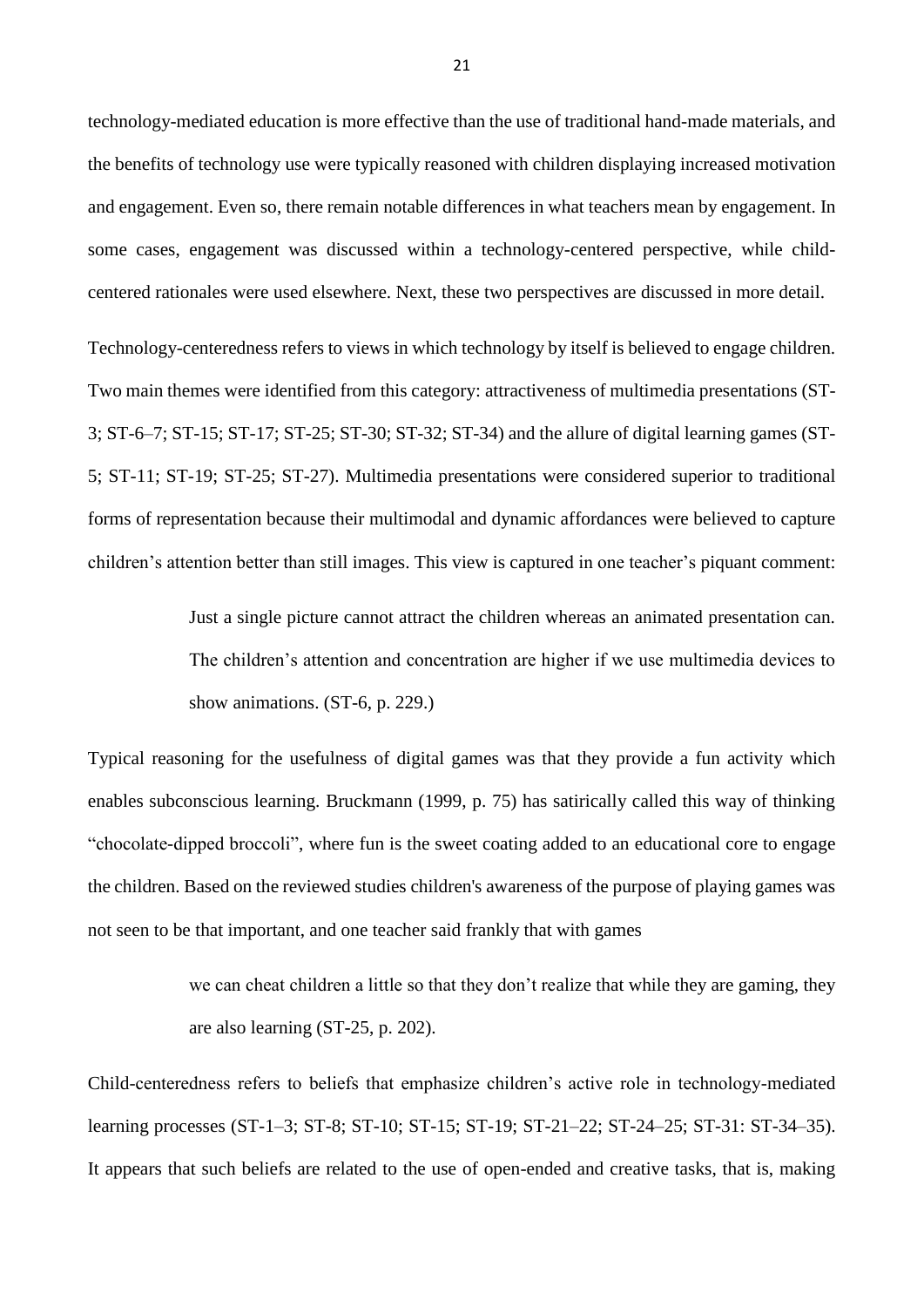technology-mediated education is more effective than the use of traditional hand-made materials, and the benefits of technology use were typically reasoned with children displaying increased motivation and engagement. Even so, there remain notable differences in what teachers mean by engagement. In some cases, engagement was discussed within a technology-centered perspective, while child-centered rationales were used elsewhere. Next, these two perspectives are discussed in more detail.

Technology-centeredness refers to views in which technology by itself is believed to engage children. Two main themes were identified from this category: attractiveness of multimedia presentations (ST-3; ST-6–7; ST-15; ST-17; ST-25; ST-30; ST-32; ST-34) and the allure of digital learning games (ST-5; ST-11; ST-19; ST-25; ST-27). Multimedia presentations were considered superior to traditional forms of representation because their multimodal and dynamic affordances were believed to capture children's attention better than still images. This view is captured in one teacher's piquant comment:

> Just a single picture cannot attract the children whereas an animated presentation can. The children's attention and concentration are higher if we use multimedia devices to show animations. (ST-6, p. 229.)

Typical reasoning for the usefulness of digital games was that they provide a fun activity which enables subconscious learning. Bruckmann (1999, p. 75) has satirically called this way of thinking "chocolate-dipped broccoli", where fun is the sweet coating added to an educational core to engage the children. Based on the reviewed studies children's awareness of the purpose of playing games was not seen to be that important, and one teacher said frankly that with games

> we can cheat children a little so that they don't realize that while they are gaming, they are also learning (ST-25, p. 202).

Child-centeredness refers to beliefs that emphasize children's active role in technology-mediated learning processes (ST-1–3; ST-8; ST-10; ST-15; ST-19; ST-21–22; ST-24–25; ST-31: ST-34–35). It appears that such beliefs are related to the use of open-ended and creative tasks, that is, making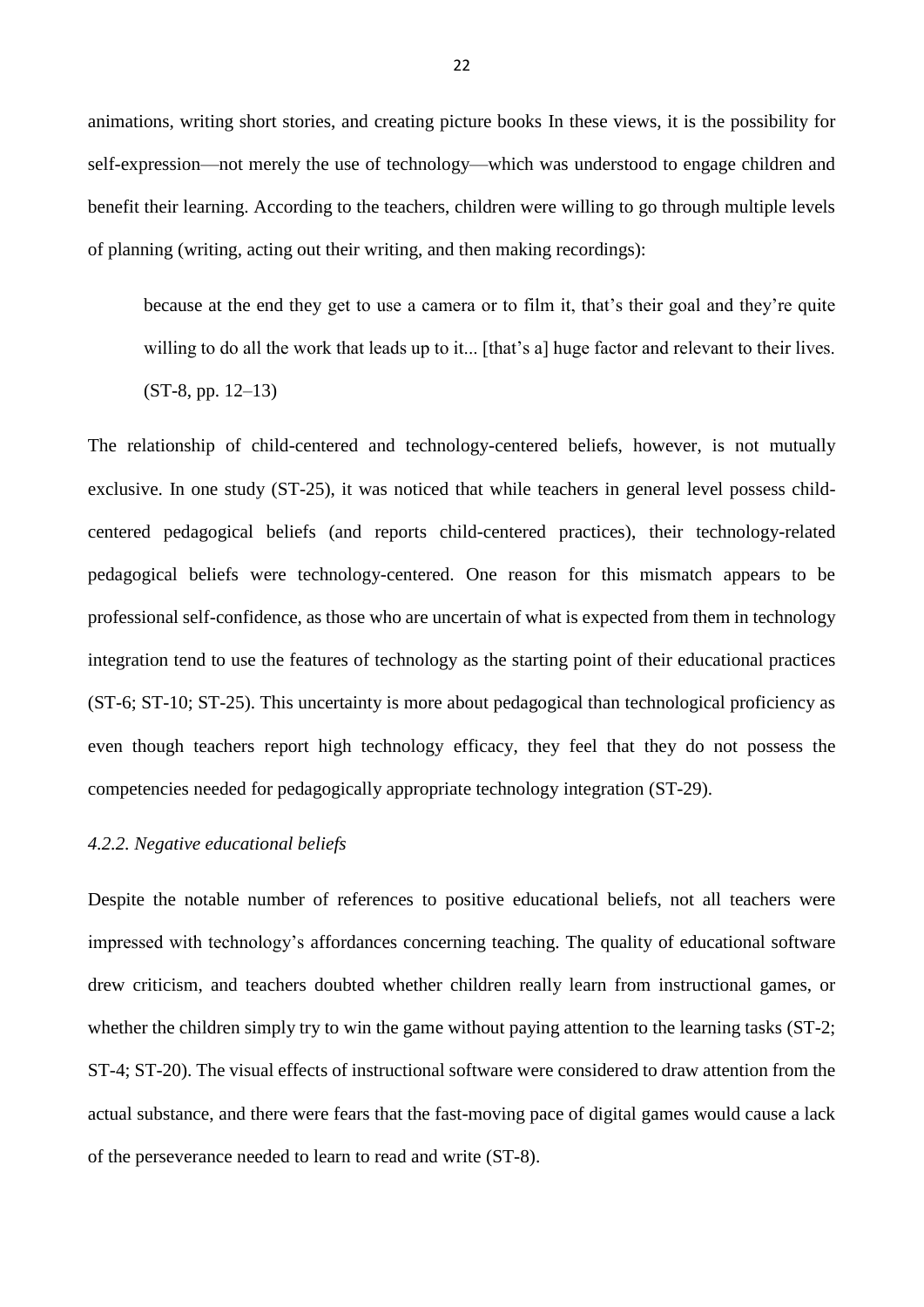animations, writing short stories, and creating picture books In these views, it is the possibility for self-expression—not merely the use of technology—which was understood to engage children and benefit their learning. According to the teachers, children were willing to go through multiple levels of planning (writing, acting out their writing, and then making recordings):

> because at the end they get to use a camera or to film it, that's their goal and they're quite willing to do all the work that leads up to it... [that's a] huge factor and relevant to their lives. (ST-8, pp. 12–13)

The relationship of child-centered and technology-centered beliefs, however, is not mutually exclusive. In one study (ST-25), it was noticed that while teachers in general level possess child-centered pedagogical beliefs (and reports child-centered practices), their technology-related pedagogical beliefs were technology-centered. One reason for this mismatch appears to be professional self-confidence, as those who are uncertain of what is expected from them in technology integration tend to use the features of technology as the starting point of their educational practices (ST-6; ST-10; ST-25). This uncertainty is more about pedagogical than technological proficiency as even though teachers report high technology efficacy, they feel that they do not possess the competencies needed for pedagogically appropriate technology integration (ST-29).

#### *4.2.2. Negative educational beliefs*

Despite the notable number of references to positive educational beliefs, not all teachers were impressed with technology's affordances concerning teaching. The quality of educational software drew criticism, and teachers doubted whether children really learn from instructional games, or whether the children simply try to win the game without paying attention to the learning tasks (ST-2; ST-4; ST-20). The visual effects of instructional software were considered to draw attention from the actual substance, and there were fears that the fast-moving pace of digital games would cause a lack of the perseverance needed to learn to read and write (ST-8).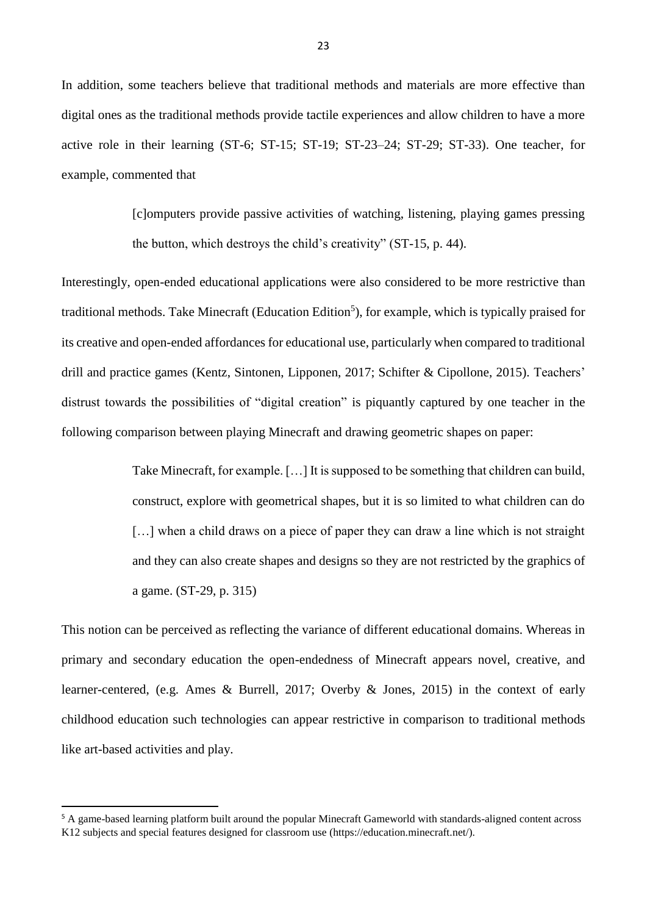In addition, some teachers believe that traditional methods and materials are more effective than digital ones as the traditional methods provide tactile experiences and allow children to have a more active role in their learning (ST-6; ST-15; ST-19; ST-23–24; ST-29; ST-33). One teacher, for example, commented that

> [c]omputers provide passive activities of watching, listening, playing games pressing the button, which destroys the child's creativity" (ST-15, p. 44).

Interestingly, open-ended educational applications were also considered to be more restrictive than traditional methods. Take Minecraft (Education Edition[5]), for example, which is typically praised for its creative and open-ended affordances for educational use, particularly when compared to traditional drill and practice games (Kentz, Sintonen, Lipponen, 2017; Schifter & Cipollone, 2015). Teachers' distrust towards the possibilities of "digital creation" is piquantly captured by one teacher in the following comparison between playing Minecraft and drawing geometric shapes on paper:

> Take Minecraft, for example. […] It is supposed to be something that children can build, construct, explore with geometrical shapes, but it is so limited to what children can do […] when a child draws on a piece of paper they can draw a line which is not straight and they can also create shapes and designs so they are not restricted by the graphics of a game. (ST-29, p. 315)

This notion can be perceived as reflecting the variance of different educational domains. Whereas in primary and secondary education the open-endedness of Minecraft appears novel, creative, and learner-centered, (e.g. Ames & Burrell, 2017; Overby & Jones, 2015) in the context of early childhood education such technologies can appear restrictive in comparison to traditional methods like art-based activities and play.

[5] A game-based learning platform built around the popular Minecraft Gameworld with standards-aligned content across K12 subjects and special features designed for classroom use (https://education.minecraft.net/).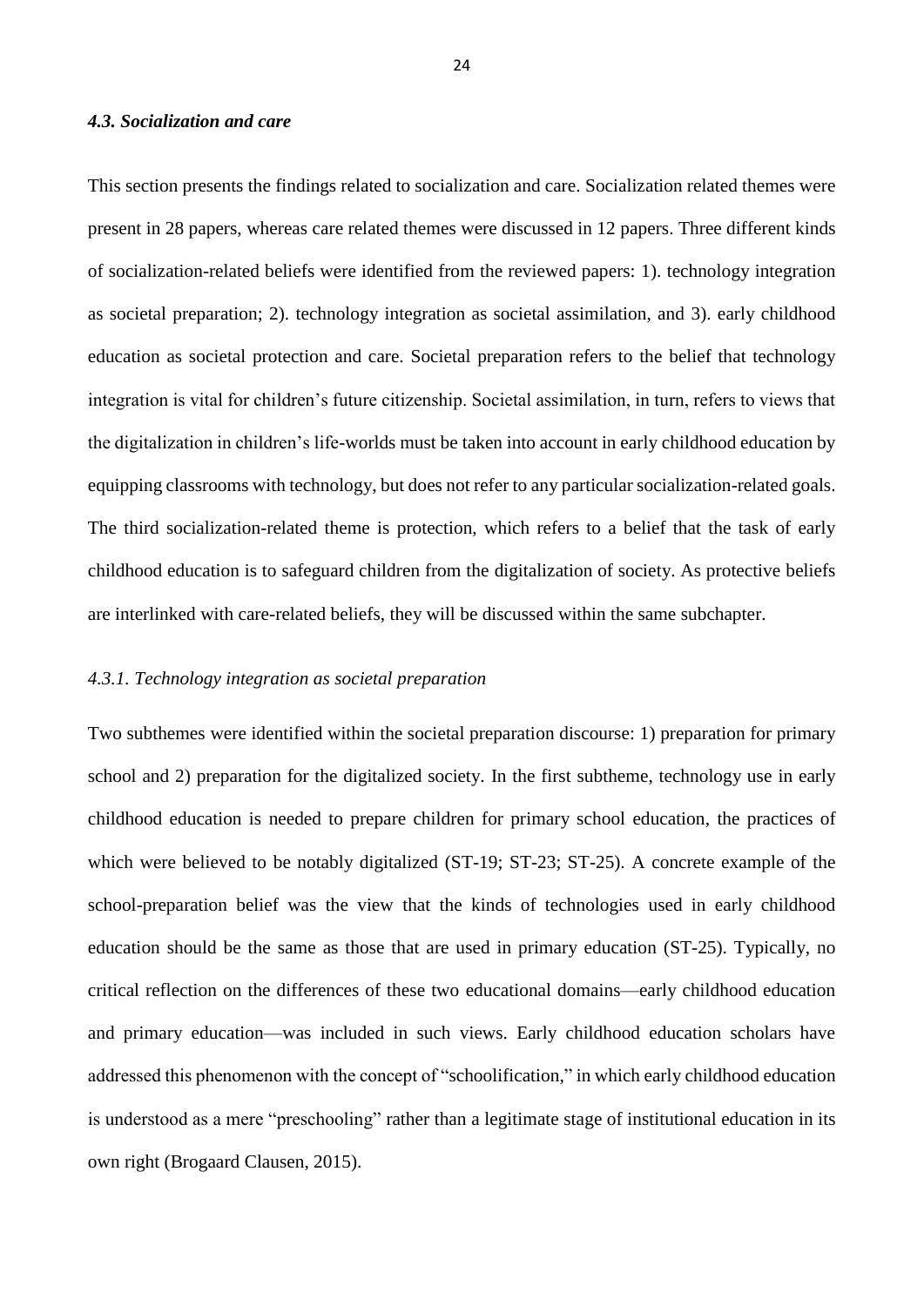### *4.3. Socialization and care*

This section presents the findings related to socialization and care. Socialization related themes were present in 28 papers, whereas care related themes were discussed in 12 papers. Three different kinds of socialization-related beliefs were identified from the reviewed papers: 1). technology integration as societal preparation; 2). technology integration as societal assimilation, and 3). early childhood education as societal protection and care. Societal preparation refers to the belief that technology integration is vital for children's future citizenship. Societal assimilation, in turn, refers to views that the digitalization in children's life-worlds must be taken into account in early childhood education by equipping classrooms with technology, but does not refer to any particular socialization-related goals. The third socialization-related theme is protection, which refers to a belief that the task of early childhood education is to safeguard children from the digitalization of society. As protective beliefs are interlinked with care-related beliefs, they will be discussed within the same subchapter.

#### *4.3.1. Technology integration as societal preparation*

Two subthemes were identified within the societal preparation discourse: 1) preparation for primary school and 2) preparation for the digitalized society. In the first subtheme, technology use in early childhood education is needed to prepare children for primary school education, the practices of which were believed to be notably digitalized (ST-19; ST-23; ST-25). A concrete example of the school-preparation belief was the view that the kinds of technologies used in early childhood education should be the same as those that are used in primary education (ST-25). Typically, no critical reflection on the differences of these two educational domains—early childhood education and primary education—was included in such views. Early childhood education scholars have addressed this phenomenon with the concept of "schoolification," in which early childhood education is understood as a mere "preschooling" rather than a legitimate stage of institutional education in its own right (Brogaard Clausen, 2015).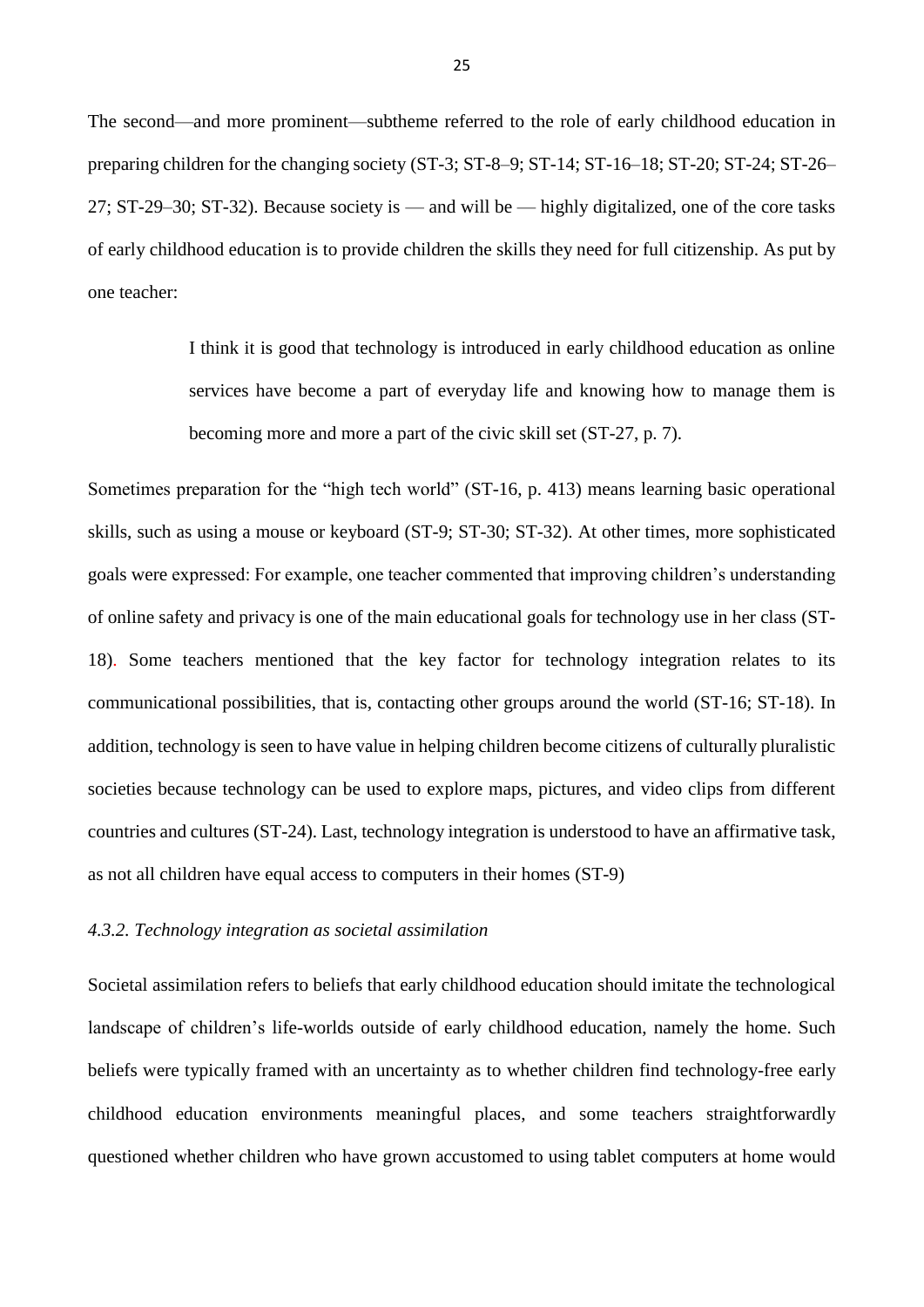The second—and more prominent—subtheme referred to the role of early childhood education in preparing children for the changing society (ST-3; ST-8–9; ST-14; ST-16–18; ST-20; ST-24; ST-26–27; ST-29–30; ST-32). Because society is — and will be — highly digitalized, one of the core tasks of early childhood education is to provide children the skills they need for full citizenship. As put by one teacher:

> I think it is good that technology is introduced in early childhood education as online services have become a part of everyday life and knowing how to manage them is becoming more and more a part of the civic skill set (ST-27, p. 7).

Sometimes preparation for the "high tech world" (ST-16, p. 413) means learning basic operational skills, such as using a mouse or keyboard (ST-9; ST-30; ST-32). At other times, more sophisticated goals were expressed: For example, one teacher commented that improving children's understanding of online safety and privacy is one of the main educational goals for technology use in her class (ST-18). Some teachers mentioned that the key factor for technology integration relates to its communicational possibilities, that is, contacting other groups around the world (ST-16; ST-18). In addition, technology is seen to have value in helping children become citizens of culturally pluralistic societies because technology can be used to explore maps, pictures, and video clips from different countries and cultures (ST-24). Last, technology integration is understood to have an affirmative task, as not all children have equal access to computers in their homes (ST-9)

*4.3.2. Technology integration as societal assimilation*

Societal assimilation refers to beliefs that early childhood education should imitate the technological landscape of children's life-worlds outside of early childhood education, namely the home. Such beliefs were typically framed with an uncertainty as to whether children find technology-free early childhood education environments meaningful places, and some teachers straightforwardly questioned whether children who have grown accustomed to using tablet computers at home would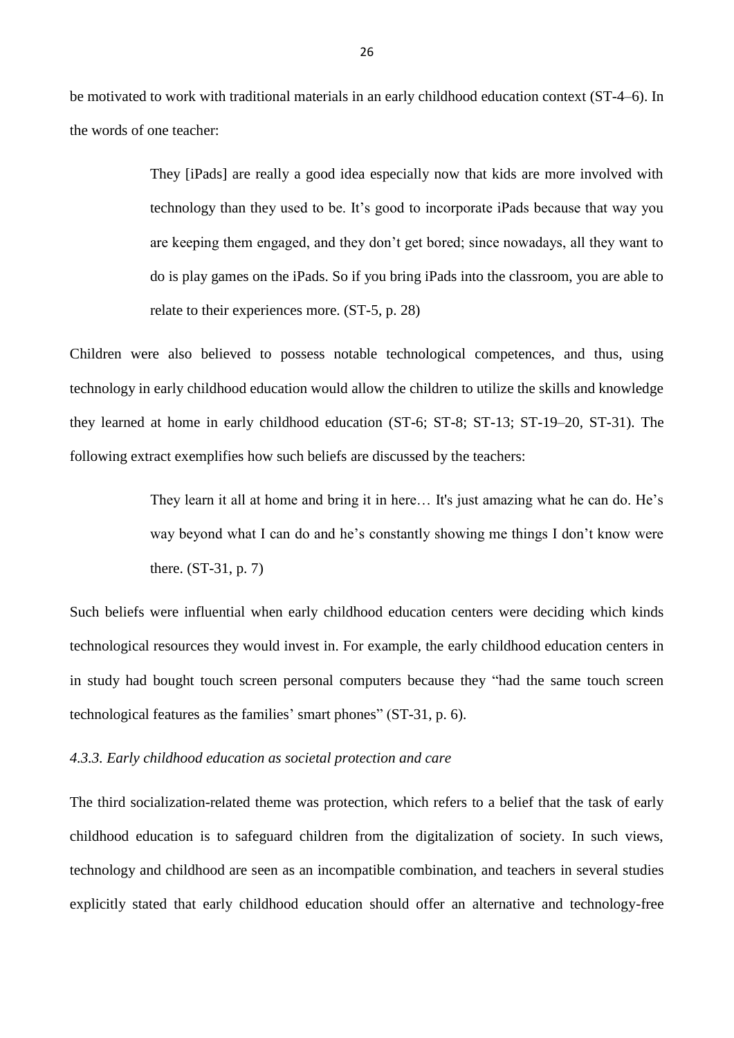be motivated to work with traditional materials in an early childhood education context (ST-4–6). In the words of one teacher:

> They [iPads] are really a good idea especially now that kids are more involved with technology than they used to be. It’s good to incorporate iPads because that way you are keeping them engaged, and they don’t get bored; since nowadays, all they want to do is play games on the iPads. So if you bring iPads into the classroom, you are able to relate to their experiences more. (ST-5, p. 28)

Children were also believed to possess notable technological competences, and thus, using technology in early childhood education would allow the children to utilize the skills and knowledge they learned at home in early childhood education (ST-6; ST-8; ST-13; ST-19–20, ST-31). The following extract exemplifies how such beliefs are discussed by the teachers:

> They learn it all at home and bring it in here… It's just amazing what he can do. He’s way beyond what I can do and he’s constantly showing me things I don’t know were there. (ST-31, p. 7)

Such beliefs were influential when early childhood education centers were deciding which kinds technological resources they would invest in. For example, the early childhood education centers in in study had bought touch screen personal computers because they “had the same touch screen technological features as the families’ smart phones” (ST-31, p. 6).

#### *4.3.3. Early childhood education as societal protection and care*

The third socialization-related theme was protection, which refers to a belief that the task of early childhood education is to safeguard children from the digitalization of society. In such views, technology and childhood are seen as an incompatible combination, and teachers in several studies explicitly stated that early childhood education should offer an alternative and technology-free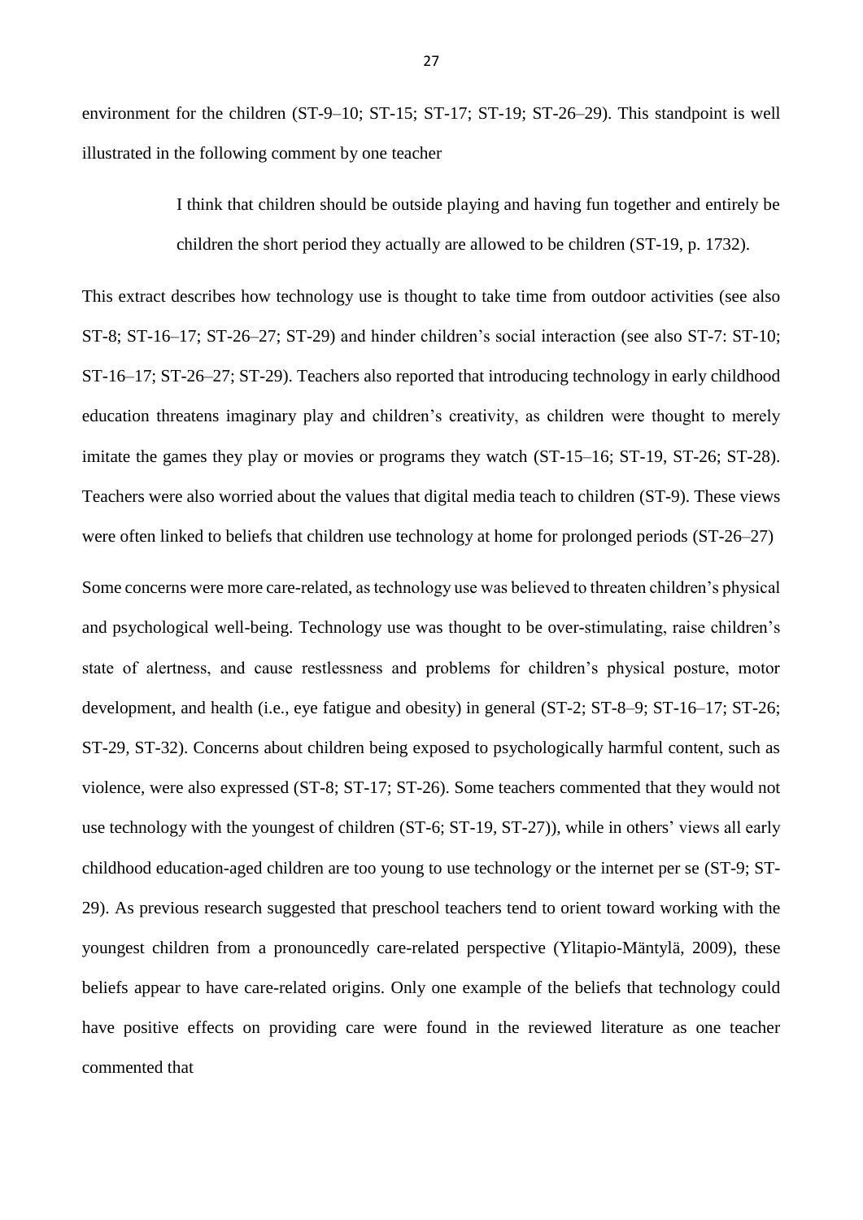environment for the children (ST-9–10; ST-15; ST-17; ST-19; ST-26–29). This standpoint is well illustrated in the following comment by one teacher

> I think that children should be outside playing and having fun together and entirely be children the short period they actually are allowed to be children (ST-19, p. 1732).

This extract describes how technology use is thought to take time from outdoor activities (see also ST-8; ST-16–17; ST-26–27; ST-29) and hinder children's social interaction (see also ST-7: ST-10; ST-16–17; ST-26–27; ST-29). Teachers also reported that introducing technology in early childhood education threatens imaginary play and children's creativity, as children were thought to merely imitate the games they play or movies or programs they watch (ST-15–16; ST-19, ST-26; ST-28). Teachers were also worried about the values that digital media teach to children (ST-9). These views were often linked to beliefs that children use technology at home for prolonged periods (ST-26–27)

Some concerns were more care-related, as technology use was believed to threaten children's physical and psychological well-being. Technology use was thought to be over-stimulating, raise children's state of alertness, and cause restlessness and problems for children's physical posture, motor development, and health (i.e., eye fatigue and obesity) in general (ST-2; ST-8–9; ST-16–17; ST-26; ST-29, ST-32). Concerns about children being exposed to psychologically harmful content, such as violence, were also expressed (ST-8; ST-17; ST-26). Some teachers commented that they would not use technology with the youngest of children (ST-6; ST-19, ST-27)), while in others' views all early childhood education-aged children are too young to use technology or the internet per se (ST-9; ST-29). As previous research suggested that preschool teachers tend to orient toward working with the youngest children from a pronouncedly care-related perspective (Ylitapio-Mäntylä, 2009), these beliefs appear to have care-related origins. Only one example of the beliefs that technology could have positive effects on providing care were found in the reviewed literature as one teacher commented that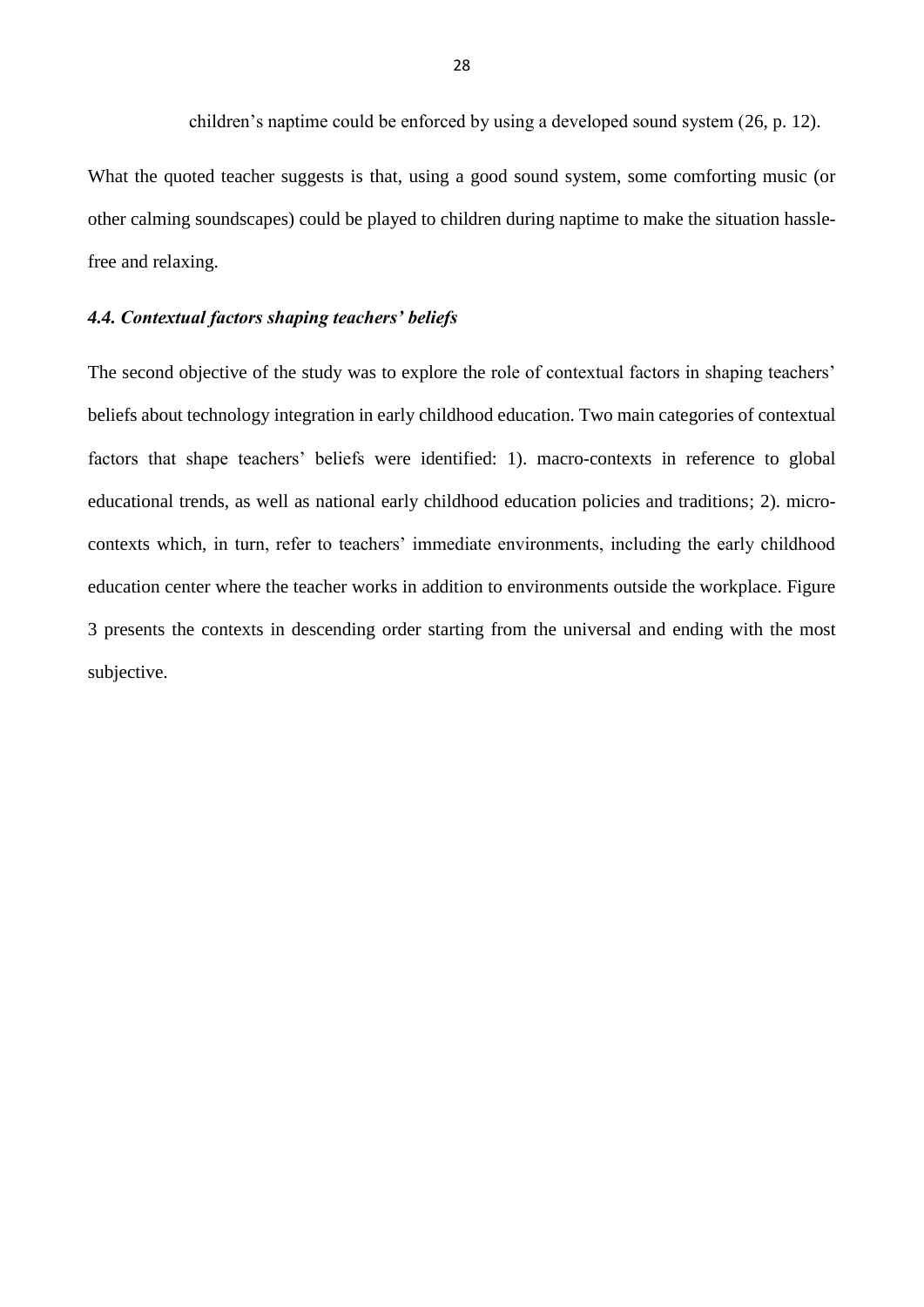children's naptime could be enforced by using a developed sound system (26, p. 12).

What the quoted teacher suggests is that, using a good sound system, some comforting music (or other calming soundscapes) could be played to children during naptime to make the situation hassle-free and relaxing.

### *4.4. Contextual factors shaping teachers' beliefs*

The second objective of the study was to explore the role of contextual factors in shaping teachers' beliefs about technology integration in early childhood education. Two main categories of contextual factors that shape teachers' beliefs were identified: 1). macro-contexts in reference to global educational trends, as well as national early childhood education policies and traditions; 2). micro-contexts which, in turn, refer to teachers' immediate environments, including the early childhood education center where the teacher works in addition to environments outside the workplace. Figure 3 presents the contexts in descending order starting from the universal and ending with the most subjective.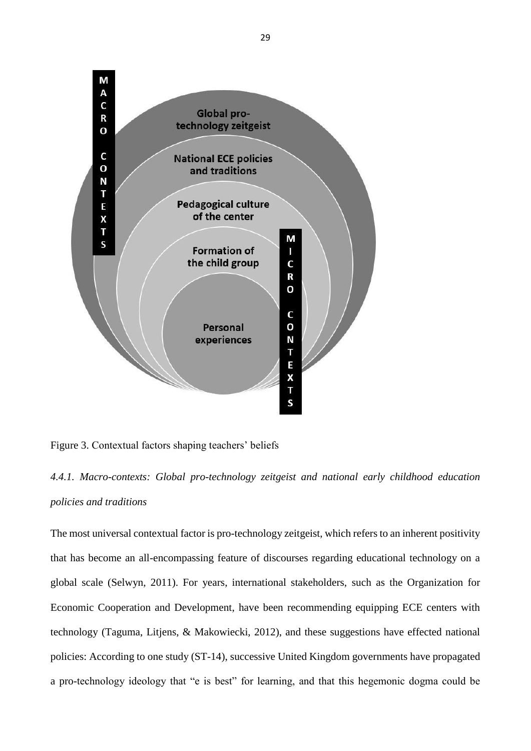MACRO CONTEXTS

Global pro-technology zeitgeist

National ECE policies and traditions

Pedagogical culture of the center

Formation of the child group

Personal experiences

MICRO CONTEXTS

Figure 3. Contextual factors shaping teachers' beliefs

### *4.4.1. Macro-contexts: Global pro-technology zeitgeist and national early childhood education policies and traditions*

The most universal contextual factor is pro-technology zeitgeist, which refers to an inherent positivity that has become an all-encompassing feature of discourses regarding educational technology on a global scale (Selwyn, 2011). For years, international stakeholders, such as the Organization for Economic Cooperation and Development, have been recommending equipping ECE centers with technology (Taguma, Litjens, & Makowiecki, 2012), and these suggestions have effected national policies: According to one study (ST-14), successive United Kingdom governments have propagated a pro-technology ideology that "e is best" for learning, and that this hegemonic dogma could be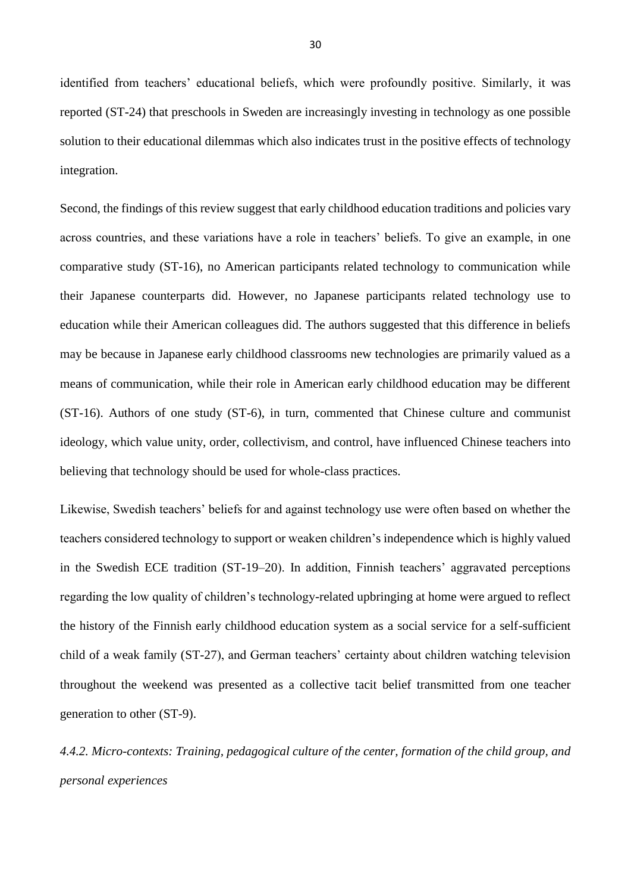identified from teachers' educational beliefs, which were profoundly positive. Similarly, it was reported (ST-24) that preschools in Sweden are increasingly investing in technology as one possible solution to their educational dilemmas which also indicates trust in the positive effects of technology integration.

Second, the findings of this review suggest that early childhood education traditions and policies vary across countries, and these variations have a role in teachers' beliefs. To give an example, in one comparative study (ST-16), no American participants related technology to communication while their Japanese counterparts did. However, no Japanese participants related technology use to education while their American colleagues did. The authors suggested that this difference in beliefs may be because in Japanese early childhood classrooms new technologies are primarily valued as a means of communication, while their role in American early childhood education may be different (ST-16). Authors of one study (ST-6), in turn, commented that Chinese culture and communist ideology, which value unity, order, collectivism, and control, have influenced Chinese teachers into believing that technology should be used for whole-class practices.

Likewise, Swedish teachers' beliefs for and against technology use were often based on whether the teachers considered technology to support or weaken children's independence which is highly valued in the Swedish ECE tradition (ST-19–20). In addition, Finnish teachers' aggravated perceptions regarding the low quality of children's technology-related upbringing at home were argued to reflect the history of the Finnish early childhood education system as a social service for a self-sufficient child of a weak family (ST-27), and German teachers' certainty about children watching television throughout the weekend was presented as a collective tacit belief transmitted from one teacher generation to other (ST-9).

#### *4.4.2. Micro-contexts: Training, pedagogical culture of the center, formation of the child group, and personal experiences*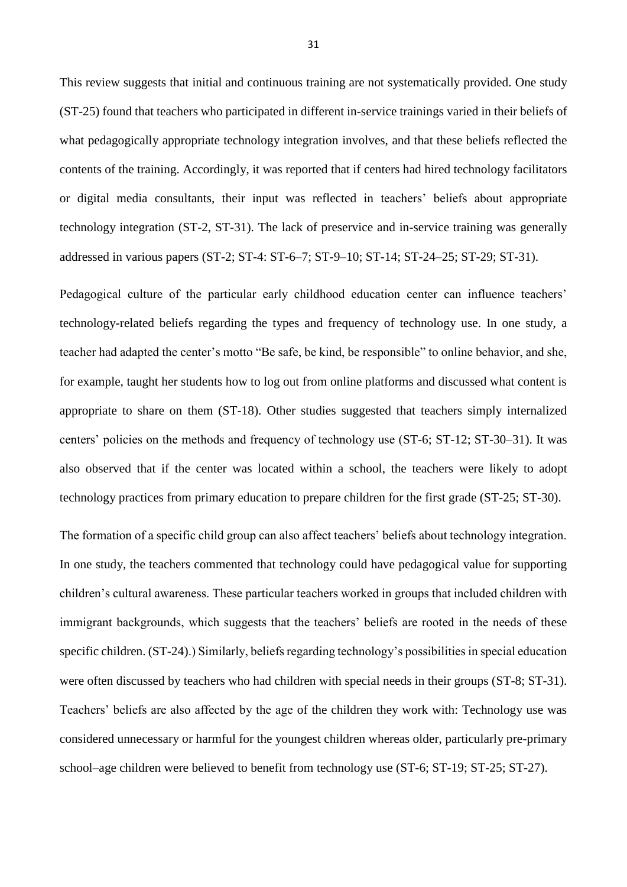This review suggests that initial and continuous training are not systematically provided. One study (ST-25) found that teachers who participated in different in-service trainings varied in their beliefs of what pedagogically appropriate technology integration involves, and that these beliefs reflected the contents of the training. Accordingly, it was reported that if centers had hired technology facilitators or digital media consultants, their input was reflected in teachers' beliefs about appropriate technology integration (ST-2, ST-31). The lack of preservice and in-service training was generally addressed in various papers (ST-2; ST-4: ST-6–7; ST-9–10; ST-14; ST-24–25; ST-29; ST-31).

Pedagogical culture of the particular early childhood education center can influence teachers' technology-related beliefs regarding the types and frequency of technology use. In one study, a teacher had adapted the center's motto "Be safe, be kind, be responsible" to online behavior, and she, for example, taught her students how to log out from online platforms and discussed what content is appropriate to share on them (ST-18). Other studies suggested that teachers simply internalized centers' policies on the methods and frequency of technology use (ST-6; ST-12; ST-30–31). It was also observed that if the center was located within a school, the teachers were likely to adopt technology practices from primary education to prepare children for the first grade (ST-25; ST-30).

The formation of a specific child group can also affect teachers' beliefs about technology integration. In one study, the teachers commented that technology could have pedagogical value for supporting children's cultural awareness. These particular teachers worked in groups that included children with immigrant backgrounds, which suggests that the teachers' beliefs are rooted in the needs of these specific children. (ST-24).) Similarly, beliefs regarding technology's possibilities in special education were often discussed by teachers who had children with special needs in their groups (ST-8; ST-31). Teachers' beliefs are also affected by the age of the children they work with: Technology use was considered unnecessary or harmful for the youngest children whereas older, particularly pre-primary school–age children were believed to benefit from technology use (ST-6; ST-19; ST-25; ST-27).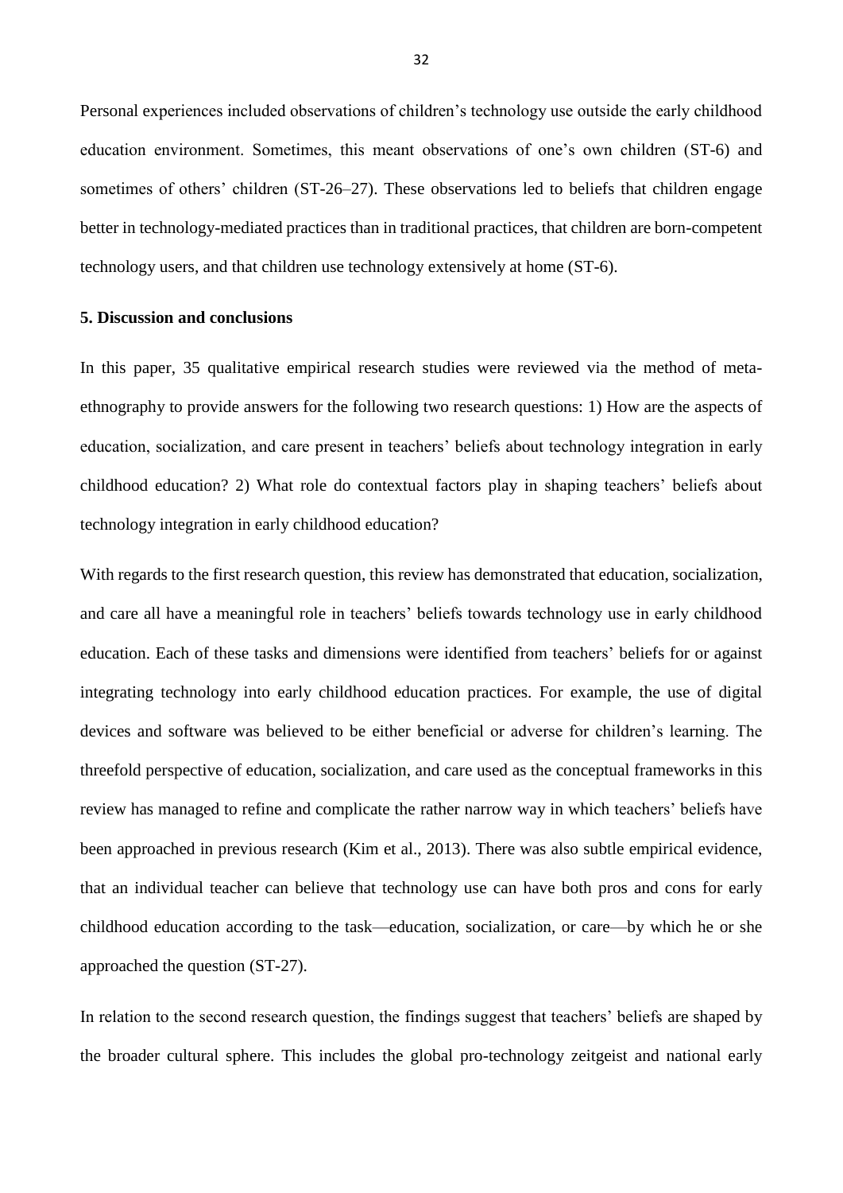Personal experiences included observations of children's technology use outside the early childhood education environment. Sometimes, this meant observations of one's own children (ST-6) and sometimes of others' children (ST-26–27). These observations led to beliefs that children engage better in technology-mediated practices than in traditional practices, that children are born-competent technology users, and that children use technology extensively at home (ST-6).

## 5. Discussion and conclusions

In this paper, 35 qualitative empirical research studies were reviewed via the method of meta-ethnography to provide answers for the following two research questions: 1) How are the aspects of education, socialization, and care present in teachers' beliefs about technology integration in early childhood education? 2) What role do contextual factors play in shaping teachers' beliefs about technology integration in early childhood education?

With regards to the first research question, this review has demonstrated that education, socialization, and care all have a meaningful role in teachers' beliefs towards technology use in early childhood education. Each of these tasks and dimensions were identified from teachers' beliefs for or against integrating technology into early childhood education practices. For example, the use of digital devices and software was believed to be either beneficial or adverse for children's learning. The threefold perspective of education, socialization, and care used as the conceptual frameworks in this review has managed to refine and complicate the rather narrow way in which teachers' beliefs have been approached in previous research (Kim et al., 2013). There was also subtle empirical evidence, that an individual teacher can believe that technology use can have both pros and cons for early childhood education according to the task—education, socialization, or care—by which he or she approached the question (ST-27).

In relation to the second research question, the findings suggest that teachers' beliefs are shaped by the broader cultural sphere. This includes the global pro-technology zeitgeist and national early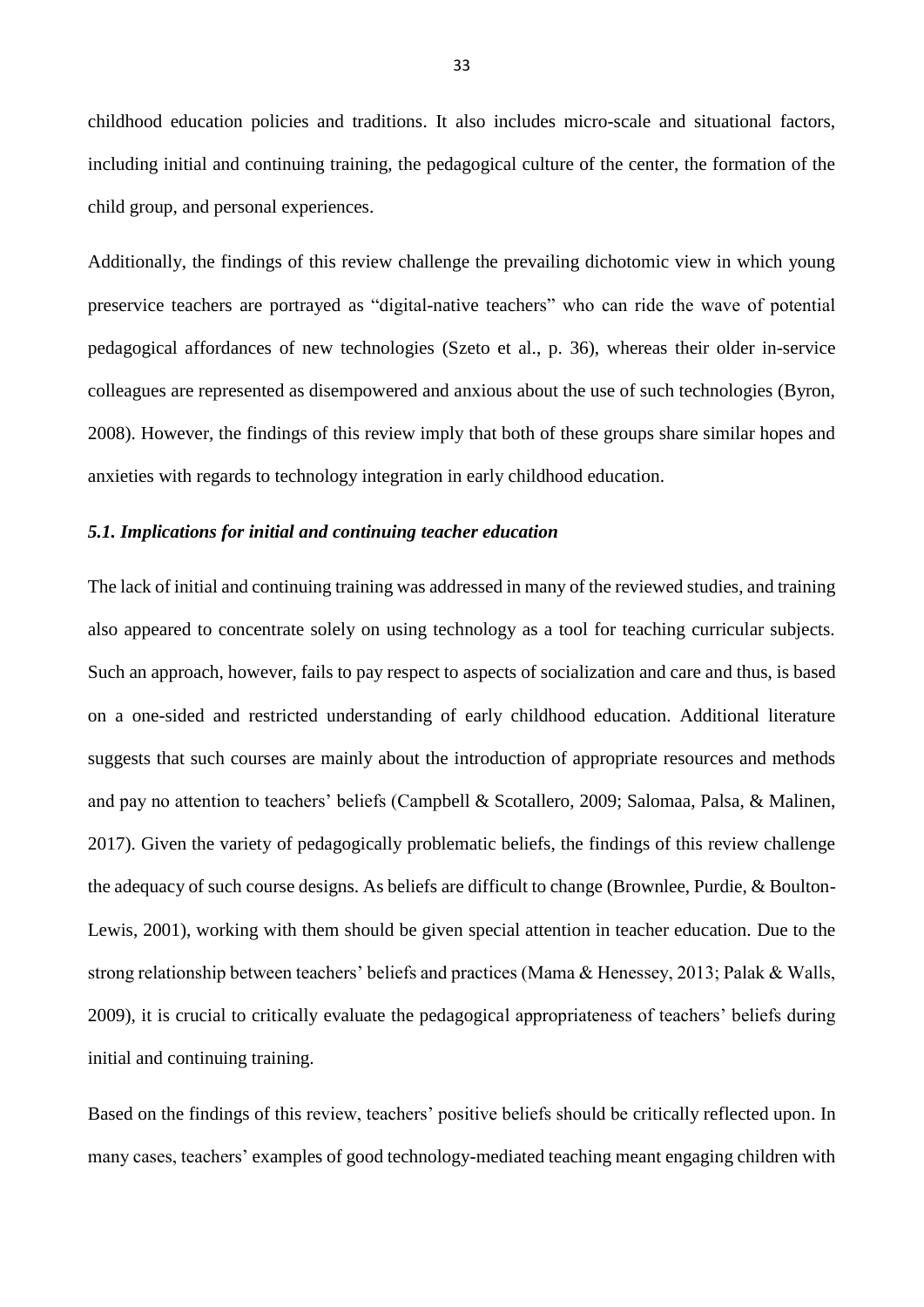childhood education policies and traditions. It also includes micro-scale and situational factors, including initial and continuing training, the pedagogical culture of the center, the formation of the child group, and personal experiences.

Additionally, the findings of this review challenge the prevailing dichotomic view in which young preservice teachers are portrayed as "digital-native teachers" who can ride the wave of potential pedagogical affordances of new technologies (Szeto et al., p. 36), whereas their older in-service colleagues are represented as disempowered and anxious about the use of such technologies (Byron, 2008). However, the findings of this review imply that both of these groups share similar hopes and anxieties with regards to technology integration in early childhood education.

### *5.1. Implications for initial and continuing teacher education*

The lack of initial and continuing training was addressed in many of the reviewed studies, and training also appeared to concentrate solely on using technology as a tool for teaching curricular subjects. Such an approach, however, fails to pay respect to aspects of socialization and care and thus, is based on a one-sided and restricted understanding of early childhood education. Additional literature suggests that such courses are mainly about the introduction of appropriate resources and methods and pay no attention to teachers' beliefs (Campbell & Scotallero, 2009; Salomaa, Palsa, & Malinen, 2017). Given the variety of pedagogically problematic beliefs, the findings of this review challenge the adequacy of such course designs. As beliefs are difficult to change (Brownlee, Purdie, & Boulton-Lewis, 2001), working with them should be given special attention in teacher education. Due to the strong relationship between teachers' beliefs and practices (Mama & Henessey, 2013; Palak & Walls, 2009), it is crucial to critically evaluate the pedagogical appropriateness of teachers' beliefs during initial and continuing training.

Based on the findings of this review, teachers' positive beliefs should be critically reflected upon. In many cases, teachers' examples of good technology-mediated teaching meant engaging children with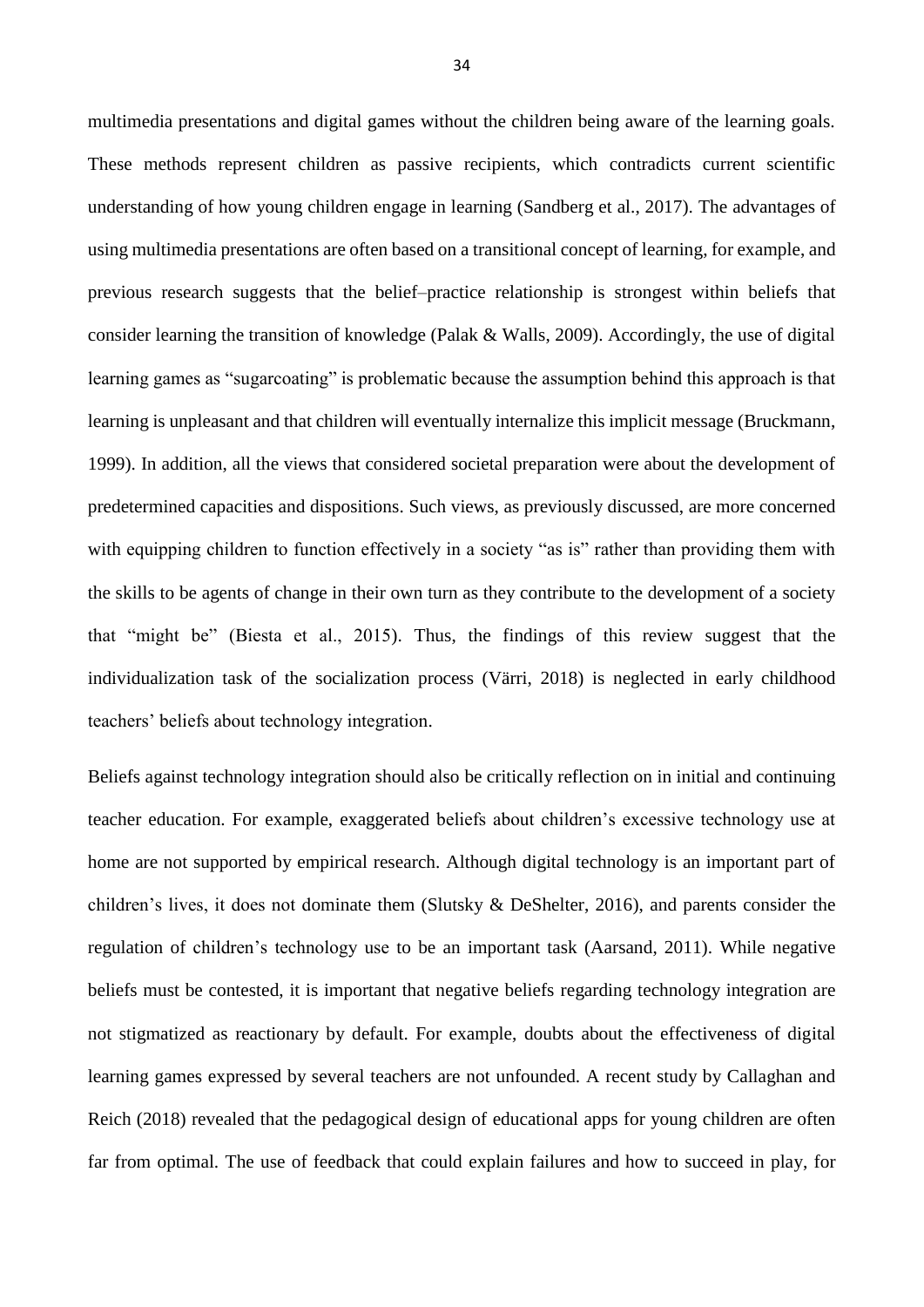multimedia presentations and digital games without the children being aware of the learning goals. These methods represent children as passive recipients, which contradicts current scientific understanding of how young children engage in learning (Sandberg et al., 2017). The advantages of using multimedia presentations are often based on a transitional concept of learning, for example, and previous research suggests that the belief–practice relationship is strongest within beliefs that consider learning the transition of knowledge (Palak & Walls, 2009). Accordingly, the use of digital learning games as "sugarcoating" is problematic because the assumption behind this approach is that learning is unpleasant and that children will eventually internalize this implicit message (Bruckmann, 1999). In addition, all the views that considered societal preparation were about the development of predetermined capacities and dispositions. Such views, as previously discussed, are more concerned with equipping children to function effectively in a society "as is" rather than providing them with the skills to be agents of change in their own turn as they contribute to the development of a society that "might be" (Biesta et al., 2015). Thus, the findings of this review suggest that the individualization task of the socialization process (Värri, 2018) is neglected in early childhood teachers' beliefs about technology integration.

Beliefs against technology integration should also be critically reflection on in initial and continuing teacher education. For example, exaggerated beliefs about children's excessive technology use at home are not supported by empirical research. Although digital technology is an important part of children's lives, it does not dominate them (Slutsky & DeShelter, 2016), and parents consider the regulation of children's technology use to be an important task (Aarsand, 2011). While negative beliefs must be contested, it is important that negative beliefs regarding technology integration are not stigmatized as reactionary by default. For example, doubts about the effectiveness of digital learning games expressed by several teachers are not unfounded. A recent study by Callaghan and Reich (2018) revealed that the pedagogical design of educational apps for young children are often far from optimal. The use of feedback that could explain failures and how to succeed in play, for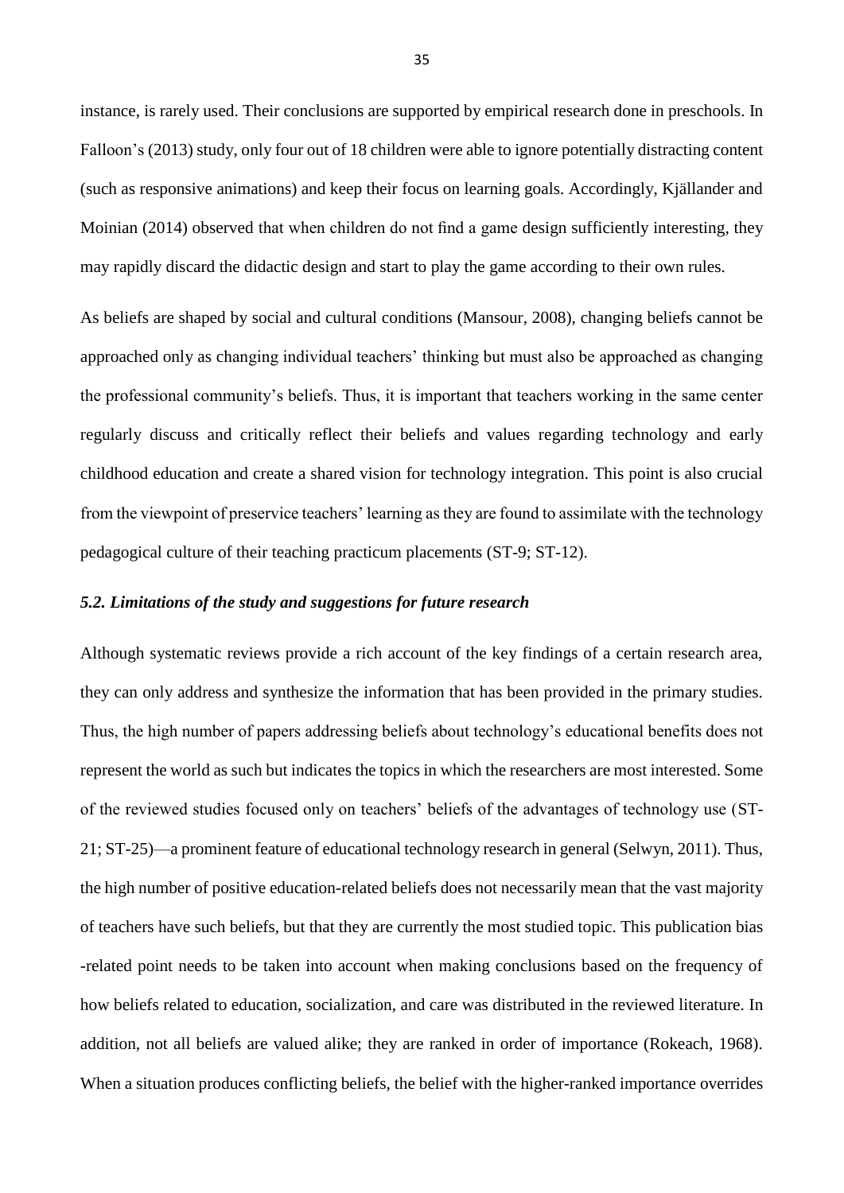instance, is rarely used. Their conclusions are supported by empirical research done in preschools. In Falloon's (2013) study, only four out of 18 children were able to ignore potentially distracting content (such as responsive animations) and keep their focus on learning goals. Accordingly, Kjällander and Moinian (2014) observed that when children do not find a game design sufficiently interesting, they may rapidly discard the didactic design and start to play the game according to their own rules.

As beliefs are shaped by social and cultural conditions (Mansour, 2008), changing beliefs cannot be approached only as changing individual teachers' thinking but must also be approached as changing the professional community's beliefs. Thus, it is important that teachers working in the same center regularly discuss and critically reflect their beliefs and values regarding technology and early childhood education and create a shared vision for technology integration. This point is also crucial from the viewpoint of preservice teachers' learning as they are found to assimilate with the technology pedagogical culture of their teaching practicum placements (ST-9; ST-12).

### *5.2. Limitations of the study and suggestions for future research*

Although systematic reviews provide a rich account of the key findings of a certain research area, they can only address and synthesize the information that has been provided in the primary studies. Thus, the high number of papers addressing beliefs about technology's educational benefits does not represent the world as such but indicates the topics in which the researchers are most interested. Some of the reviewed studies focused only on teachers' beliefs of the advantages of technology use (ST-21; ST-25)—a prominent feature of educational technology research in general (Selwyn, 2011). Thus, the high number of positive education-related beliefs does not necessarily mean that the vast majority of teachers have such beliefs, but that they are currently the most studied topic. This publication bias -related point needs to be taken into account when making conclusions based on the frequency of how beliefs related to education, socialization, and care was distributed in the reviewed literature. In addition, not all beliefs are valued alike; they are ranked in order of importance (Rokeach, 1968). When a situation produces conflicting beliefs, the belief with the higher-ranked importance overrides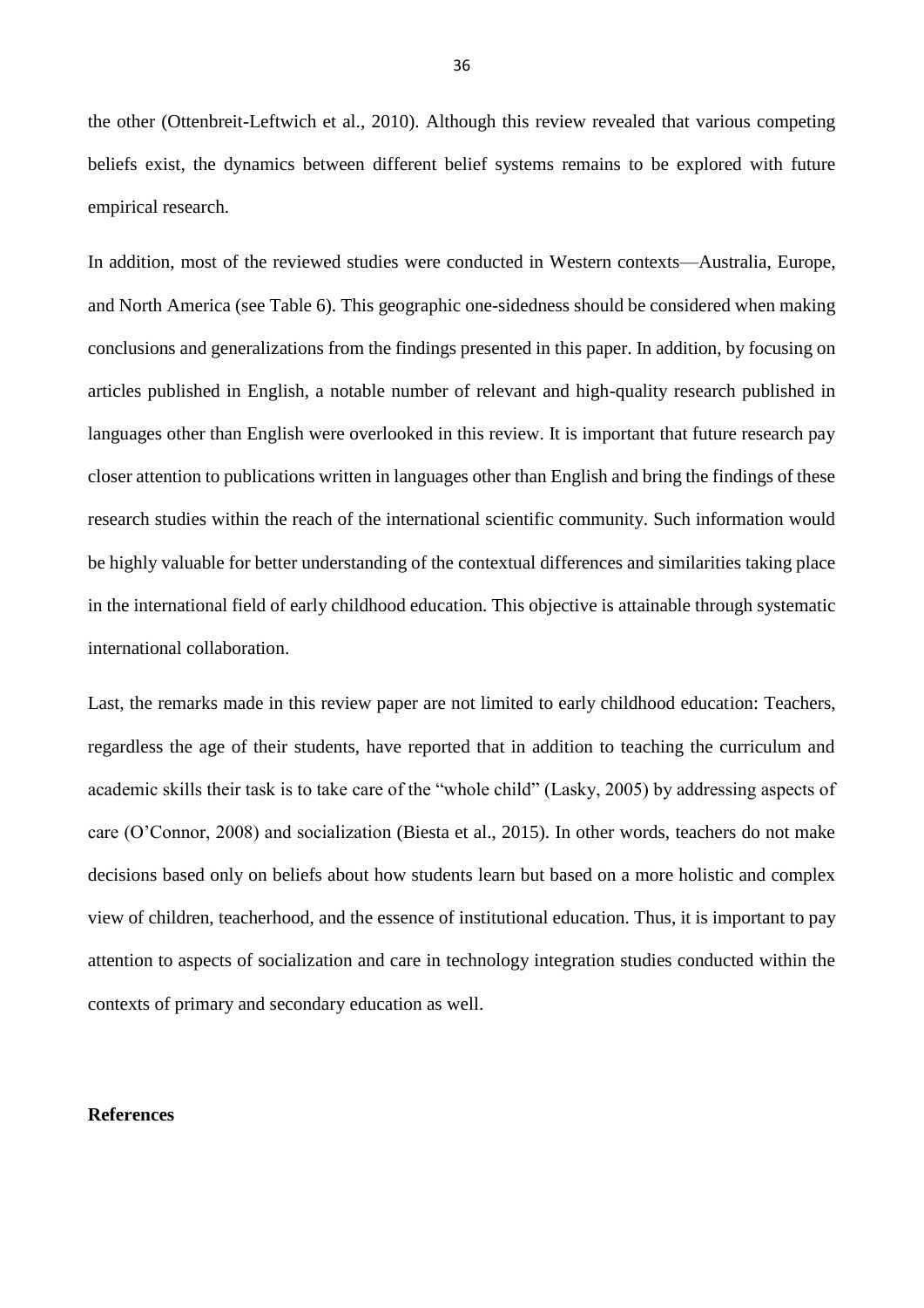the other (Ottenbreit-Leftwich et al., 2010). Although this review revealed that various competing beliefs exist, the dynamics between different belief systems remains to be explored with future empirical research.

In addition, most of the reviewed studies were conducted in Western contexts—Australia, Europe, and North America (see Table 6). This geographic one-sidedness should be considered when making conclusions and generalizations from the findings presented in this paper. In addition, by focusing on articles published in English, a notable number of relevant and high-quality research published in languages other than English were overlooked in this review. It is important that future research pay closer attention to publications written in languages other than English and bring the findings of these research studies within the reach of the international scientific community. Such information would be highly valuable for better understanding of the contextual differences and similarities taking place in the international field of early childhood education. This objective is attainable through systematic international collaboration.

Last, the remarks made in this review paper are not limited to early childhood education: Teachers, regardless the age of their students, have reported that in addition to teaching the curriculum and academic skills their task is to take care of the "whole child" (Lasky, 2005) by addressing aspects of care (O'Connor, 2008) and socialization (Biesta et al., 2015). In other words, teachers do not make decisions based only on beliefs about how students learn but based on a more holistic and complex view of children, teacherhood, and the essence of institutional education. Thus, it is important to pay attention to aspects of socialization and care in technology integration studies conducted within the contexts of primary and secondary education as well.

**References**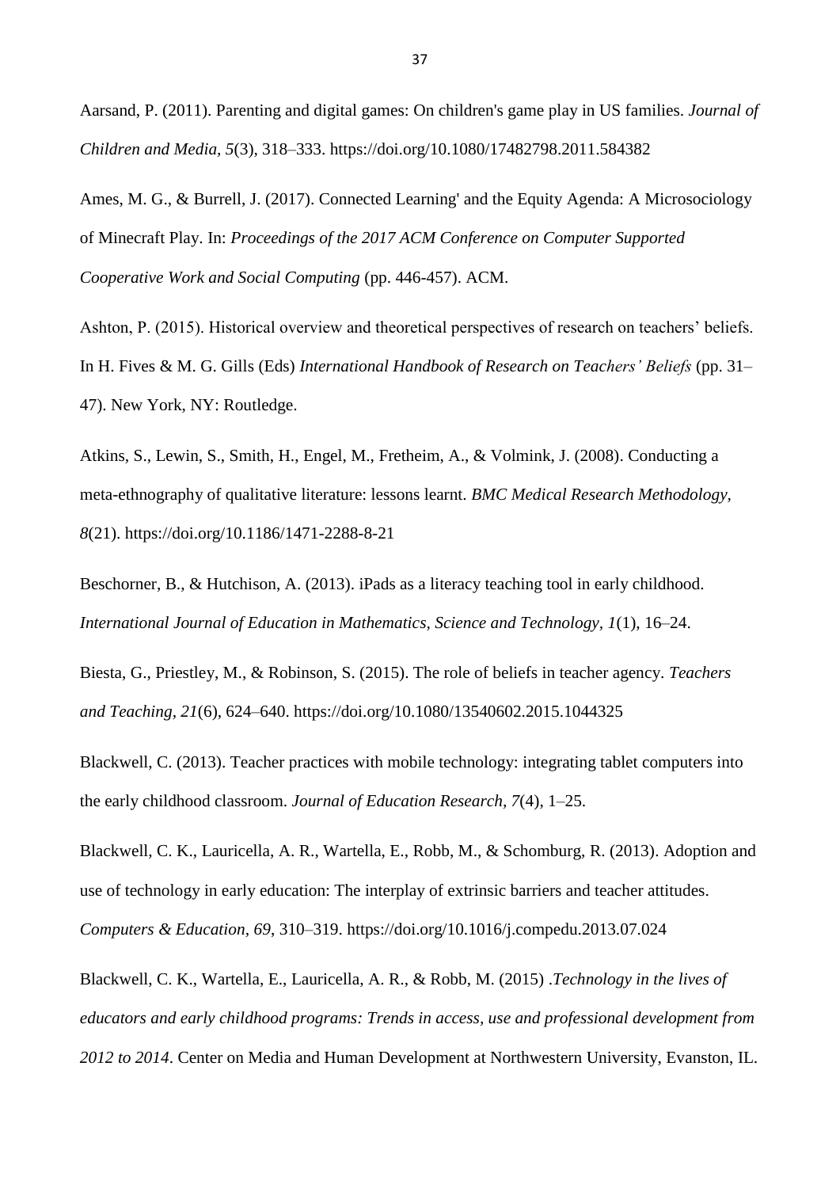Aarsand, P. (2011). Parenting and digital games: On children's game play in US families. *Journal of Children and Media, 5*(3), 318–333. https://doi.org/10.1080/17482798.2011.584382

Ames, M. G., & Burrell, J. (2017). Connected Learning' and the Equity Agenda: A Microsociology of Minecraft Play. In: *Proceedings of the 2017 ACM Conference on Computer Supported Cooperative Work and Social Computing* (pp. 446-457). ACM.

Ashton, P. (2015). Historical overview and theoretical perspectives of research on teachers' beliefs. In H. Fives & M. G. Gills (Eds) *International Handbook of Research on Teachers' Beliefs* (pp. 31–47). New York, NY: Routledge.

Atkins, S., Lewin, S., Smith, H., Engel, M., Fretheim, A., & Volmink, J. (2008). Conducting a meta-ethnography of qualitative literature: lessons learnt. *BMC Medical Research Methodology, 8*(21). https://doi.org/10.1186/1471-2288-8-21

Beschorner, B., & Hutchison, A. (2013). iPads as a literacy teaching tool in early childhood. *International Journal of Education in Mathematics, Science and Technology, 1*(1), 16–24.

Biesta, G., Priestley, M., & Robinson, S. (2015). The role of beliefs in teacher agency. *Teachers and Teaching, 21*(6), 624–640. https://doi.org/10.1080/13540602.2015.1044325

Blackwell, C. (2013). Teacher practices with mobile technology: integrating tablet computers into the early childhood classroom. *Journal of Education Research, 7*(4), 1–25.

Blackwell, C. K., Lauricella, A. R., Wartella, E., Robb, M., & Schomburg, R. (2013). Adoption and use of technology in early education: The interplay of extrinsic barriers and teacher attitudes. *Computers & Education, 69*, 310–319. https://doi.org/10.1016/j.compedu.2013.07.024

Blackwell, C. K., Wartella, E., Lauricella, A. R., & Robb, M. (2015) .*Technology in the lives of educators and early childhood programs: Trends in access, use and professional development from 2012 to 2014*. Center on Media and Human Development at Northwestern University, Evanston, IL.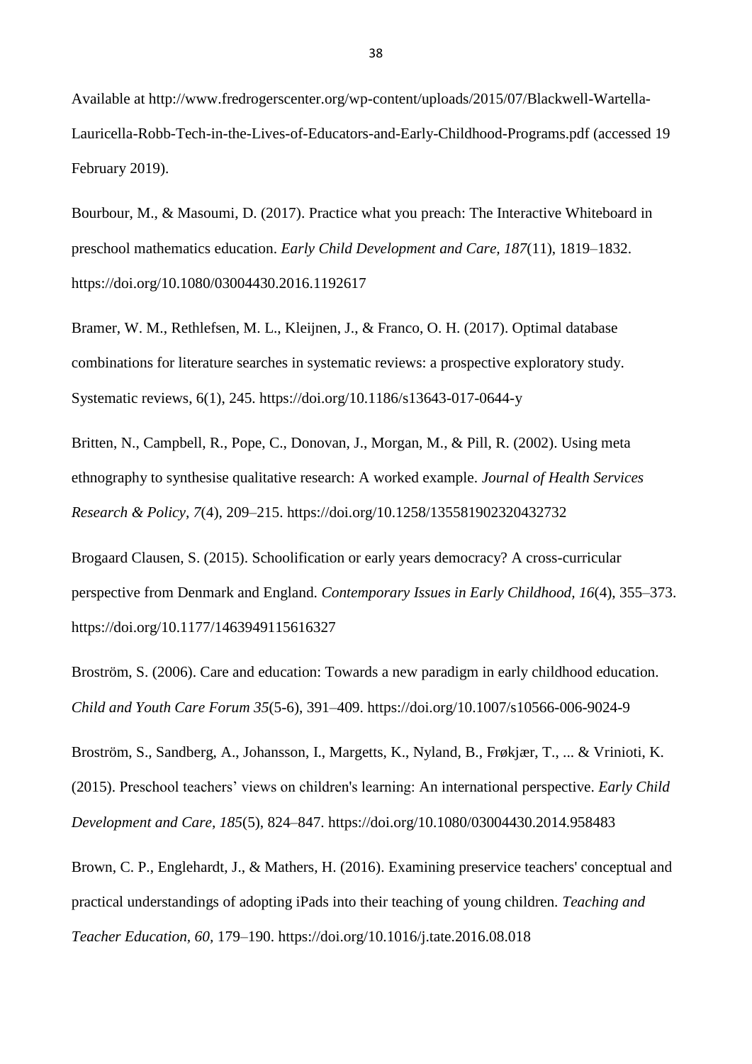Available at http://www.fredrogerscenter.org/wp-content/uploads/2015/07/Blackwell-Wartella-Lauricella-Robb-Tech-in-the-Lives-of-Educators-and-Early-Childhood-Programs.pdf (accessed 19 February 2019).

Bourbour, M., & Masoumi, D. (2017). Practice what you preach: The Interactive Whiteboard in preschool mathematics education. *Early Child Development and Care, 187*(11), 1819–1832. https://doi.org/10.1080/03004430.2016.1192617

Bramer, W. M., Rethlefsen, M. L., Kleijnen, J., & Franco, O. H. (2017). Optimal database combinations for literature searches in systematic reviews: a prospective exploratory study. Systematic reviews, 6(1), 245. https://doi.org/10.1186/s13643-017-0644-y

Britten, N., Campbell, R., Pope, C., Donovan, J., Morgan, M., & Pill, R. (2002). Using meta ethnography to synthesise qualitative research: A worked example. *Journal of Health Services Research & Policy, 7*(4), 209–215. https://doi.org/10.1258/135581902320432732

Brogaard Clausen, S. (2015). Schoolification or early years democracy? A cross-curricular perspective from Denmark and England. *Contemporary Issues in Early Childhood, 16*(4), 355–373. https://doi.org/10.1177/1463949115616327

Broström, S. (2006). Care and education: Towards a new paradigm in early childhood education. *Child and Youth Care Forum 35*(5-6), 391–409. https://doi.org/10.1007/s10566-006-9024-9

Broström, S., Sandberg, A., Johansson, I., Margetts, K., Nyland, B., Frøkjær, T., ... & Vrinioti, K. (2015). Preschool teachers' views on children's learning: An international perspective. *Early Child Development and Care, 185*(5), 824–847. https://doi.org/10.1080/03004430.2014.958483

Brown, C. P., Englehardt, J., & Mathers, H. (2016). Examining preservice teachers' conceptual and practical understandings of adopting iPads into their teaching of young children. *Teaching and Teacher Education, 60,* 179–190. https://doi.org/10.1016/j.tate.2016.08.018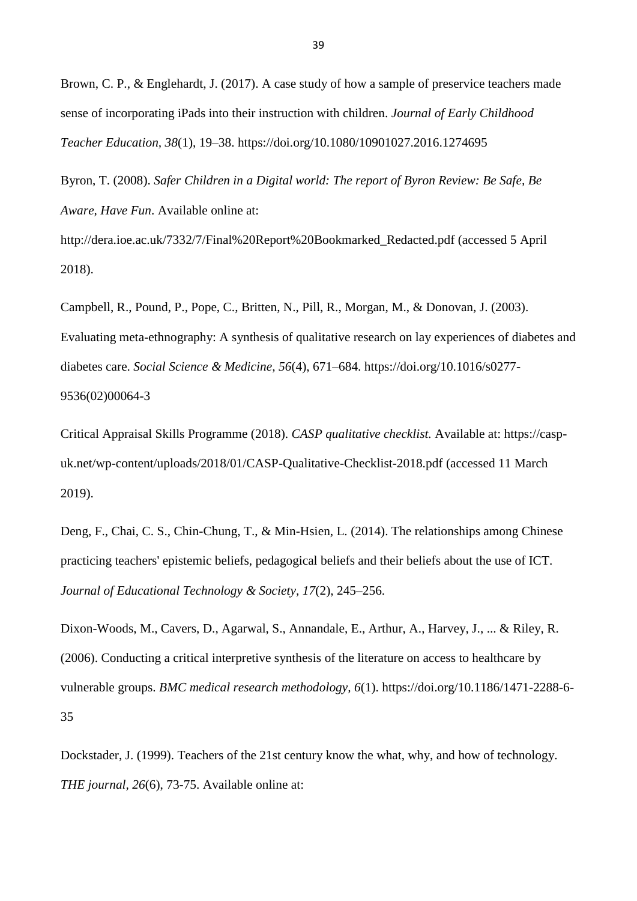Brown, C. P., & Englehardt, J. (2017). A case study of how a sample of preservice teachers made sense of incorporating iPads into their instruction with children. *Journal of Early Childhood Teacher Education*, *38*(1), 19–38. https://doi.org/10.1080/10901027.2016.1274695

Byron, T. (2008). *Safer Children in a Digital world: The report of Byron Review: Be Safe, Be Aware, Have Fun*. Available online at: http://dera.ioe.ac.uk/7332/7/Final%20Report%20Bookmarked_Redacted.pdf (accessed 5 April 2018).

Campbell, R., Pound, P., Pope, C., Britten, N., Pill, R., Morgan, M., & Donovan, J. (2003). Evaluating meta-ethnography: A synthesis of qualitative research on lay experiences of diabetes and diabetes care. *Social Science & Medicine, 56*(4), 671–684. https://doi.org/10.1016/s0277-9536(02)00064-3

Critical Appraisal Skills Programme (2018). *CASP qualitative checklist.* Available at: https://casp-uk.net/wp-content/uploads/2018/01/CASP-Qualitative-Checklist-2018.pdf (accessed 11 March 2019).

Deng, F., Chai, C. S., Chin-Chung, T., & Min-Hsien, L. (2014). The relationships among Chinese practicing teachers' epistemic beliefs, pedagogical beliefs and their beliefs about the use of ICT. *Journal of Educational Technology & Society*, *17*(2), 245–256.

Dixon-Woods, M., Cavers, D., Agarwal, S., Annandale, E., Arthur, A., Harvey, J., ... & Riley, R. (2006). Conducting a critical interpretive synthesis of the literature on access to healthcare by vulnerable groups. *BMC medical research methodology, 6*(1). https://doi.org/10.1186/1471-2288-6-35

Dockstader, J. (1999). Teachers of the 21st century know the what, why, and how of technology. *THE journal*, *26*(6), 73-75. Available online at: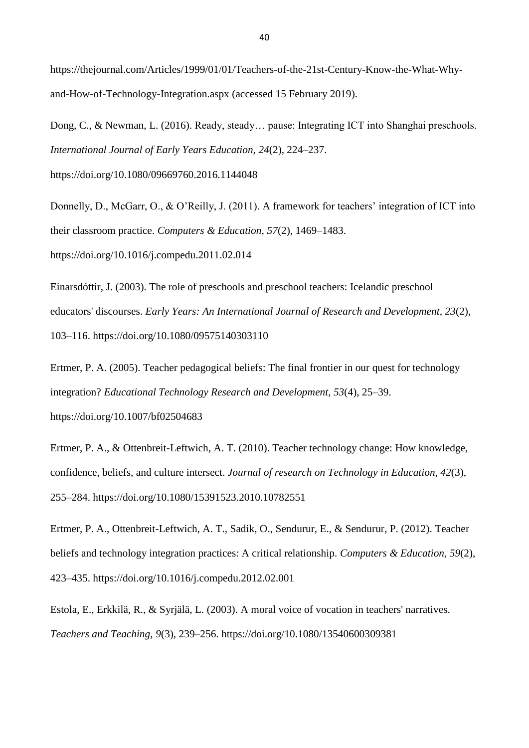https://thejournal.com/Articles/1999/01/01/Teachers-of-the-21st-Century-Know-the-What-Why-and-How-of-Technology-Integration.aspx (accessed 15 February 2019).

Dong, C., & Newman, L. (2016). Ready, steady… pause: Integrating ICT into Shanghai preschools. *International Journal of Early Years Education, 24*(2), 224–237. https://doi.org/10.1080/09669760.2016.1144048

Donnelly, D., McGarr, O., & O'Reilly, J. (2011). A framework for teachers' integration of ICT into their classroom practice. *Computers & Education*, *57*(2), 1469–1483. https://doi.org/10.1016/j.compedu.2011.02.014

Einarsdóttir, J. (2003). The role of preschools and preschool teachers: Icelandic preschool educators' discourses. *Early Years: An International Journal of Research and Development, 23*(2), 103–116. https://doi.org/10.1080/09575140303110

Ertmer, P. A. (2005). Teacher pedagogical beliefs: The final frontier in our quest for technology integration? *Educational Technology Research and Development*, *53*(4), 25–39. https://doi.org/10.1007/bf02504683

Ertmer, P. A., & Ottenbreit-Leftwich, A. T. (2010). Teacher technology change: How knowledge, confidence, beliefs, and culture intersect. *Journal of research on Technology in Education*, *42*(3), 255–284. https://doi.org/10.1080/15391523.2010.10782551

Ertmer, P. A., Ottenbreit-Leftwich, A. T., Sadik, O., Sendurur, E., & Sendurur, P. (2012). Teacher beliefs and technology integration practices: A critical relationship. *Computers & Education, 59*(2), 423–435. https://doi.org/10.1016/j.compedu.2012.02.001

Estola, E., Erkkilä, R., & Syrjälä, L. (2003). A moral voice of vocation in teachers' narratives. *Teachers and Teaching, 9*(3), 239–256. https://doi.org/10.1080/13540600309381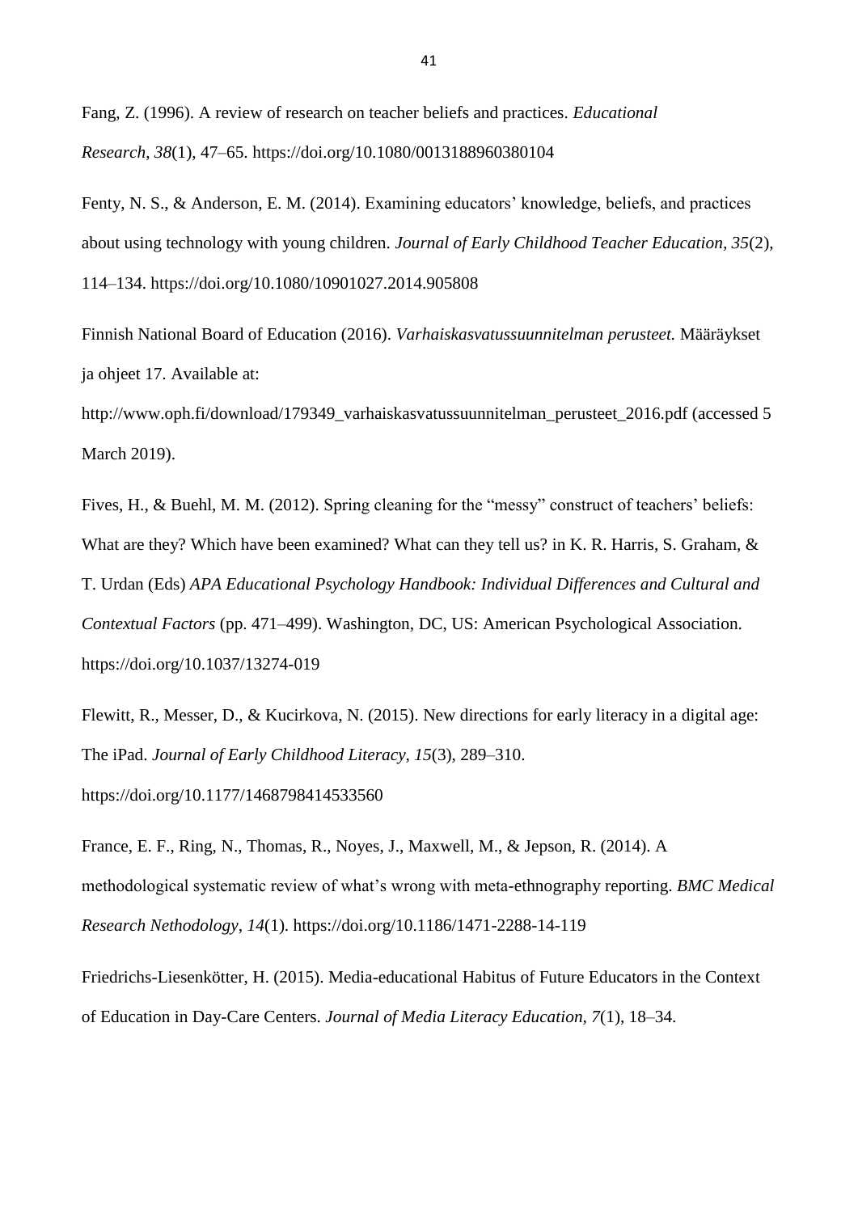Fang, Z. (1996). A review of research on teacher beliefs and practices. *Educational Research*, *38*(1), 47–65. https://doi.org/10.1080/0013188960380104

Fenty, N. S., & Anderson, E. M. (2014). Examining educators' knowledge, beliefs, and practices about using technology with young children. *Journal of Early Childhood Teacher Education*, *35*(2), 114–134. https://doi.org/10.1080/10901027.2014.905808

Finnish National Board of Education (2016). *Varhaiskasvatussuunnitelman perusteet.* Määräykset ja ohjeet 17. Available at: http://www.oph.fi/download/179349_varhaiskasvatussuunnitelman_perusteet_2016.pdf (accessed 5 March 2019).

Fives, H., & Buehl, M. M. (2012). Spring cleaning for the "messy" construct of teachers' beliefs: What are they? Which have been examined? What can they tell us? in K. R. Harris, S. Graham, & T. Urdan (Eds) *APA Educational Psychology Handbook: Individual Differences and Cultural and Contextual Factors* (pp. 471–499). Washington, DC, US: American Psychological Association. https://doi.org/10.1037/13274-019

Flewitt, R., Messer, D., & Kucirkova, N. (2015). New directions for early literacy in a digital age: The iPad. *Journal of Early Childhood Literacy*, *15*(3), 289–310. https://doi.org/10.1177/1468798414533560

France, E. F., Ring, N., Thomas, R., Noyes, J., Maxwell, M., & Jepson, R. (2014). A methodological systematic review of what's wrong with meta-ethnography reporting. *BMC Medical Research Nethodology*, *14*(1). https://doi.org/10.1186/1471-2288-14-119

Friedrichs-Liesenkötter, H. (2015). Media-educational Habitus of Future Educators in the Context of Education in Day-Care Centers. *Journal of Media Literacy Education*, *7*(1), 18–34.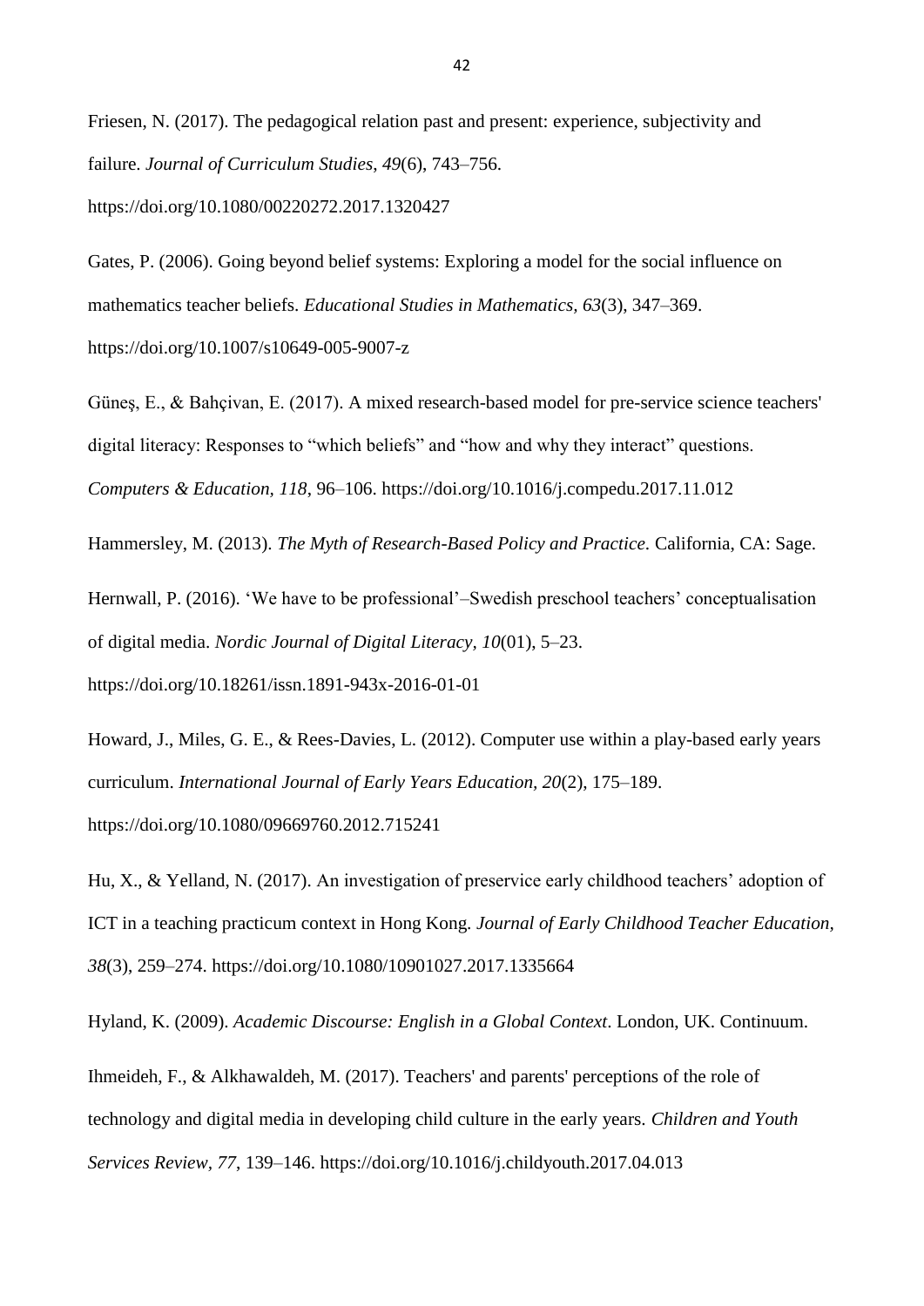Friesen, N. (2017). The pedagogical relation past and present: experience, subjectivity and failure. *Journal of Curriculum Studies*, *49*(6), 743–756. https://doi.org/10.1080/00220272.2017.1320427

Gates, P. (2006). Going beyond belief systems: Exploring a model for the social influence on mathematics teacher beliefs. *Educational Studies in Mathematics*, *63*(3), 347–369. https://doi.org/10.1007/s10649-005-9007-z

Güneş, E., & Bahçivan, E. (2017). A mixed research-based model for pre-service science teachers' digital literacy: Responses to "which beliefs" and "how and why they interact" questions. *Computers & Education*, *118*, 96–106. https://doi.org/10.1016/j.compedu.2017.11.012

Hammersley, M. (2013). *The Myth of Research-Based Policy and Practice*. California, CA: Sage.

Hernwall, P. (2016). 'We have to be professional'–Swedish preschool teachers' conceptualisation of digital media. *Nordic Journal of Digital Literacy*, *10*(01), 5–23. https://doi.org/10.18261/issn.1891-943x-2016-01-01

Howard, J., Miles, G. E., & Rees-Davies, L. (2012). Computer use within a play-based early years curriculum. *International Journal of Early Years Education*, *20*(2), 175–189. https://doi.org/10.1080/09669760.2012.715241

Hu, X., & Yelland, N. (2017). An investigation of preservice early childhood teachers' adoption of ICT in a teaching practicum context in Hong Kong. *Journal of Early Childhood Teacher Education*, *38*(3), 259–274. https://doi.org/10.1080/10901027.2017.1335664

Hyland, K. (2009). *Academic Discourse: English in a Global Context*. London, UK. Continuum.

Ihmeideh, F., & Alkhawaldeh, M. (2017). Teachers' and parents' perceptions of the role of technology and digital media in developing child culture in the early years. *Children and Youth Services Review*, *77*, 139–146. https://doi.org/10.1016/j.childyouth.2017.04.013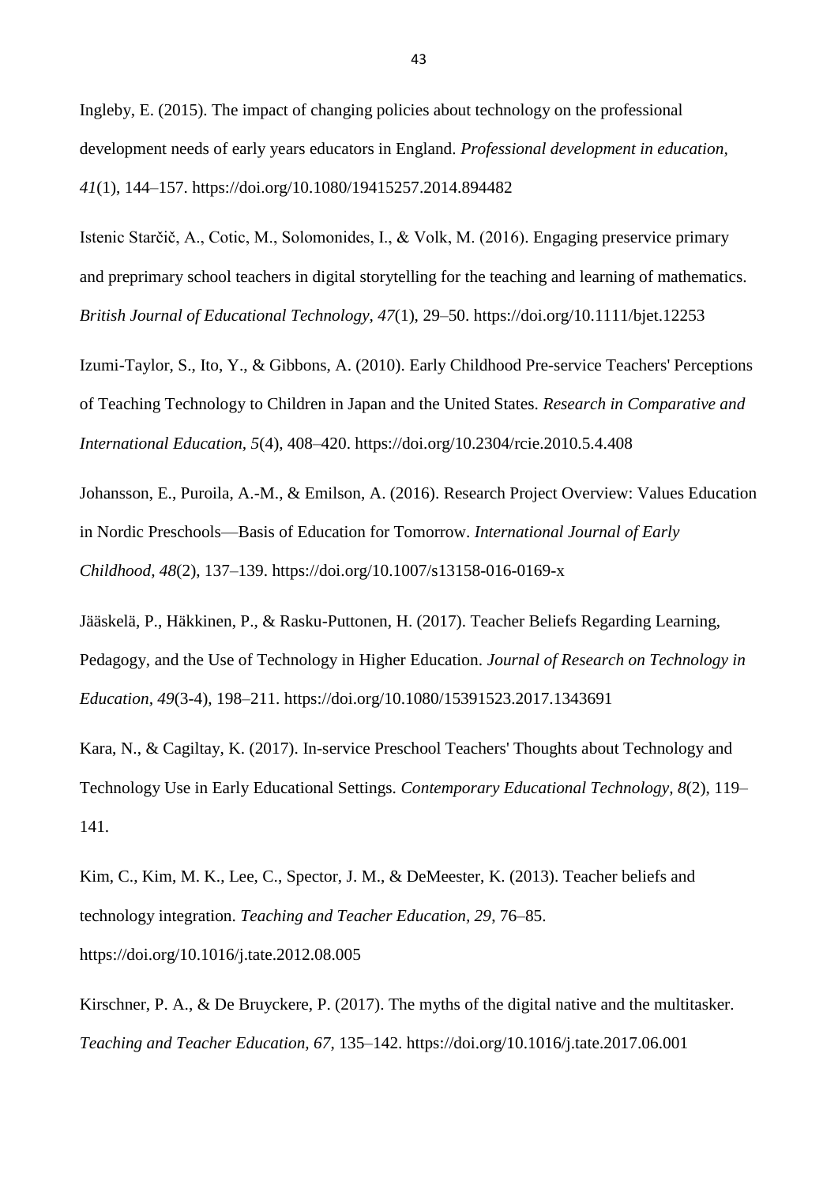Ingleby, E. (2015). The impact of changing policies about technology on the professional development needs of early years educators in England. *Professional development in education, 41*(1), 144–157. https://doi.org/10.1080/19415257.2014.894482

Istenic Starčič, A., Cotic, M., Solomonides, I., & Volk, M. (2016). Engaging preservice primary and preprimary school teachers in digital storytelling for the teaching and learning of mathematics. *British Journal of Educational Technology, 47*(1), 29–50. https://doi.org/10.1111/bjet.12253

Izumi-Taylor, S., Ito, Y., & Gibbons, A. (2010). Early Childhood Pre-service Teachers' Perceptions of Teaching Technology to Children in Japan and the United States. *Research in Comparative and International Education, 5*(4), 408–420. https://doi.org/10.2304/rcie.2010.5.4.408

Johansson, E., Puroila, A.-M., & Emilson, A. (2016). Research Project Overview: Values Education in Nordic Preschools—Basis of Education for Tomorrow. *International Journal of Early Childhood, 48*(2), 137–139. https://doi.org/10.1007/s13158-016-0169-x

Jääskelä, P., Häkkinen, P., & Rasku-Puttonen, H. (2017). Teacher Beliefs Regarding Learning, Pedagogy, and the Use of Technology in Higher Education. *Journal of Research on Technology in Education, 49*(3-4), 198–211. https://doi.org/10.1080/15391523.2017.1343691

Kara, N., & Cagiltay, K. (2017). In-service Preschool Teachers' Thoughts about Technology and Technology Use in Early Educational Settings. *Contemporary Educational Technology, 8*(2), 119–141.

Kim, C., Kim, M. K., Lee, C., Spector, J. M., & DeMeester, K. (2013). Teacher beliefs and technology integration. *Teaching and Teacher Education, 29*, 76–85. https://doi.org/10.1016/j.tate.2012.08.005

Kirschner, P. A., & De Bruyckere, P. (2017). The myths of the digital native and the multitasker. *Teaching and Teacher Education, 67*, 135–142. https://doi.org/10.1016/j.tate.2017.06.001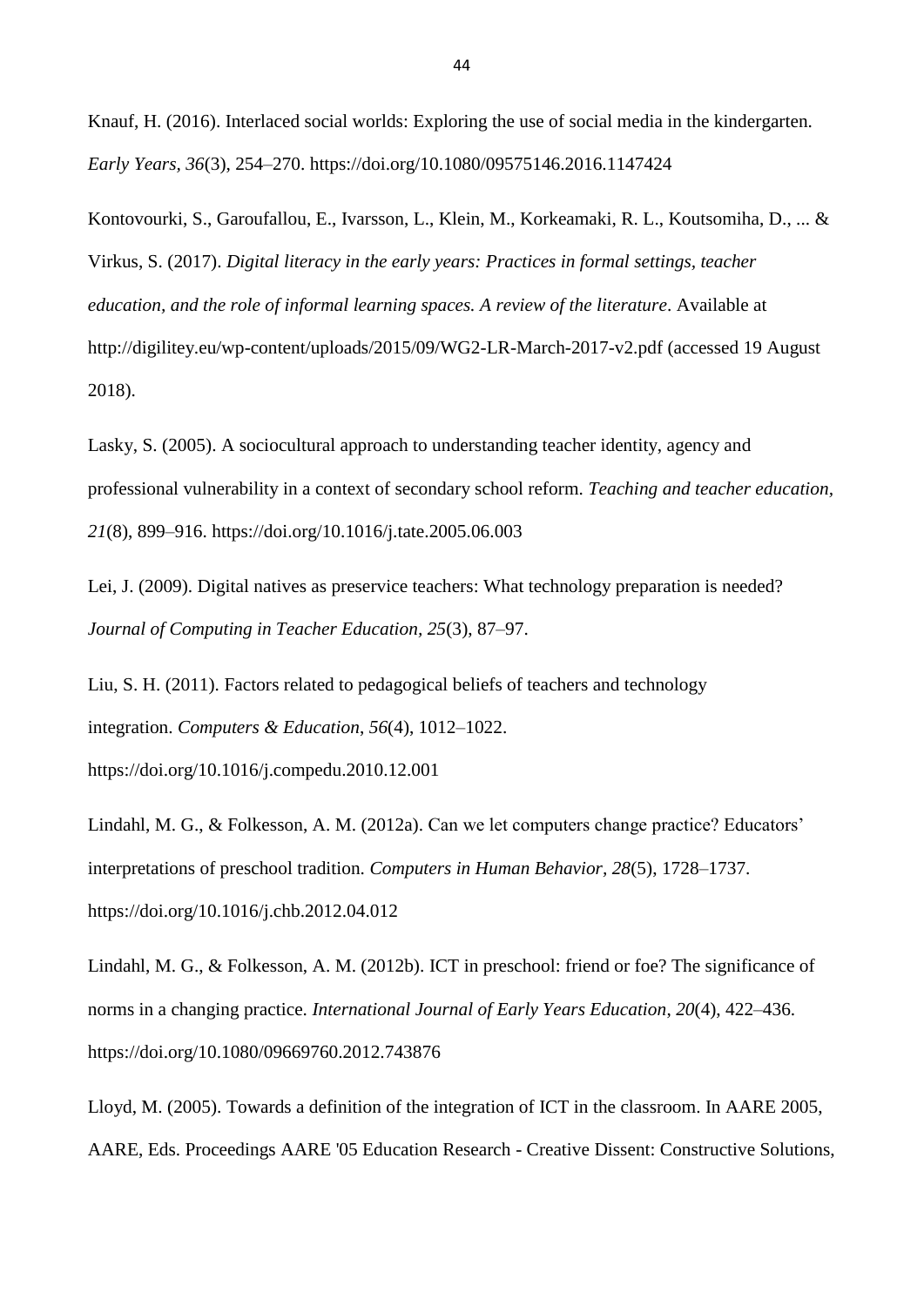Knauf, H. (2016). Interlaced social worlds: Exploring the use of social media in the kindergarten. *Early Years*, *36*(3), 254–270. https://doi.org/10.1080/09575146.2016.1147424

Kontovourki, S., Garoufallou, E., Ivarsson, L., Klein, M., Korkeamaki, R. L., Koutsomiha, D., ... & Virkus, S. (2017). *Digital literacy in the early years: Practices in formal settings, teacher education, and the role of informal learning spaces. A review of the literature*. Available at http://digilitey.eu/wp-content/uploads/2015/09/WG2-LR-March-2017-v2.pdf (accessed 19 August 2018).

Lasky, S. (2005). A sociocultural approach to understanding teacher identity, agency and professional vulnerability in a context of secondary school reform. *Teaching and teacher education, 21*(8), 899–916. https://doi.org/10.1016/j.tate.2005.06.003

Lei, J. (2009). Digital natives as preservice teachers: What technology preparation is needed? *Journal of Computing in Teacher Education, 25*(3), 87–97.

Liu, S. H. (2011). Factors related to pedagogical beliefs of teachers and technology integration. *Computers & Education*, *56*(4), 1012–1022. https://doi.org/10.1016/j.compedu.2010.12.001

Lindahl, M. G., & Folkesson, A. M. (2012a). Can we let computers change practice? Educators' interpretations of preschool tradition. *Computers in Human Behavior, 28*(5), 1728–1737. https://doi.org/10.1016/j.chb.2012.04.012

Lindahl, M. G., & Folkesson, A. M. (2012b). ICT in preschool: friend or foe? The significance of norms in a changing practice. *International Journal of Early Years Education*, *20*(4), 422–436. https://doi.org/10.1080/09669760.2012.743876

Lloyd, M. (2005). Towards a definition of the integration of ICT in the classroom. In AARE 2005, AARE, Eds. Proceedings AARE '05 Education Research - Creative Dissent: Constructive Solutions,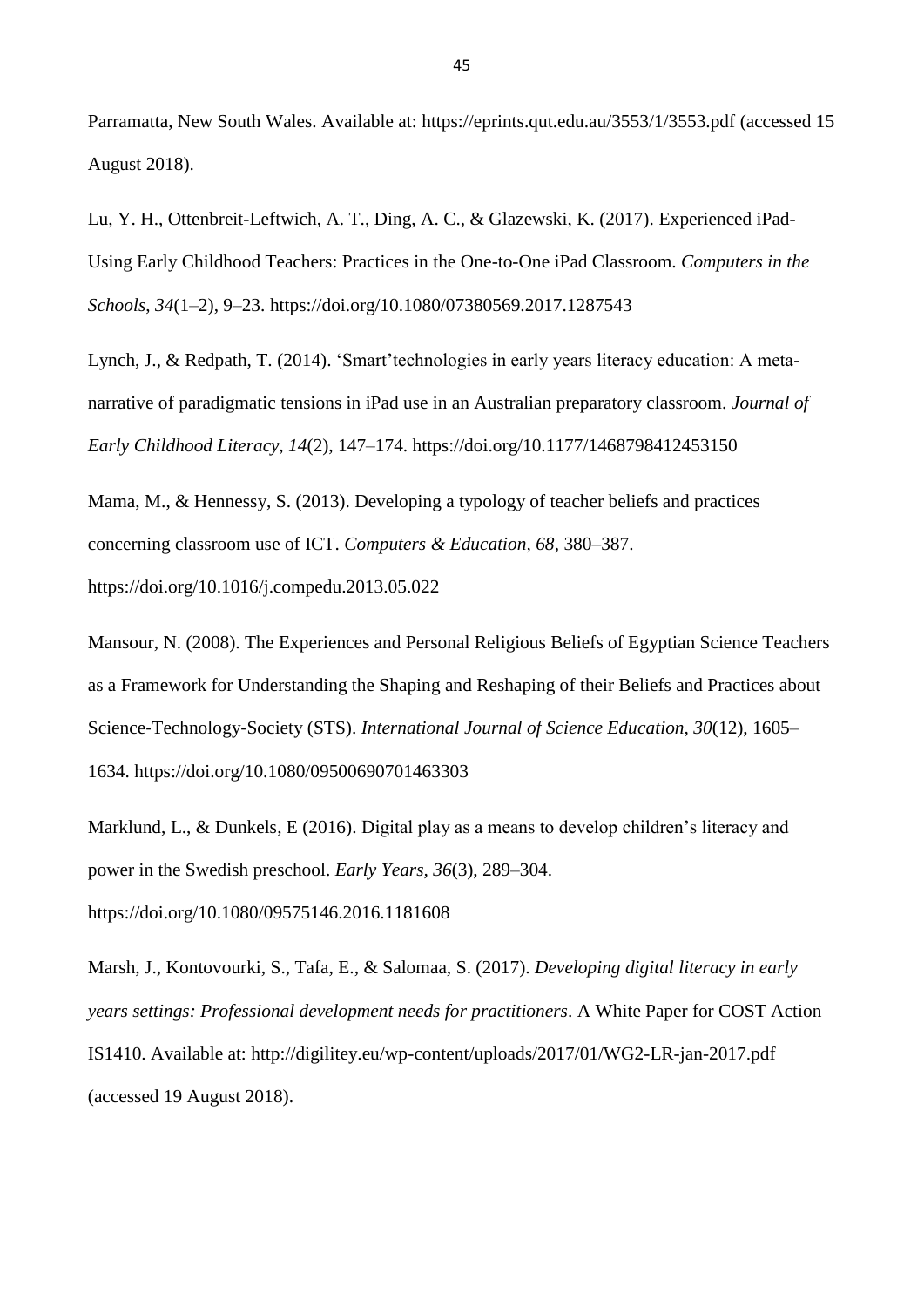Parramatta, New South Wales. Available at: https://eprints.qut.edu.au/3553/1/3553.pdf (accessed 15 August 2018).

Lu, Y. H., Ottenbreit-Leftwich, A. T., Ding, A. C., & Glazewski, K. (2017). Experienced iPad-Using Early Childhood Teachers: Practices in the One-to-One iPad Classroom. *Computers in the Schools*, *34*(1–2), 9–23. https://doi.org/10.1080/07380569.2017.1287543

Lynch, J., & Redpath, T. (2014). 'Smart'technologies in early years literacy education: A meta-narrative of paradigmatic tensions in iPad use in an Australian preparatory classroom. *Journal of Early Childhood Literacy*, *14*(2), 147–174. https://doi.org/10.1177/1468798412453150

Mama, M., & Hennessy, S. (2013). Developing a typology of teacher beliefs and practices concerning classroom use of ICT. *Computers & Education*, *68*, 380–387. https://doi.org/10.1016/j.compedu.2013.05.022

Mansour, N. (2008). The Experiences and Personal Religious Beliefs of Egyptian Science Teachers as a Framework for Understanding the Shaping and Reshaping of their Beliefs and Practices about Science-Technology-Society (STS). *International Journal of Science Education*, *30*(12), 1605–1634. https://doi.org/10.1080/09500690701463303

Marklund, L., & Dunkels, E (2016). Digital play as a means to develop children's literacy and power in the Swedish preschool. *Early Years*, *36*(3), 289–304. https://doi.org/10.1080/09575146.2016.1181608

Marsh, J., Kontovourki, S., Tafa, E., & Salomaa, S. (2017). *Developing digital literacy in early years settings: Professional development needs for practitioners*. A White Paper for COST Action IS1410. Available at: http://digilitey.eu/wp-content/uploads/2017/01/WG2-LR-jan-2017.pdf (accessed 19 August 2018).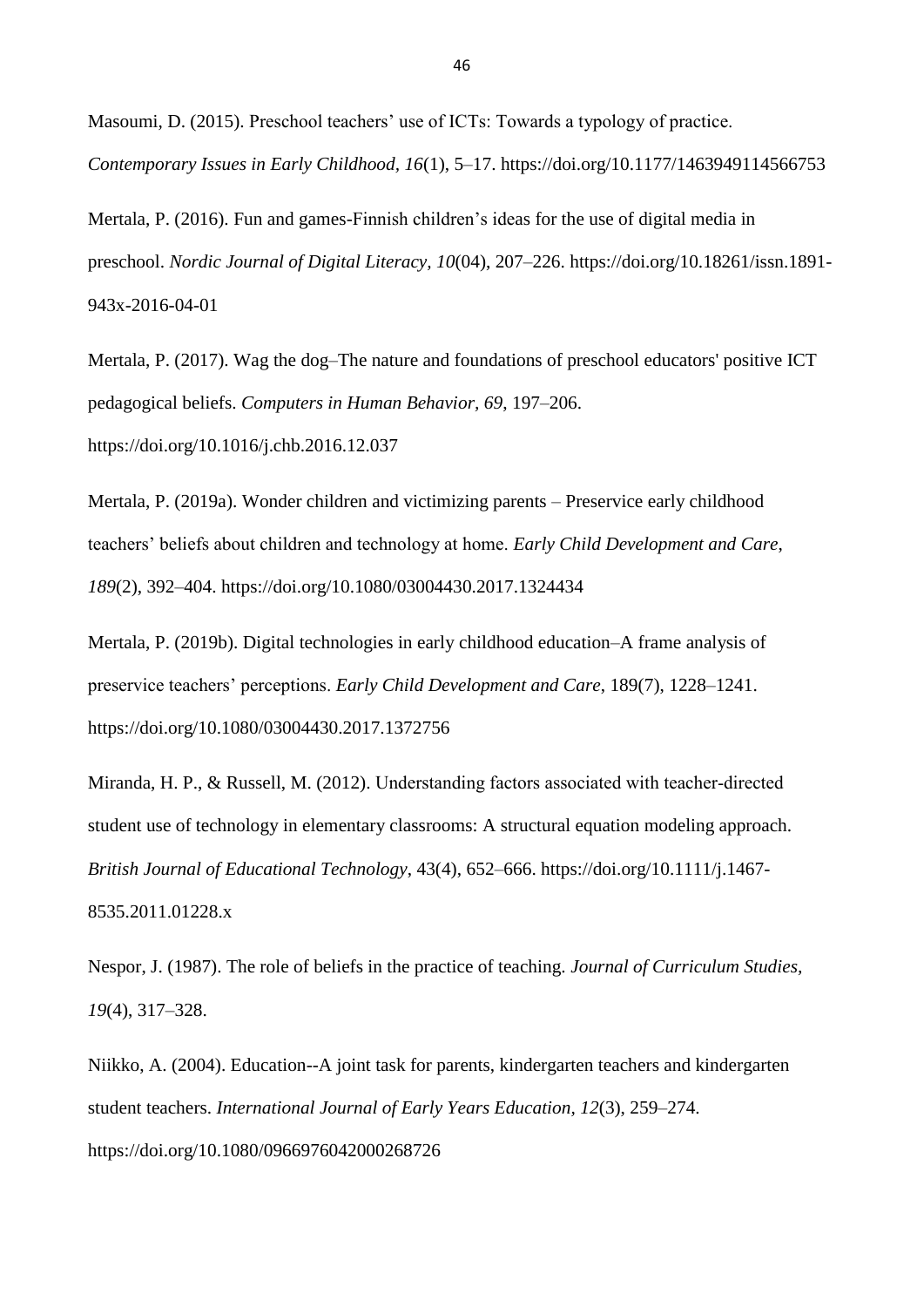Masoumi, D. (2015). Preschool teachers' use of ICTs: Towards a typology of practice. *Contemporary Issues in Early Childhood*, *16*(1), 5–17. https://doi.org/10.1177/1463949114566753

Mertala, P. (2016). Fun and games-Finnish children's ideas for the use of digital media in preschool. *Nordic Journal of Digital Literacy*, *10*(04), 207–226. https://doi.org/10.18261/issn.1891-943x-2016-04-01

Mertala, P. (2017). Wag the dog–The nature and foundations of preschool educators' positive ICT pedagogical beliefs. *Computers in Human Behavior*, *69*, 197–206. https://doi.org/10.1016/j.chb.2016.12.037

Mertala, P. (2019a). Wonder children and victimizing parents – Preservice early childhood teachers' beliefs about children and technology at home. *Early Child Development and Care*, *189*(2), 392–404. https://doi.org/10.1080/03004430.2017.1324434

Mertala, P. (2019b). Digital technologies in early childhood education–A frame analysis of preservice teachers' perceptions. *Early Child Development and Care*, 189(7), 1228–1241. https://doi.org/10.1080/03004430.2017.1372756

Miranda, H. P., & Russell, M. (2012). Understanding factors associated with teacher-directed student use of technology in elementary classrooms: A structural equation modeling approach. *British Journal of Educational Technology*, 43(4), 652–666. https://doi.org/10.1111/j.1467-8535.2011.01228.x

Nespor, J. (1987). The role of beliefs in the practice of teaching. *Journal of Curriculum Studies, 19*(4), 317–328.

Niikko, A. (2004). Education--A joint task for parents, kindergarten teachers and kindergarten student teachers. *International Journal of Early Years Education*, *12*(3), 259–274. https://doi.org/10.1080/0966976042000268726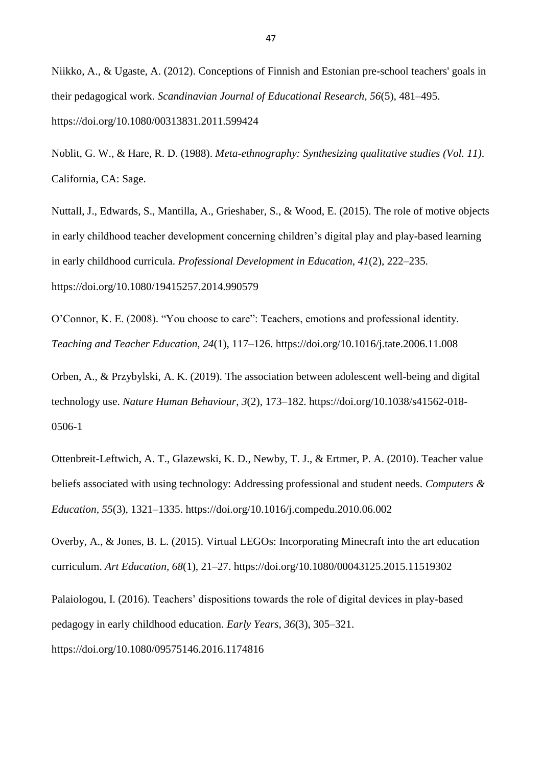Niikko, A., & Ugaste, A. (2012). Conceptions of Finnish and Estonian pre-school teachers' goals in their pedagogical work. *Scandinavian Journal of Educational Research, 56*(5), 481–495. https://doi.org/10.1080/00313831.2011.599424

Noblit, G. W., & Hare, R. D. (1988). *Meta-ethnography: Synthesizing qualitative studies (Vol. 11)*. California, CA: Sage.

Nuttall, J., Edwards, S., Mantilla, A., Grieshaber, S., & Wood, E. (2015). The role of motive objects in early childhood teacher development concerning children's digital play and play-based learning in early childhood curricula. *Professional Development in Education, 41*(2), 222–235. https://doi.org/10.1080/19415257.2014.990579

O'Connor, K. E. (2008). "You choose to care": Teachers, emotions and professional identity. *Teaching and Teacher Education, 24*(1), 117–126. https://doi.org/10.1016/j.tate.2006.11.008

Orben, A., & Przybylski, A. K. (2019). The association between adolescent well-being and digital technology use. *Nature Human Behaviour*, *3*(2), 173–182. https://doi.org/10.1038/s41562-018-0506-1

Ottenbreit-Leftwich, A. T., Glazewski, K. D., Newby, T. J., & Ertmer, P. A. (2010). Teacher value beliefs associated with using technology: Addressing professional and student needs. *Computers & Education, 55*(3), 1321–1335. https://doi.org/10.1016/j.compedu.2010.06.002

Overby, A., & Jones, B. L. (2015). Virtual LEGOs: Incorporating Minecraft into the art education curriculum. *Art Education, 68*(1), 21–27. https://doi.org/10.1080/00043125.2015.11519302

Palaiologou, I. (2016). Teachers' dispositions towards the role of digital devices in play-based pedagogy in early childhood education. *Early Years, 36*(3), 305–321. https://doi.org/10.1080/09575146.2016.1174816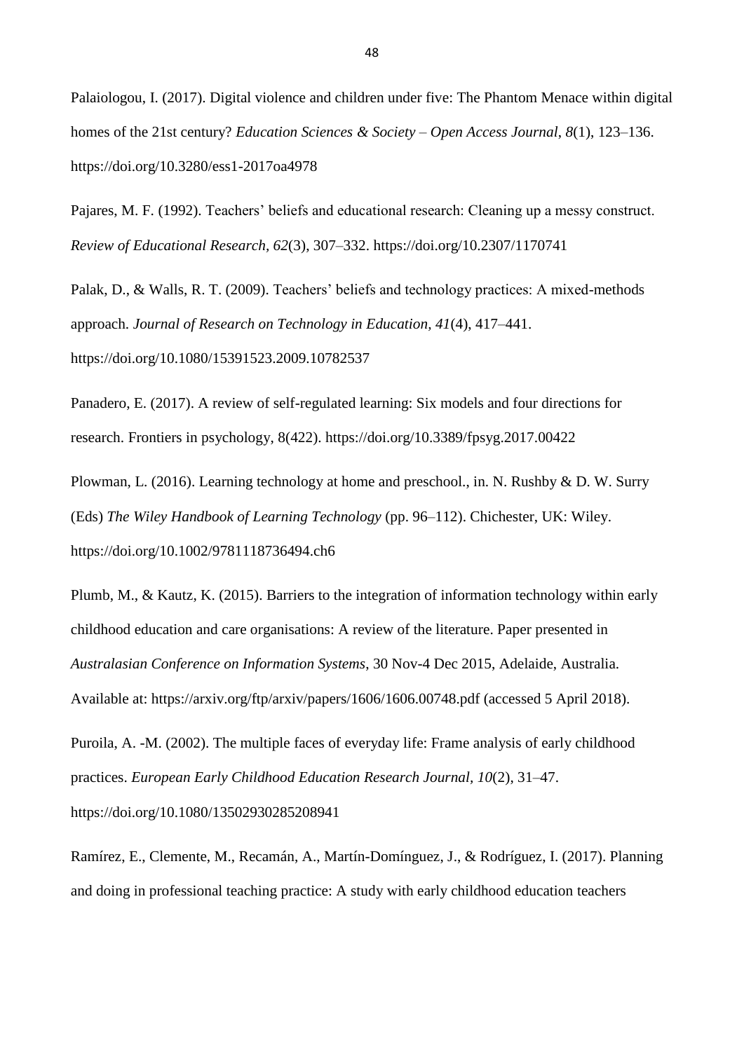Palaiologou, I. (2017). Digital violence and children under five: The Phantom Menace within digital homes of the 21st century? *Education Sciences & Society – Open Access Journal*, *8*(1), 123–136. https://doi.org/10.3280/ess1-2017oa4978

Pajares, M. F. (1992). Teachers' beliefs and educational research: Cleaning up a messy construct. *Review of Educational Research*, *62*(3), 307–332. https://doi.org/10.2307/1170741

Palak, D., & Walls, R. T. (2009). Teachers' beliefs and technology practices: A mixed-methods approach. *Journal of Research on Technology in Education*, *41*(4), 417–441. https://doi.org/10.1080/15391523.2009.10782537

Panadero, E. (2017). A review of self-regulated learning: Six models and four directions for research. Frontiers in psychology, 8(422). https://doi.org/10.3389/fpsyg.2017.00422

Plowman, L. (2016). Learning technology at home and preschool., in. N. Rushby & D. W. Surry (Eds) *The Wiley Handbook of Learning Technology* (pp. 96–112). Chichester, UK: Wiley. https://doi.org/10.1002/9781118736494.ch6

Plumb, M., & Kautz, K. (2015). Barriers to the integration of information technology within early childhood education and care organisations: A review of the literature. Paper presented in *Australasian Conference on Information Systems*, 30 Nov-4 Dec 2015, Adelaide, Australia. Available at: https://arxiv.org/ftp/arxiv/papers/1606/1606.00748.pdf (accessed 5 April 2018).

Puroila, A. -M. (2002). The multiple faces of everyday life: Frame analysis of early childhood practices. *European Early Childhood Education Research Journal, 10*(2), 31–47. https://doi.org/10.1080/13502930285208941

Ramírez, E., Clemente, M., Recamán, A., Martín-Domínguez, J., & Rodríguez, I. (2017). Planning and doing in professional teaching practice: A study with early childhood education teachers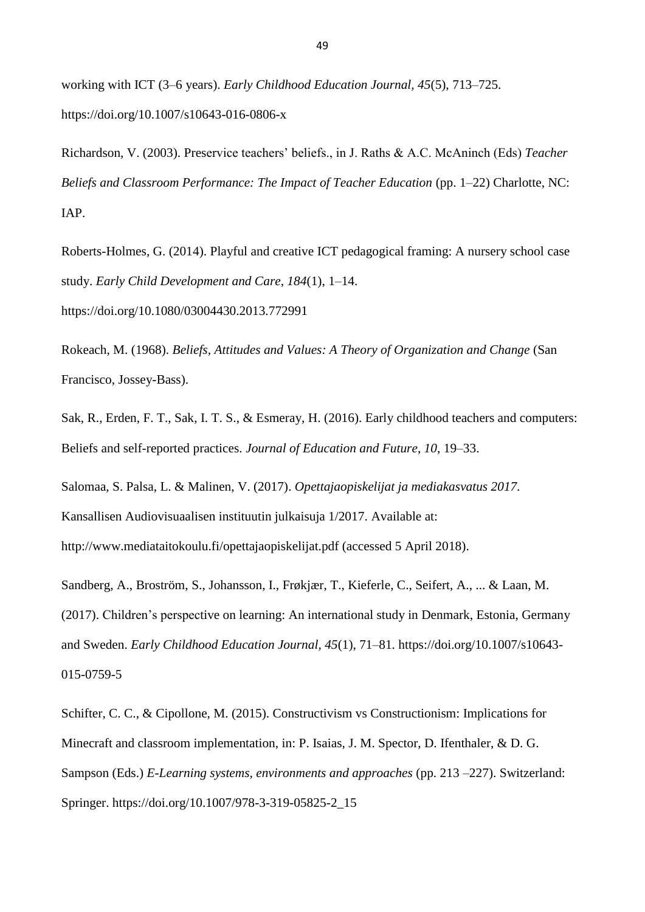working with ICT (3–6 years). *Early Childhood Education Journal, 45*(5), 713–725. https://doi.org/10.1007/s10643-016-0806-x

Richardson, V. (2003). Preservice teachers' beliefs., in J. Raths & A.C. McAninch (Eds) *Teacher Beliefs and Classroom Performance: The Impact of Teacher Education* (pp. 1–22) Charlotte, NC: IAP.

Roberts-Holmes, G. (2014). Playful and creative ICT pedagogical framing: A nursery school case study. *Early Child Development and Care*, *184*(1), 1–14. https://doi.org/10.1080/03004430.2013.772991

Rokeach, M. (1968). *Beliefs, Attitudes and Values: A Theory of Organization and Change* (San Francisco, Jossey-Bass).

Sak, R., Erden, F. T., Sak, I. T. S., & Esmeray, H. (2016). Early childhood teachers and computers: Beliefs and self-reported practices. *Journal of Education and Future*, *10*, 19–33.

Salomaa, S. Palsa, L. & Malinen, V. (2017). *Opettajaopiskelijat ja mediakasvatus 2017*. Kansallisen Audiovisuaalisen instituutin julkaisuja 1/2017. Available at: http://www.mediataitokoulu.fi/opettajaopiskelijat.pdf (accessed 5 April 2018).

Sandberg, A., Broström, S., Johansson, I., Frøkjær, T., Kieferle, C., Seifert, A., ... & Laan, M. (2017). Children's perspective on learning: An international study in Denmark, Estonia, Germany and Sweden. *Early Childhood Education Journal*, *45*(1), 71–81. https://doi.org/10.1007/s10643-015-0759-5

Schifter, C. C., & Cipollone, M. (2015). Constructivism vs Constructionism: Implications for Minecraft and classroom implementation, in: P. Isaias, J. M. Spector, D. Ifenthaler, & D. G. Sampson (Eds.) *E-Learning systems, environments and approaches* (pp. 213 –227). Switzerland: Springer. https://doi.org/10.1007/978-3-319-05825-2_15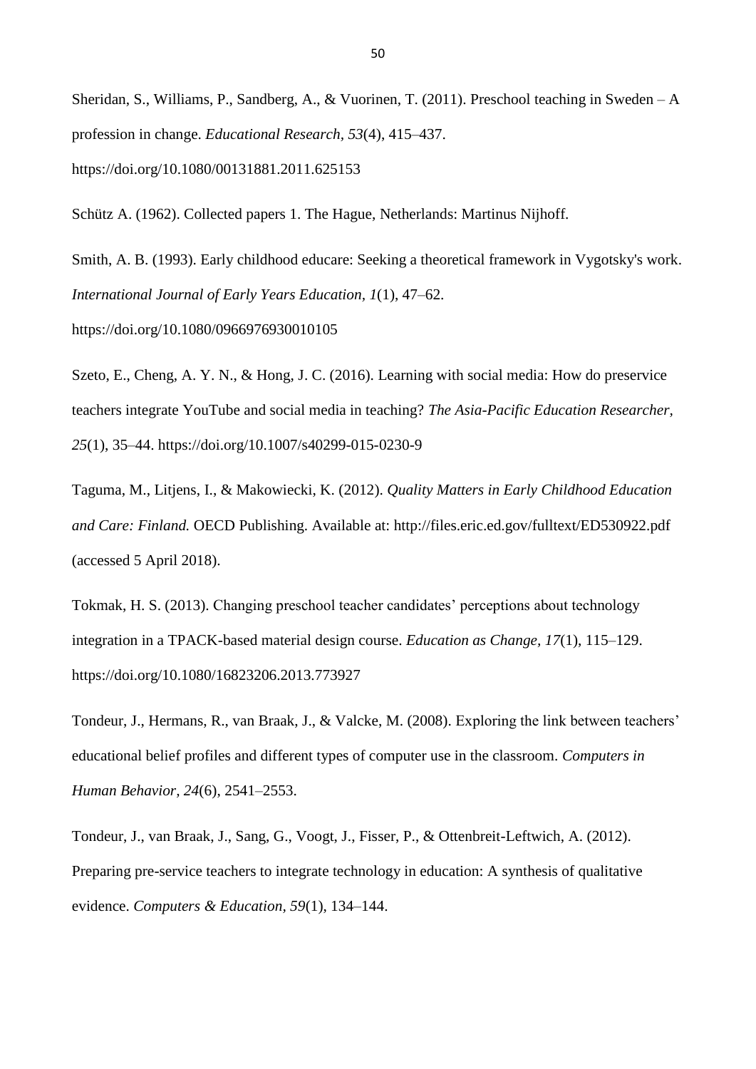Sheridan, S., Williams, P., Sandberg, A., & Vuorinen, T. (2011). Preschool teaching in Sweden – A profession in change. *Educational Research, 53*(4), 415–437. https://doi.org/10.1080/00131881.2011.625153

Schütz A. (1962). Collected papers 1. The Hague, Netherlands: Martinus Nijhoff.

Smith, A. B. (1993). Early childhood educare: Seeking a theoretical framework in Vygotsky's work. *International Journal of Early Years Education, 1*(1), 47–62. https://doi.org/10.1080/0966976930010105

Szeto, E., Cheng, A. Y. N., & Hong, J. C. (2016). Learning with social media: How do preservice teachers integrate YouTube and social media in teaching? *The Asia-Pacific Education Researcher, 25*(1), 35–44. https://doi.org/10.1007/s40299-015-0230-9

Taguma, M., Litjens, I., & Makowiecki, K. (2012). *Quality Matters in Early Childhood Education and Care: Finland.* OECD Publishing. Available at: http://files.eric.ed.gov/fulltext/ED530922.pdf (accessed 5 April 2018).

Tokmak, H. S. (2013). Changing preschool teacher candidates' perceptions about technology integration in a TPACK-based material design course. *Education as Change, 17*(1), 115–129. https://doi.org/10.1080/16823206.2013.773927

Tondeur, J., Hermans, R., van Braak, J., & Valcke, M. (2008). Exploring the link between teachers' educational belief profiles and different types of computer use in the classroom. *Computers in Human Behavior, 24*(6), 2541–2553.

Tondeur, J., van Braak, J., Sang, G., Voogt, J., Fisser, P., & Ottenbreit-Leftwich, A. (2012). Preparing pre-service teachers to integrate technology in education: A synthesis of qualitative evidence. *Computers & Education, 59*(1), 134–144.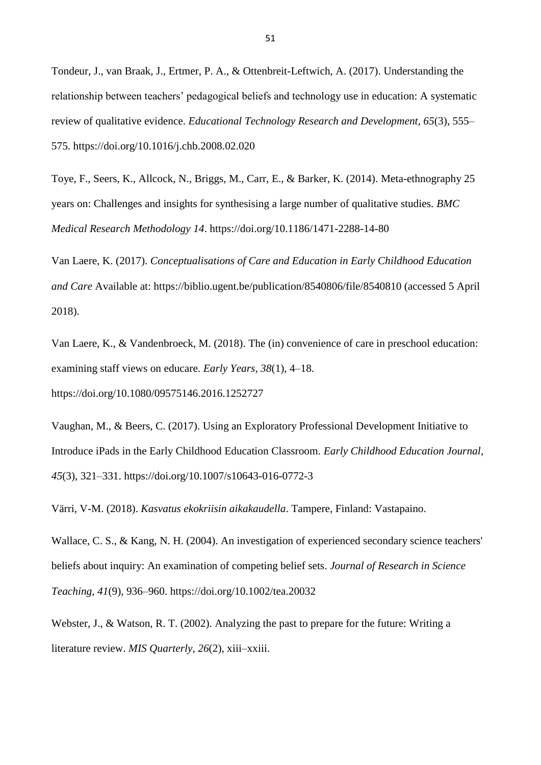Tondeur, J., van Braak, J., Ertmer, P. A., & Ottenbreit-Leftwich, A. (2017). Understanding the relationship between teachers' pedagogical beliefs and technology use in education: A systematic review of qualitative evidence. *Educational Technology Research and Development, 65*(3), 555–575. https://doi.org/10.1016/j.chb.2008.02.020

Toye, F., Seers, K., Allcock, N., Briggs, M., Carr, E., & Barker, K. (2014). Meta-ethnography 25 years on: Challenges and insights for synthesising a large number of qualitative studies. *BMC Medical Research Methodology 14*. https://doi.org/10.1186/1471-2288-14-80

Van Laere, K. (2017). *Conceptualisations of Care and Education in Early Childhood Education and Care* Available at: https://biblio.ugent.be/publication/8540806/file/8540810 (accessed 5 April 2018).

Van Laere, K., & Vandenbroeck, M. (2018). The (in) convenience of care in preschool education: examining staff views on educare. *Early Years, 38*(1), 4–18. https://doi.org/10.1080/09575146.2016.1252727

Vaughan, M., & Beers, C. (2017). Using an Exploratory Professional Development Initiative to Introduce iPads in the Early Childhood Education Classroom. *Early Childhood Education Journal, 45*(3), 321–331. https://doi.org/10.1007/s10643-016-0772-3

Värri, V-M. (2018). *Kasvatus ekokriisin aikakaudella*. Tampere, Finland: Vastapaino.

Wallace, C. S., & Kang, N. H. (2004). An investigation of experienced secondary science teachers' beliefs about inquiry: An examination of competing belief sets. *Journal of Research in Science Teaching, 41*(9), 936–960. https://doi.org/10.1002/tea.20032

Webster, J., & Watson, R. T. (2002). Analyzing the past to prepare for the future: Writing a literature review. *MIS Quarterly, 26*(2), xiii–xxiii.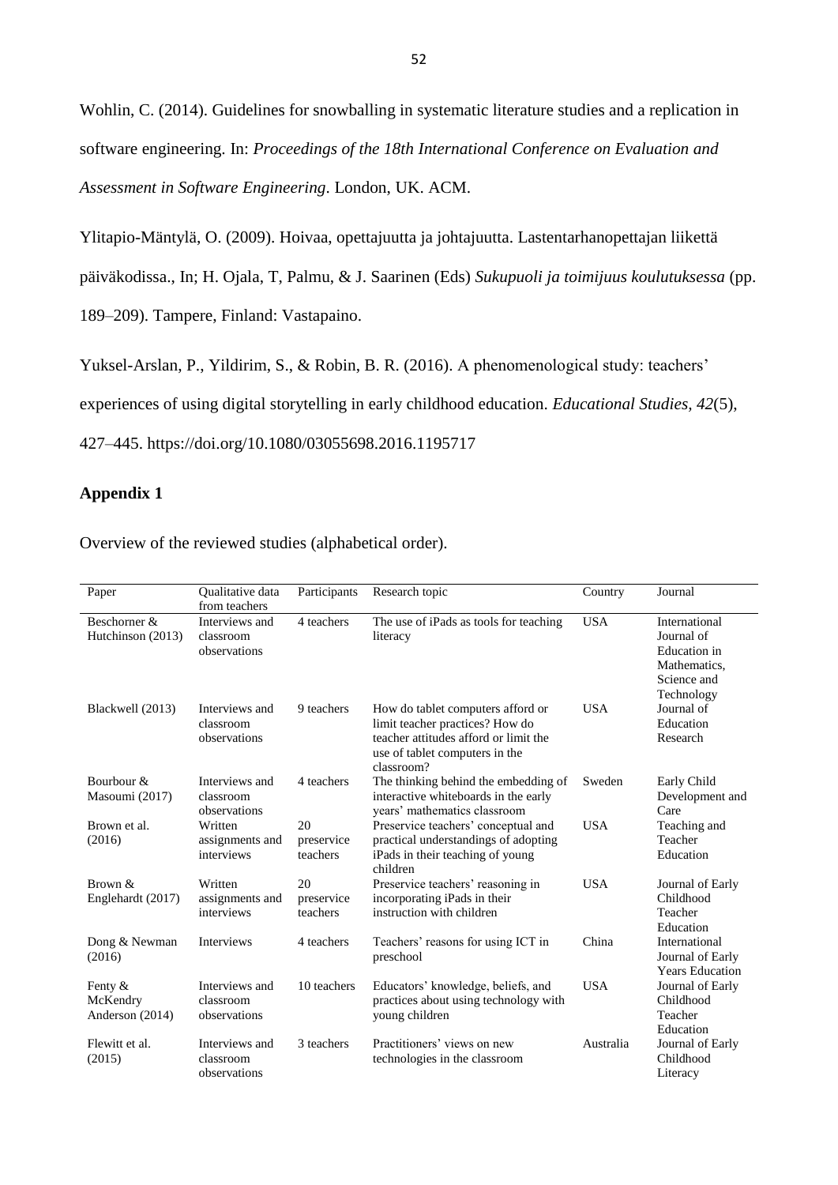Wohlin, C. (2014). Guidelines for snowballing in systematic literature studies and a replication in software engineering. In: *Proceedings of the 18th International Conference on Evaluation and Assessment in Software Engineering*. London, UK. ACM.

Ylitapio-Mäntylä, O. (2009). Hoivaa, opettajuutta ja johtajuutta. Lastentarhanopettajan liikettä päiväkodissa., In; H. Ojala, T, Palmu, & J. Saarinen (Eds) *Sukupuoli ja toimijuus koulutuksessa* (pp. 189–209). Tampere, Finland: Vastapaino.

Yuksel-Arslan, P., Yildirim, S., & Robin, B. R. (2016). A phenomenological study: teachers' experiences of using digital storytelling in early childhood education. *Educational Studies, 42*(5), 427–445. https://doi.org/10.1080/03055698.2016.1195717

## Appendix 1

Overview of the reviewed studies (alphabetical order).

| Paper | Qualitative data from teachers | Participants | Research topic | Country | Journal |
|---|---|---|---|---|---|
| Beschorner & Hutchinson (2013) | Interviews and classroom observations | 4 teachers | The use of iPads as tools for teaching literacy | USA | International Journal of Education in Mathematics, Science and Technology |
| Blackwell (2013) | Interviews and classroom observations | 9 teachers | How do tablet computers afford or limit teacher practices? How do teacher attitudes afford or limit the use of tablet computers in the classroom? | USA | Journal of Education Research |
| Bourbour & Masoumi (2017) | Interviews and classroom observations | 4 teachers | The thinking behind the embedding of interactive whiteboards in the early years' mathematics classroom | Sweden | Early Child Development and Care |
| Brown et al. (2016) | Written assignments and interviews | 20 preservice teachers | Preservice teachers' conceptual and practical understandings of adopting iPads in their teaching of young children | USA | Teaching and Teacher Education |
| Brown & Englehardt (2017) | Written assignments and interviews | 20 preservice teachers | Preservice teachers' reasoning in incorporating iPads in their instruction with children | USA | Journal of Early Childhood Teacher Education |
| Dong & Newman (2016) | Interviews | 4 teachers | Teachers' reasons for using ICT in preschool | China | International Journal of Early Years Education |
| Fenty & McKendry Anderson (2014) | Interviews and classroom observations | 10 teachers | Educators' knowledge, beliefs, and practices about using technology with young children | USA | Journal of Early Childhood Teacher Education |
| Flewitt et al. (2015) | Interviews and classroom observations | 3 teachers | Practitioners' views on new technologies in the classroom | Australia | Journal of Early Childhood Literacy |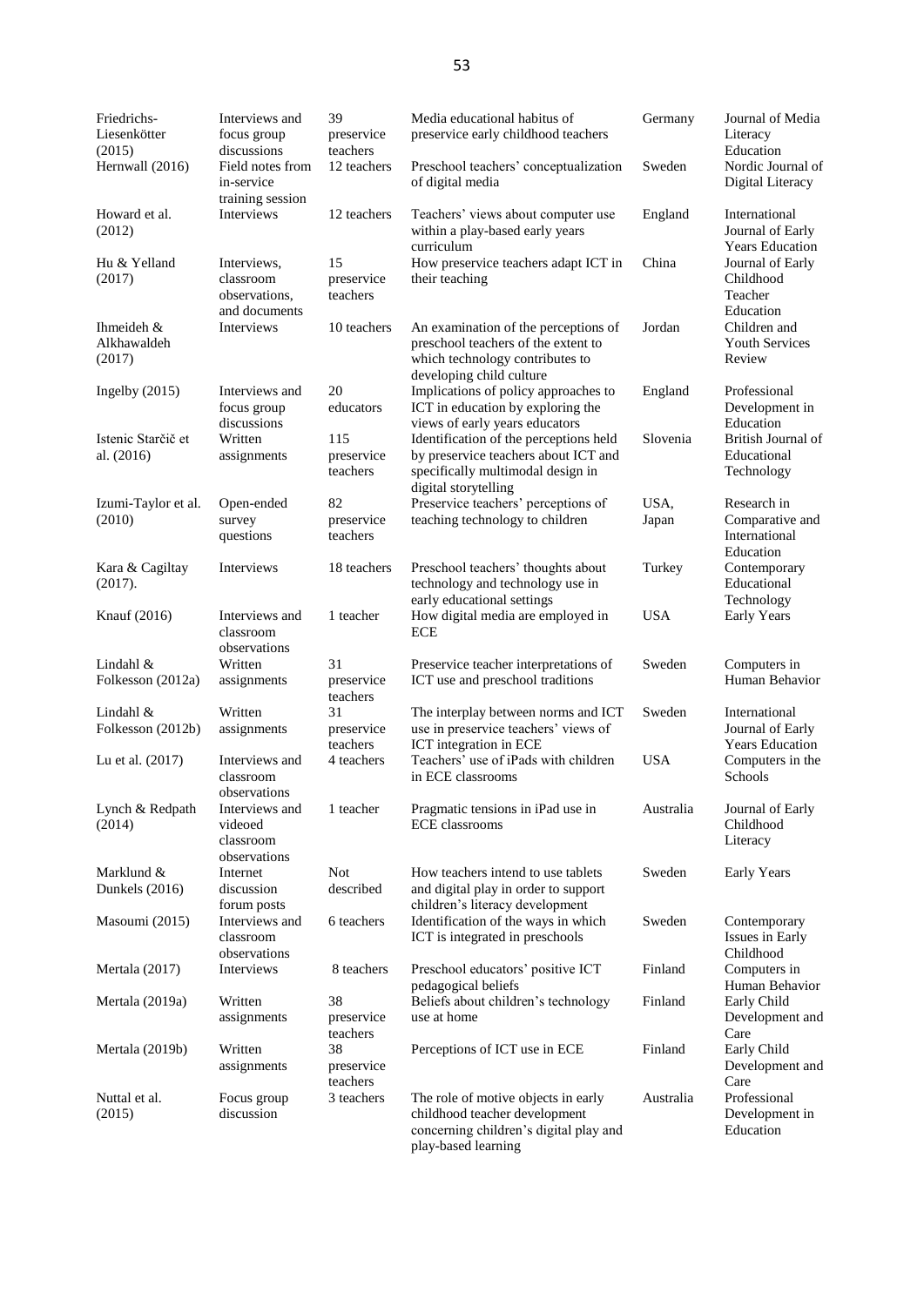| | | | | | |
|---|---|---|---|---|---|
| Friedrichs-Liesenkötter (2015) | Interviews and focus group discussions | 39 preservice teachers | Media educational habitus of preservice early childhood teachers | Germany | Journal of Media Literacy Education |
| Hernwall (2016) | Field notes from in-service training session | 12 teachers | Preschool teachers' conceptualization of digital media | Sweden | Nordic Journal of Digital Literacy |
| Howard et al. (2012) | Interviews | 12 teachers | Teachers' views about computer use within a play-based early years curriculum | England | International Journal of Early Years Education |
| Hu & Yelland (2017) | Interviews, classroom observations, and documents | 15 preservice teachers | How preservice teachers adapt ICT in their teaching | China | Journal of Early Childhood Teacher Education |
| Ihmeideh & Alkhawaldeh (2017) | Interviews | 10 teachers | An examination of the perceptions of preschool teachers of the extent to which technology contributes to developing child culture | Jordan | Children and Youth Services Review |
| Ingelby (2015) | Interviews and focus group discussions | 20 educators | Implications of policy approaches to ICT in education by exploring the views of early years educators | England | Professional Development in Education |
| Istenic Starčič et al. (2016) | Written assignments | 115 preservice teachers | Identification of the perceptions held by preservice teachers about ICT and specifically multimodal design in digital storytelling | Slovenia | British Journal of Educational Technology |
| Izumi-Taylor et al. (2010) | Open-ended survey questions | 82 preservice teachers | Preservice teachers' perceptions of teaching technology to children | USA, Japan | Research in Comparative and International Education |
| Kara & Cagiltay (2017). | Interviews | 18 teachers | Preschool teachers' thoughts about technology and technology use in early educational settings | Turkey | Contemporary Educational Technology |
| Knauf (2016) | Interviews and classroom observations | 1 teacher | How digital media are employed in ECE | USA | Early Years |
| Lindahl & Folkesson (2012a) | Written assignments | 31 preservice teachers | Preservice teacher interpretations of ICT use and preschool traditions | Sweden | Computers in Human Behavior |
| Lindahl & Folkesson (2012b) | Written assignments | 31 preservice teachers | The interplay between norms and ICT use in preservice teachers' views of ICT integration in ECE | Sweden | International Journal of Early Years Education |
| Lu et al. (2017) | Interviews and classroom observations | 4 teachers | Teachers' use of iPads with children in ECE classrooms | USA | Computers in the Schools |
| Lynch & Redpath (2014) | Interviews and videoed classroom observations | 1 teacher | Pragmatic tensions in iPad use in ECE classrooms | Australia | Journal of Early Childhood Literacy |
| Marklund & Dunkels (2016) | Internet discussion forum posts | Not described | How teachers intend to use tablets and digital play in order to support children's literacy development | Sweden | Early Years |
| Masoumi (2015) | Interviews and classroom observations | 6 teachers | Identification of the ways in which ICT is integrated in preschools | Sweden | Contemporary Issues in Early Childhood |
| Mertala (2017) | Interviews | 8 teachers | Preschool educators' positive ICT pedagogical beliefs | Finland | Computers in Human Behavior |
| Mertala (2019a) | Written assignments | 38 preservice teachers | Beliefs about children's technology use at home | Finland | Early Child Development and Care |
| Mertala (2019b) | Written assignments | 38 preservice teachers | Perceptions of ICT use in ECE | Finland | Early Child Development and Care |
| Nuttal et al. (2015) | Focus group discussion | 3 teachers | The role of motive objects in early childhood teacher development concerning children's digital play and play-based learning | Australia | Professional Development in Education |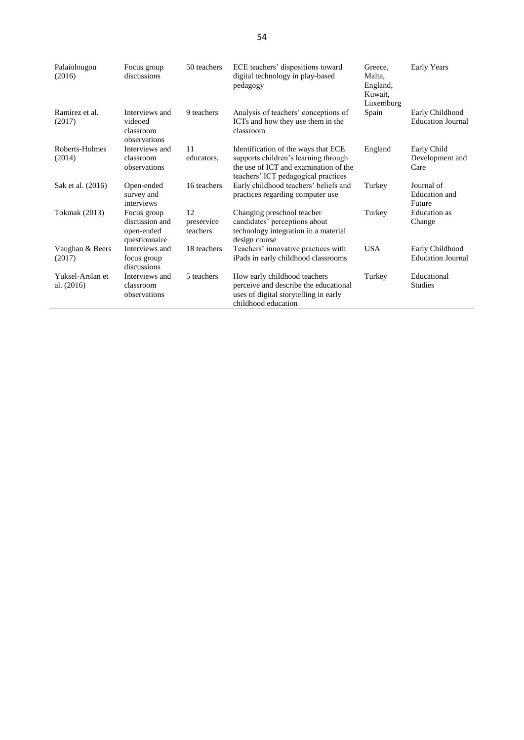| | | | | | |
|---|---|---|---|---|---|
| Palaiologou (2016) | Focus group discussions | 50 teachers | ECE teachers' dispositions toward digital technology in play-based pedagogy | Greece, Malta, England, Kuwait, Luxemburg | Early Years |
| Ramírez et al. (2017) | Interviews and videoed classroom observations | 9 teachers | Analysis of teachers' conceptions of ICTs and how they use them in the classroom | Spain | Early Childhood Education Journal |
| Roberts-Holmes (2014) | Interviews and classroom observations | 11 educators, | Identification of the ways that ECE supports children's learning through the use of ICT and examination of the teachers' ICT pedagogical practices | England | Early Child Development and Care |
| Sak et al. (2016) | Open-ended survey and interviews | 16 teachers | Early childhood teachers' beliefs and practices regarding computer use | Turkey | Journal of Education and Future |
| Tokmak (2013) | Focus group discussion and open-ended questionnaire | 12 preservice teachers | Changing preschool teacher candidates' perceptions about technology integration in a material design course | Turkey | Education as Change |
| Vaughan & Beers (2017) | Interviews and focus group discussions | 18 teachers | Teachers' innovative practices with iPads in early childhood classrooms | USA | Early Childhood Education Journal |
| Yuksel-Arslan et al. (2016) | Interviews and classroom observations | 5 teachers | How early childhood teachers perceive and describe the educational uses of digital storytelling in early childhood education | Turkey | Educational Studies |